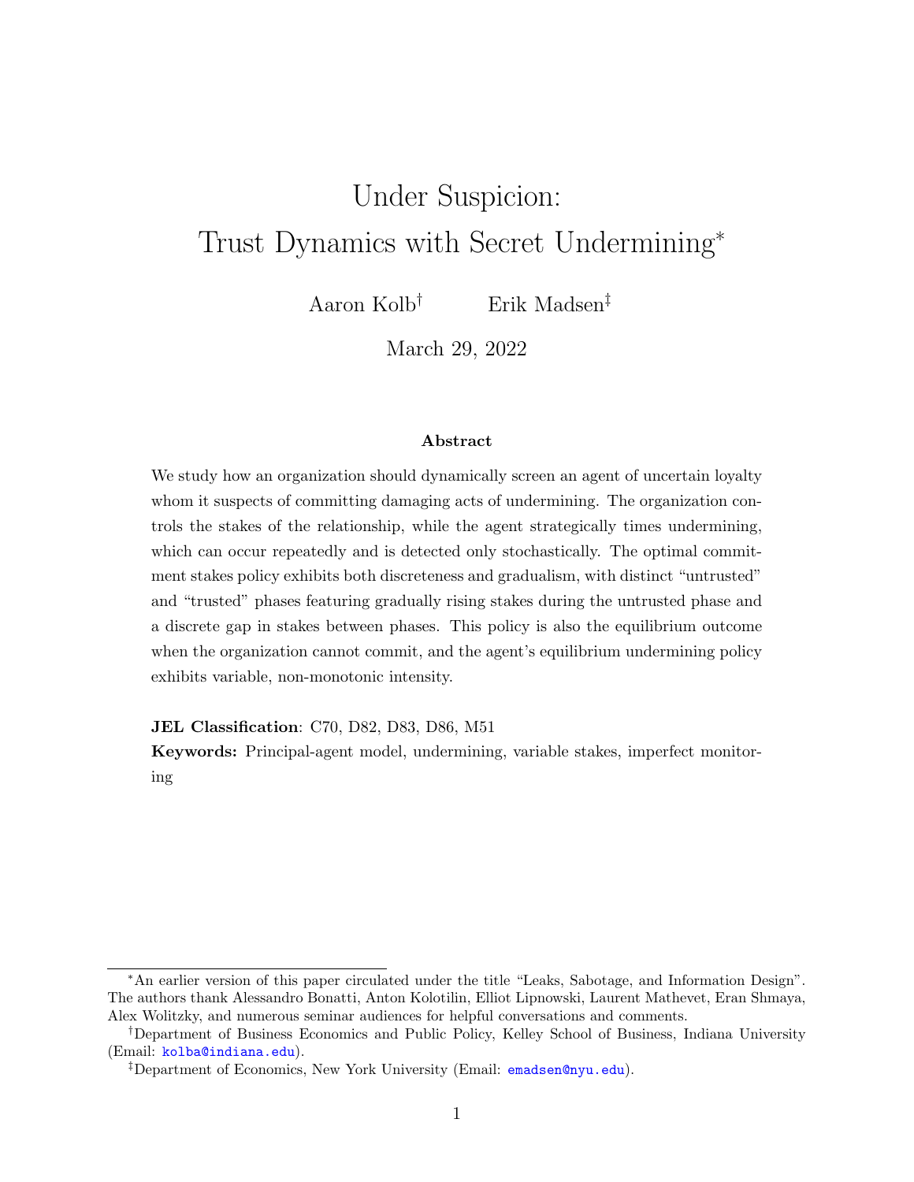# Under Suspicion: Trust Dynamics with Secret Undermining*

Aaron Kolb[†] Erik Madsen[‡]

March 29, 2022

### Abstract

We study how an organization should dynamically screen an agent of uncertain loyalty whom it suspects of committing damaging acts of undermining. The organization controls the stakes of the relationship, while the agent strategically times undermining, which can occur repeatedly and is detected only stochastically. The optimal commitment stakes policy exhibits both discreteness and gradualism, with distinct "untrusted" and "trusted" phases featuring gradually rising stakes during the untrusted phase and a discrete gap in stakes between phases. This policy is also the equilibrium outcome when the organization cannot commit, and the agent's equilibrium undermining policy exhibits variable, non-monotonic intensity.

**JEL Classification**: C70, D82, D83, D86, M51

**Keywords:** Principal-agent model, undermining, variable stakes, imperfect monitoring

---

*An earlier version of this paper circulated under the title "Leaks, Sabotage, and Information Design". The authors thank Alessandro Bonatti, Anton Kolotilin, Elliot Lipnowski, Laurent Mathevet, Eran Shmaya, Alex Wolitzky, and numerous seminar audiences for helpful conversations and comments.

[†]Department of Business Economics and Public Policy, Kelley School of Business, Indiana University (Email: kolba@indiana.edu).

[‡]Department of Economics, New York University (Email: emadsen@nyu.edu).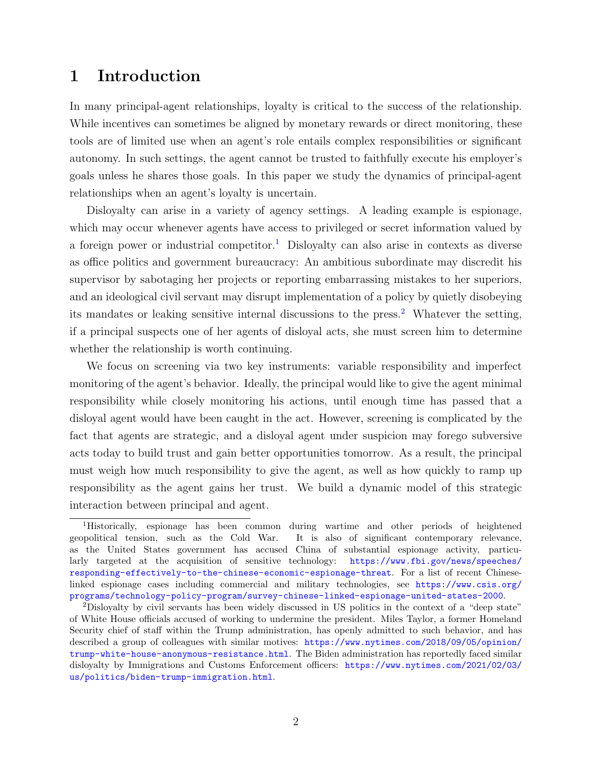## 1 Introduction

In many principal-agent relationships, loyalty is critical to the success of the relationship. While incentives can sometimes be aligned by monetary rewards or direct monitoring, these tools are of limited use when an agent's role entails complex responsibilities or significant autonomy. In such settings, the agent cannot be trusted to faithfully execute his employer's goals unless he shares those goals. In this paper we study the dynamics of principal-agent relationships when an agent's loyalty is uncertain.

Disloyalty can arise in a variety of agency settings. A leading example is espionage, which may occur whenever agents have access to privileged or secret information valued by a foreign power or industrial competitor.[1] Disloyalty can also arise in contexts as diverse as office politics and government bureaucracy: An ambitious subordinate may discredit his supervisor by sabotaging her projects or reporting embarrassing mistakes to her superiors, and an ideological civil servant may disrupt implementation of a policy by quietly disobeying its mandates or leaking sensitive internal discussions to the press.[2] Whatever the setting, if a principal suspects one of her agents of disloyal acts, she must screen him to determine whether the relationship is worth continuing.

We focus on screening via two key instruments: variable responsibility and imperfect monitoring of the agent's behavior. Ideally, the principal would like to give the agent minimal responsibility while closely monitoring his actions, until enough time has passed that a disloyal agent would have been caught in the act. However, screening is complicated by the fact that agents are strategic, and a disloyal agent under suspicion may forego subversive acts today to build trust and gain better opportunities tomorrow. As a result, the principal must weigh how much responsibility to give the agent, as well as how quickly to ramp up responsibility as the agent gains her trust. We build a dynamic model of this strategic interaction between principal and agent.

[1] Historically, espionage has been common during wartime and other periods of heightened geopolitical tension, such as the Cold War. It is also of significant contemporary relevance, as the United States government has accused China of substantial espionage activity, particularly targeted at the acquisition of sensitive technology: https://www.fbi.gov/news/speeches/responding-effectively-to-the-chinese-economic-espionage-threat. For a list of recent Chinese-linked espionage cases including commercial and military technologies, see https://www.csis.org/programs/technology-policy-program/survey-chinese-linked-espionage-united-states-2000.

[2] Disloyalty by civil servants has been widely discussed in US politics in the context of a "deep state" of White House officials accused of working to undermine the president. Miles Taylor, a former Homeland Security chief of staff within the Trump administration, has openly admitted to such behavior, and has described a group of colleagues with similar motives: https://www.nytimes.com/2018/09/05/opinion/trump-white-house-anonymous-resistance.html. The Biden administration has reportedly faced similar disloyalty by Immigrations and Customs Enforcement officers: https://www.nytimes.com/2021/02/03/us/politics/biden-trump-immigration.html.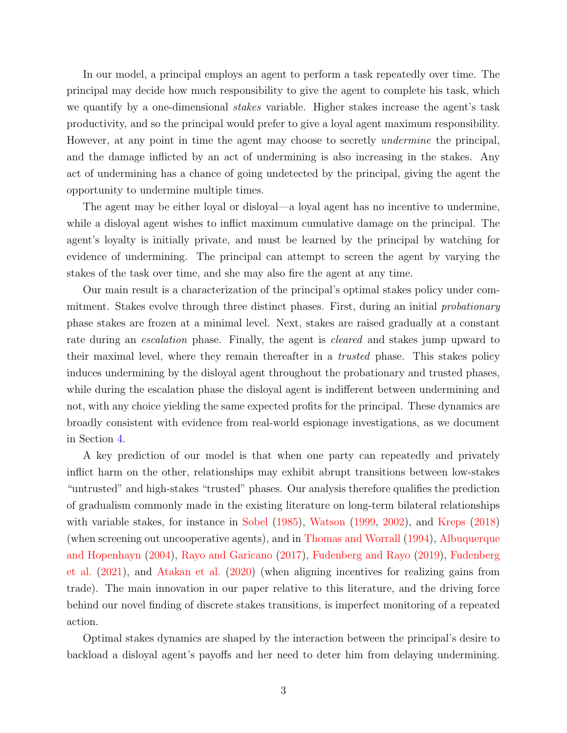In our model, a principal employs an agent to perform a task repeatedly over time. The principal may decide how much responsibility to give the agent to complete his task, which we quantify by a one-dimensional *stakes* variable. Higher stakes increase the agent's task productivity, and so the principal would prefer to give a loyal agent maximum responsibility. However, at any point in time the agent may choose to secretly *undermine* the principal, and the damage inflicted by an act of undermining is also increasing in the stakes. Any act of undermining has a chance of going undetected by the principal, giving the agent the opportunity to undermine multiple times.

The agent may be either loyal or disloyal—a loyal agent has no incentive to undermine, while a disloyal agent wishes to inflict maximum cumulative damage on the principal. The agent's loyalty is initially private, and must be learned by the principal by watching for evidence of undermining. The principal can attempt to screen the agent by varying the stakes of the task over time, and she may also fire the agent at any time.

Our main result is a characterization of the principal's optimal stakes policy under commitment. Stakes evolve through three distinct phases. First, during an initial *probationary* phase stakes are frozen at a minimal level. Next, stakes are raised gradually at a constant rate during an *escalation* phase. Finally, the agent is *cleared* and stakes jump upward to their maximal level, where they remain thereafter in a *trusted* phase. This stakes policy induces undermining by the disloyal agent throughout the probationary and trusted phases, while during the escalation phase the disloyal agent is indifferent between undermining and not, with any choice yielding the same expected profits for the principal. These dynamics are broadly consistent with evidence from real-world espionage investigations, as we document in Section 4.

A key prediction of our model is that when one party can repeatedly and privately inflict harm on the other, relationships may exhibit abrupt transitions between low-stakes "untrusted" and high-stakes "trusted" phases. Our analysis therefore qualifies the prediction of gradualism commonly made in the existing literature on long-term bilateral relationships with variable stakes, for instance in Sobel (1985), Watson (1999, 2002), and Kreps (2018) (when screening out uncooperative agents), and in Thomas and Worrall (1994), Albuquerque and Hopenhayn (2004), Rayo and Garicano (2017), Fudenberg and Rayo (2019), Fudenberg et al. (2021), and Atakan et al. (2020) (when aligning incentives for realizing gains from trade). The main innovation in our paper relative to this literature, and the driving force behind our novel finding of discrete stakes transitions, is imperfect monitoring of a repeated action.

Optimal stakes dynamics are shaped by the interaction between the principal's desire to backload a disloyal agent's payoffs and her need to deter him from delaying undermining.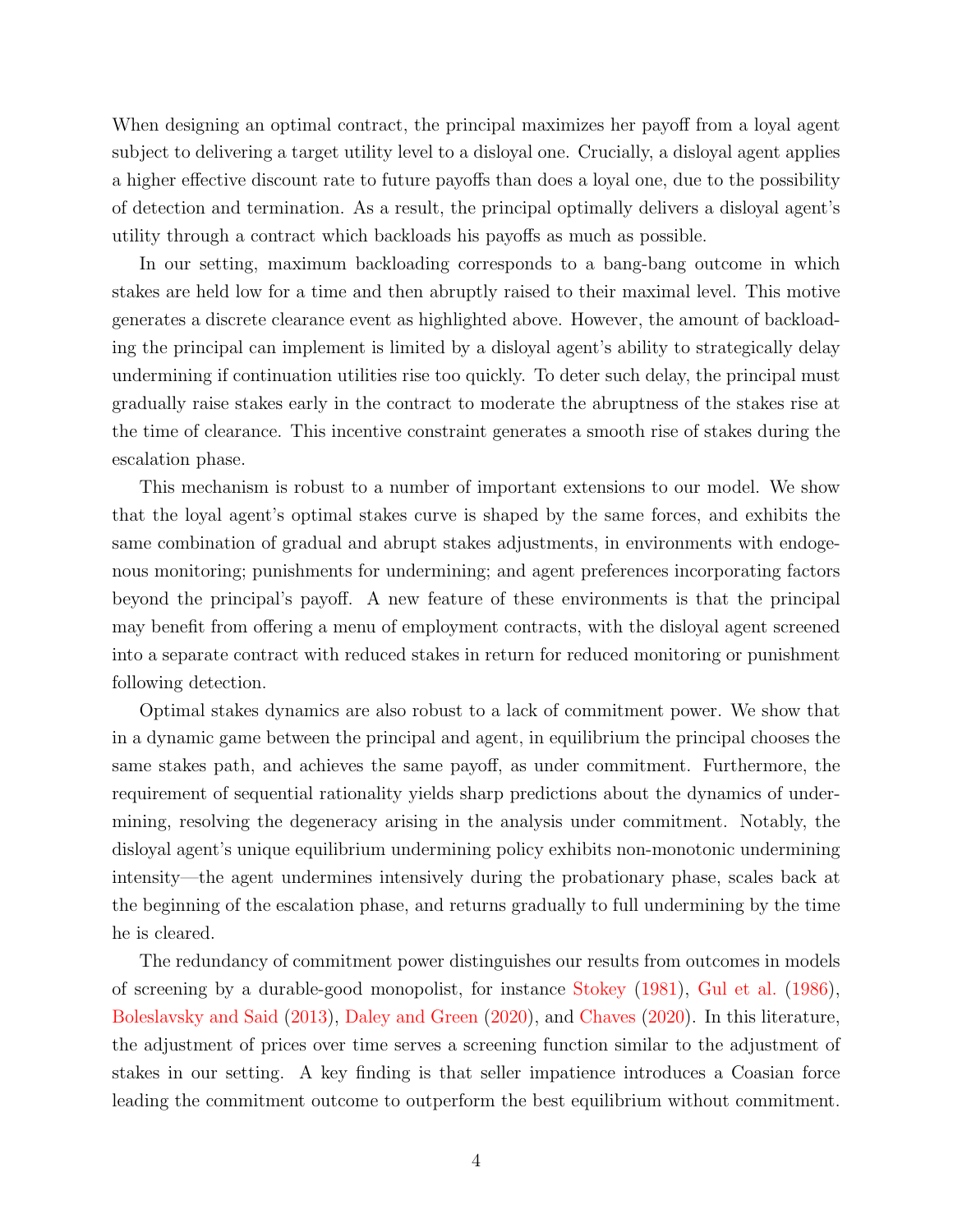When designing an optimal contract, the principal maximizes her payoff from a loyal agent subject to delivering a target utility level to a disloyal one. Crucially, a disloyal agent applies a higher effective discount rate to future payoffs than does a loyal one, due to the possibility of detection and termination. As a result, the principal optimally delivers a disloyal agent's utility through a contract which backloads his payoffs as much as possible.

In our setting, maximum backloading corresponds to a bang-bang outcome in which stakes are held low for a time and then abruptly raised to their maximal level. This motive generates a discrete clearance event as highlighted above. However, the amount of backloading the principal can implement is limited by a disloyal agent's ability to strategically delay undermining if continuation utilities rise too quickly. To deter such delay, the principal must gradually raise stakes early in the contract to moderate the abruptness of the stakes rise at the time of clearance. This incentive constraint generates a smooth rise of stakes during the escalation phase.

This mechanism is robust to a number of important extensions to our model. We show that the loyal agent's optimal stakes curve is shaped by the same forces, and exhibits the same combination of gradual and abrupt stakes adjustments, in environments with endogenous monitoring; punishments for undermining; and agent preferences incorporating factors beyond the principal's payoff. A new feature of these environments is that the principal may benefit from offering a menu of employment contracts, with the disloyal agent screened into a separate contract with reduced stakes in return for reduced monitoring or punishment following detection.

Optimal stakes dynamics are also robust to a lack of commitment power. We show that in a dynamic game between the principal and agent, in equilibrium the principal chooses the same stakes path, and achieves the same payoff, as under commitment. Furthermore, the requirement of sequential rationality yields sharp predictions about the dynamics of undermining, resolving the degeneracy arising in the analysis under commitment. Notably, the disloyal agent's unique equilibrium undermining policy exhibits non-monotonic undermining intensity—the agent undermines intensively during the probationary phase, scales back at the beginning of the escalation phase, and returns gradually to full undermining by the time he is cleared.

The redundancy of commitment power distinguishes our results from outcomes in models of screening by a durable-good monopolist, for instance Stokey (1981), Gul et al. (1986), Boleslavsky and Said (2013), Daley and Green (2020), and Chaves (2020). In this literature, the adjustment of prices over time serves a screening function similar to the adjustment of stakes in our setting. A key finding is that seller impatience introduces a Coasian force leading the commitment outcome to outperform the best equilibrium without commitment.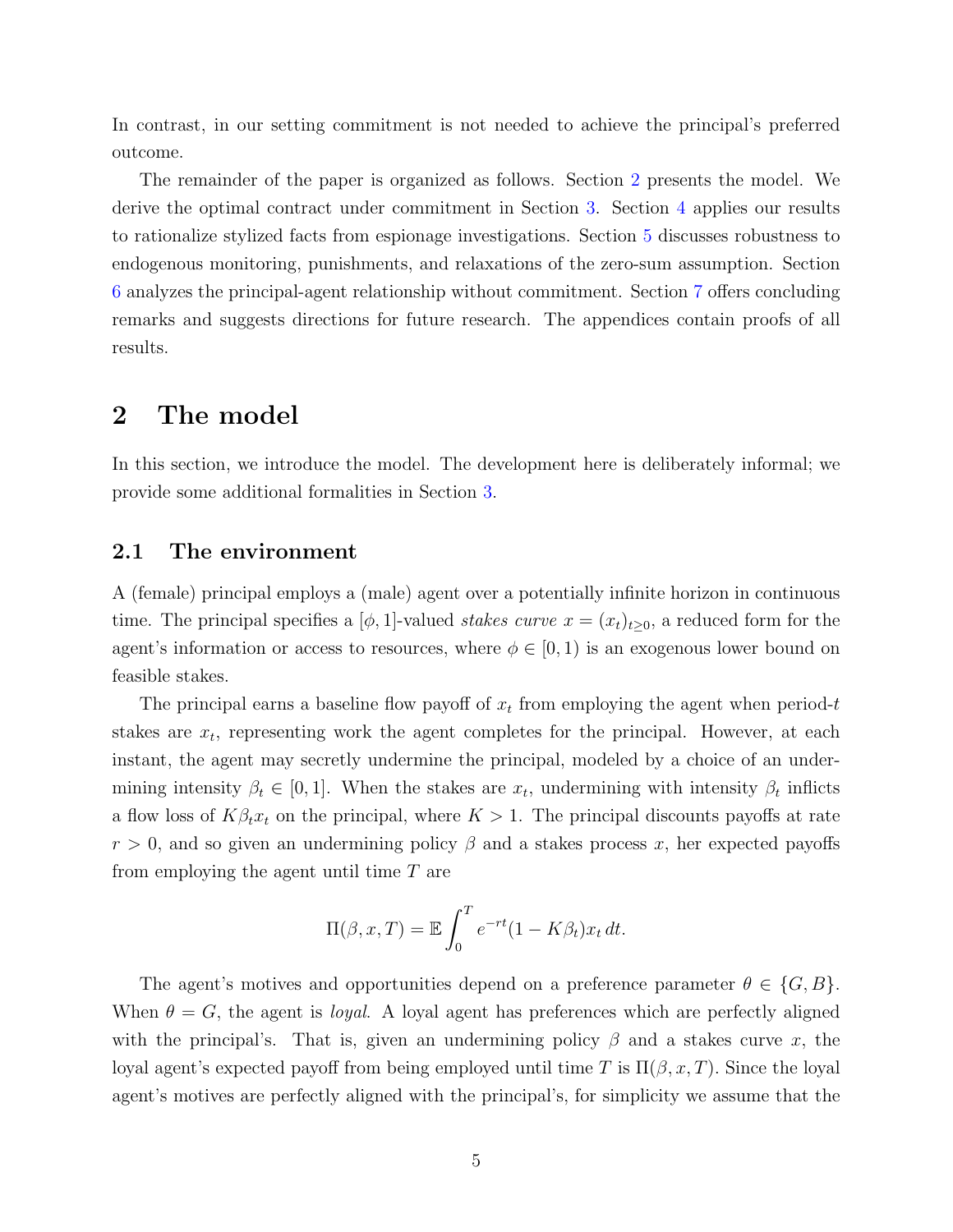In contrast, in our setting commitment is not needed to achieve the principal's preferred outcome.

The remainder of the paper is organized as follows. Section 2 presents the model. We derive the optimal contract under commitment in Section 3. Section 4 applies our results to rationalize stylized facts from espionage investigations. Section 5 discusses robustness to endogenous monitoring, punishments, and relaxations of the zero-sum assumption. Section 6 analyzes the principal-agent relationship without commitment. Section 7 offers concluding remarks and suggests directions for future research. The appendices contain proofs of all results.

# 2 The model

In this section, we introduce the model. The development here is deliberately informal; we provide some additional formalities in Section 3.

## 2.1 The environment

A (female) principal employs a (male) agent over a potentially infinite horizon in continuous time. The principal specifies a $[\phi, 1]$-valued *stakes curve* $x = (x_t)_{t \geq 0}$, a reduced form for the agent's information or access to resources, where $\phi \in [0, 1)$ is an exogenous lower bound on feasible stakes.

The principal earns a baseline flow payoff of $x_t$ from employing the agent when period-$t$ stakes are $x_t$, representing work the agent completes for the principal. However, at each instant, the agent may secretly undermine the principal, modeled by a choice of an undermining intensity $\beta_t \in [0, 1]$. When the stakes are $x_t$, undermining with intensity $\beta_t$ inflicts a flow loss of $K\beta_t x_t$ on the principal, where $K > 1$. The principal discounts payoffs at rate $r > 0$, and so given an undermining policy $\beta$ and a stakes process $x$, her expected payoffs from employing the agent until time $T$ are

$$\Pi(\beta, x, T) = \mathbb{E} \int_0^T e^{-rt}(1 - K\beta_t)x_t \, dt.$$

The agent's motives and opportunities depend on a preference parameter $\theta \in \{G, B\}$. When $\theta = G$, the agent is *loyal*. A loyal agent has preferences which are perfectly aligned with the principal's. That is, given an undermining policy $\beta$ and a stakes curve $x$, the loyal agent's expected payoff from being employed until time $T$ is $\Pi(\beta, x, T)$. Since the loyal agent's motives are perfectly aligned with the principal's, for simplicity we assume that the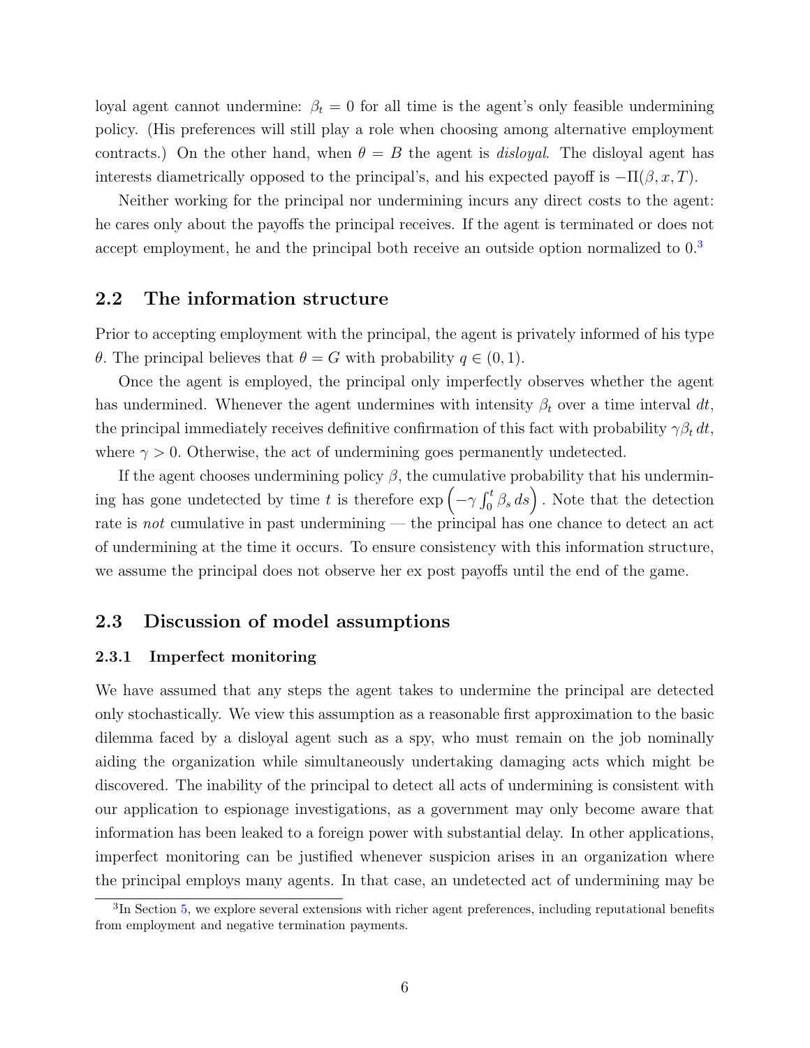loyal agent cannot undermine: $\beta_t = 0$ for all time is the agent's only feasible undermining policy. (His preferences will still play a role when choosing among alternative employment contracts.) On the other hand, when $\theta = B$ the agent is *disloyal*. The disloyal agent has interests diametrically opposed to the principal's, and his expected payoff is $-\Pi(\beta, x, T)$.

Neither working for the principal nor undermining incurs any direct costs to the agent: he cares only about the payoffs the principal receives. If the agent is terminated or does not accept employment, he and the principal both receive an outside option normalized to 0.[3]

## 2.2 The information structure

Prior to accepting employment with the principal, the agent is privately informed of his type $\theta$. The principal believes that $\theta = G$ with probability $q \in (0, 1)$.

Once the agent is employed, the principal only imperfectly observes whether the agent has undermined. Whenever the agent undermines with intensity $\beta_t$ over a time interval $dt$, the principal immediately receives definitive confirmation of this fact with probability $\gamma \beta_t \, dt$, where $\gamma > 0$. Otherwise, the act of undermining goes permanently undetected.

If the agent chooses undermining policy $\beta$, the cumulative probability that his undermining has gone undetected by time $t$ is therefore $\exp\left(-\gamma \int_0^t \beta_s \, ds\right)$. Note that the detection rate is *not* cumulative in past undermining — the principal has one chance to detect an act of undermining at the time it occurs. To ensure consistency with this information structure, we assume the principal does not observe her ex post payoffs until the end of the game.

## 2.3 Discussion of model assumptions

### 2.3.1 Imperfect monitoring

We have assumed that any steps the agent takes to undermine the principal are detected only stochastically. We view this assumption as a reasonable first approximation to the basic dilemma faced by a disloyal agent such as a spy, who must remain on the job nominally aiding the organization while simultaneously undertaking damaging acts which might be discovered. The inability of the principal to detect all acts of undermining is consistent with our application to espionage investigations, as a government may only become aware that information has been leaked to a foreign power with substantial delay. In other applications, imperfect monitoring can be justified whenever suspicion arises in an organization where the principal employs many agents. In that case, an undetected act of undermining may be

[3] In Section 5, we explore several extensions with richer agent preferences, including reputational benefits from employment and negative termination payments.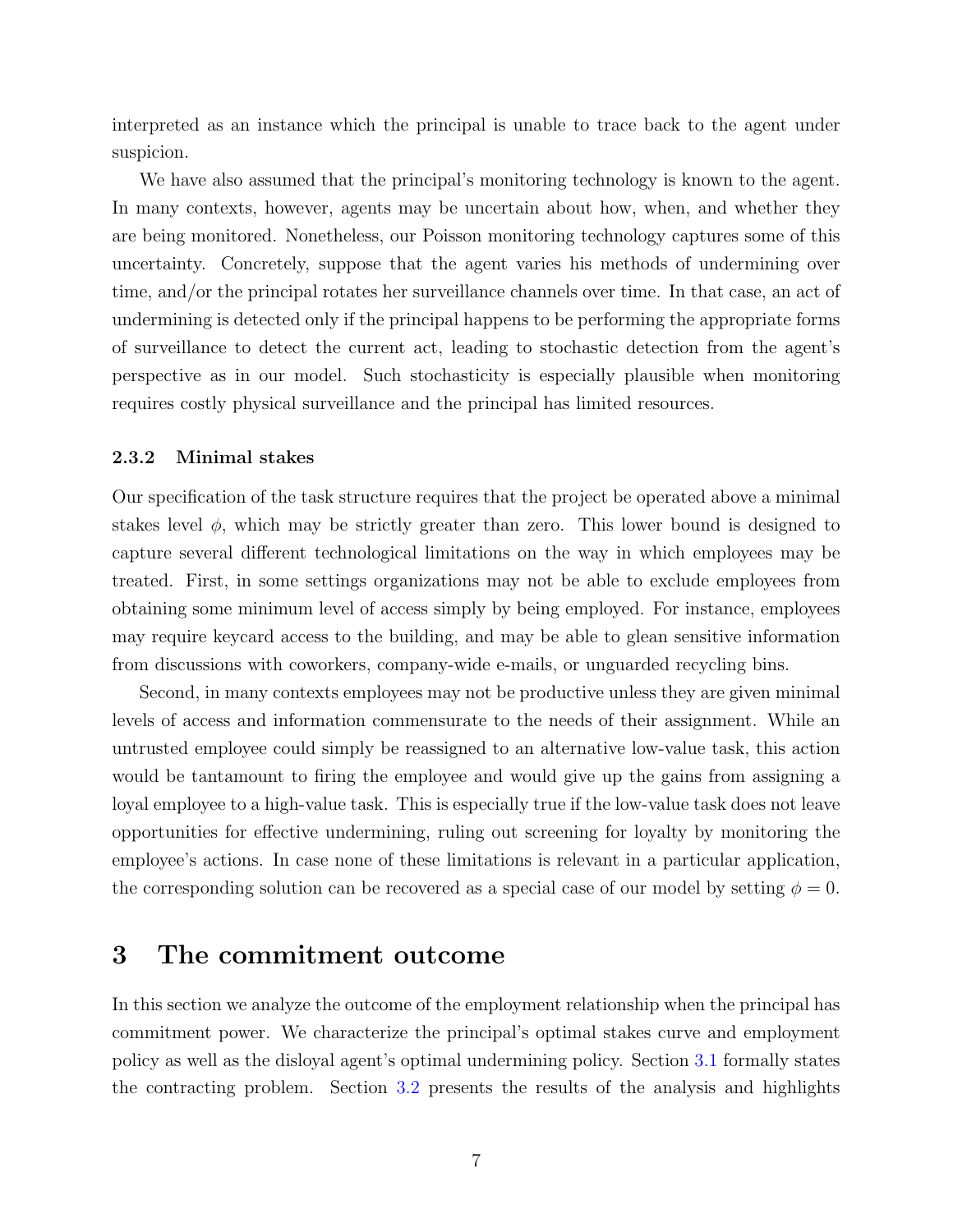interpreted as an instance which the principal is unable to trace back to the agent under suspicion.

We have also assumed that the principal's monitoring technology is known to the agent. In many contexts, however, agents may be uncertain about how, when, and whether they are being monitored. Nonetheless, our Poisson monitoring technology captures some of this uncertainty. Concretely, suppose that the agent varies his methods of undermining over time, and/or the principal rotates her surveillance channels over time. In that case, an act of undermining is detected only if the principal happens to be performing the appropriate forms of surveillance to detect the current act, leading to stochastic detection from the agent's perspective as in our model. Such stochasticity is especially plausible when monitoring requires costly physical surveillance and the principal has limited resources.

### 2.3.2 Minimal stakes

Our specification of the task structure requires that the project be operated above a minimal stakes level $\phi$, which may be strictly greater than zero. This lower bound is designed to capture several different technological limitations on the way in which employees may be treated. First, in some settings organizations may not be able to exclude employees from obtaining some minimum level of access simply by being employed. For instance, employees may require keycard access to the building, and may be able to glean sensitive information from discussions with coworkers, company-wide e-mails, or unguarded recycling bins.

Second, in many contexts employees may not be productive unless they are given minimal levels of access and information commensurate to the needs of their assignment. While an untrusted employee could simply be reassigned to an alternative low-value task, this action would be tantamount to firing the employee and would give up the gains from assigning a loyal employee to a high-value task. This is especially true if the low-value task does not leave opportunities for effective undermining, ruling out screening for loyalty by monitoring the employee's actions. In case none of these limitations is relevant in a particular application, the corresponding solution can be recovered as a special case of our model by setting $\phi = 0$.

# 3 The commitment outcome

In this section we analyze the outcome of the employment relationship when the principal has commitment power. We characterize the principal's optimal stakes curve and employment policy as well as the disloyal agent's optimal undermining policy. Section 3.1 formally states the contracting problem. Section 3.2 presents the results of the analysis and highlights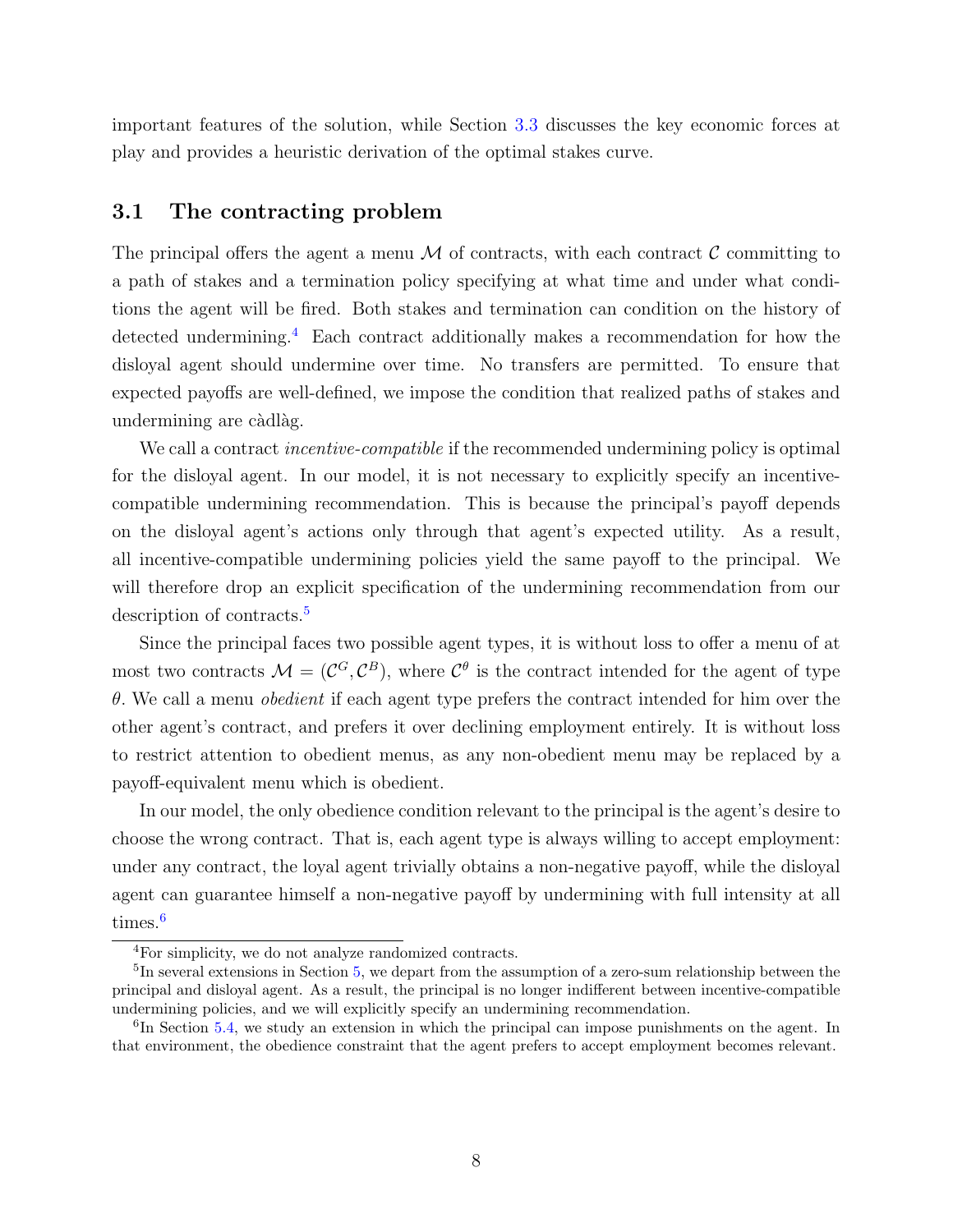important features of the solution, while Section 3.3 discusses the key economic forces at play and provides a heuristic derivation of the optimal stakes curve.

## 3.1 The contracting problem

The principal offers the agent a menu $\mathcal{M}$ of contracts, with each contract $\mathcal{C}$ committing to a path of stakes and a termination policy specifying at what time and under what conditions the agent will be fired. Both stakes and termination can condition on the history of detected undermining.[4] Each contract additionally makes a recommendation for how the disloyal agent should undermine over time. No transfers are permitted. To ensure that expected payoffs are well-defined, we impose the condition that realized paths of stakes and undermining are càdlàg.

We call a contract *incentive-compatible* if the recommended undermining policy is optimal for the disloyal agent. In our model, it is not necessary to explicitly specify an incentive-compatible undermining recommendation. This is because the principal's payoff depends on the disloyal agent's actions only through that agent's expected utility. As a result, all incentive-compatible undermining policies yield the same payoff to the principal. We will therefore drop an explicit specification of the undermining recommendation from our description of contracts.[5]

Since the principal faces two possible agent types, it is without loss to offer a menu of at most two contracts $\mathcal{M} = (\mathcal{C}^G, \mathcal{C}^B)$, where $\mathcal{C}^\theta$ is the contract intended for the agent of type $\theta$. We call a menu *obedient* if each agent type prefers the contract intended for him over the other agent's contract, and prefers it over declining employment entirely. It is without loss to restrict attention to obedient menus, as any non-obedient menu may be replaced by a payoff-equivalent menu which is obedient.

In our model, the only obedience condition relevant to the principal is the agent's desire to choose the wrong contract. That is, each agent type is always willing to accept employment: under any contract, the loyal agent trivially obtains a non-negative payoff, while the disloyal agent can guarantee himself a non-negative payoff by undermining with full intensity at all times.[6]

[4] For simplicity, we do not analyze randomized contracts.

[5] In several extensions in Section 5, we depart from the assumption of a zero-sum relationship between the principal and disloyal agent. As a result, the principal is no longer indifferent between incentive-compatible undermining policies, and we will explicitly specify an undermining recommendation.

[6] In Section 5.4, we study an extension in which the principal can impose punishments on the agent. In that environment, the obedience constraint that the agent prefers to accept employment becomes relevant.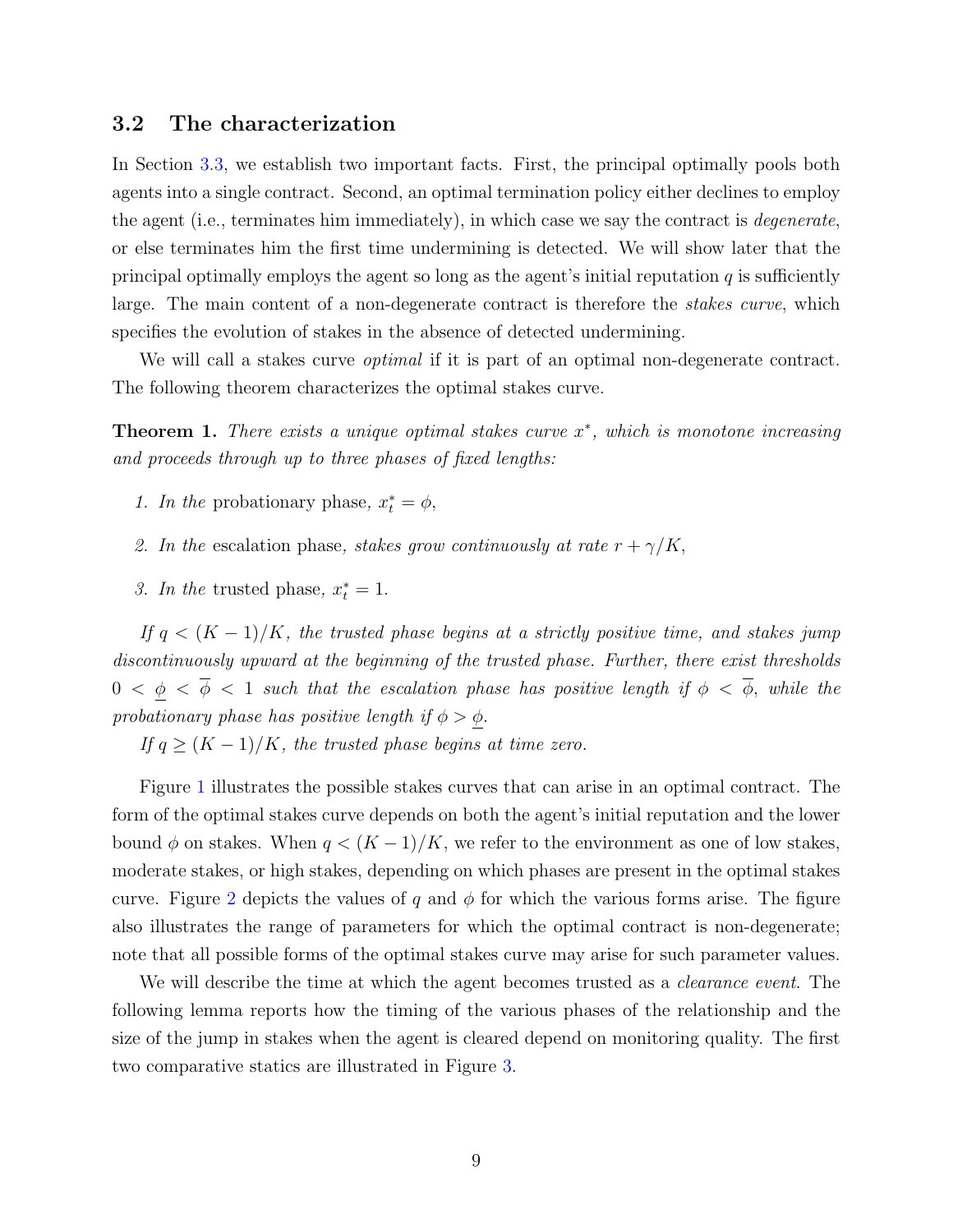### 3.2 The characterization

In Section 3.3, we establish two important facts. First, the principal optimally pools both agents into a single contract. Second, an optimal termination policy either declines to employ the agent (i.e., terminates him immediately), in which case we say the contract is *degenerate*, or else terminates him the first time undermining is detected. We will show later that the principal optimally employs the agent so long as the agent's initial reputation $q$ is sufficiently large. The main content of a non-degenerate contract is therefore the *stakes curve*, which specifies the evolution of stakes in the absence of detected undermining.

We will call a stakes curve *optimal* if it is part of an optimal non-degenerate contract. The following theorem characterizes the optimal stakes curve.

**Theorem 1.** *There exists a unique optimal stakes curve $x^*$, which is monotone increasing and proceeds through up to three phases of fixed lengths:*

1. *In the* probationary phase, $x^*_t = \phi$,
2. *In the* escalation phase, *stakes grow continuously at rate $r + \gamma/K$,*
3. *In the* trusted phase, $x^*_t = 1$.

*If $q < (K-1)/K$, the trusted phase begins at a strictly positive time, and stakes jump discontinuously upward at the beginning of the trusted phase. Further, there exist thresholds $0 < \underline{\phi} < \overline{\phi} < 1$ such that the escalation phase has positive length if $\phi < \overline{\phi}$, while the probationary phase has positive length if $\phi > \underline{\phi}$.*

*If $q \geq (K-1)/K$, the trusted phase begins at time zero.*

Figure 1 illustrates the possible stakes curves that can arise in an optimal contract. The form of the optimal stakes curve depends on both the agent's initial reputation and the lower bound $\phi$ on stakes. When $q < (K-1)/K$, we refer to the environment as one of low stakes, moderate stakes, or high stakes, depending on which phases are present in the optimal stakes curve. Figure 2 depicts the values of $q$ and $\phi$ for which the various forms arise. The figure also illustrates the range of parameters for which the optimal contract is non-degenerate; note that all possible forms of the optimal stakes curve may arise for such parameter values.

We will describe the time at which the agent becomes trusted as a *clearance event*. The following lemma reports how the timing of the various phases of the relationship and the size of the jump in stakes when the agent is cleared depend on monitoring quality. The first two comparative statics are illustrated in Figure 3.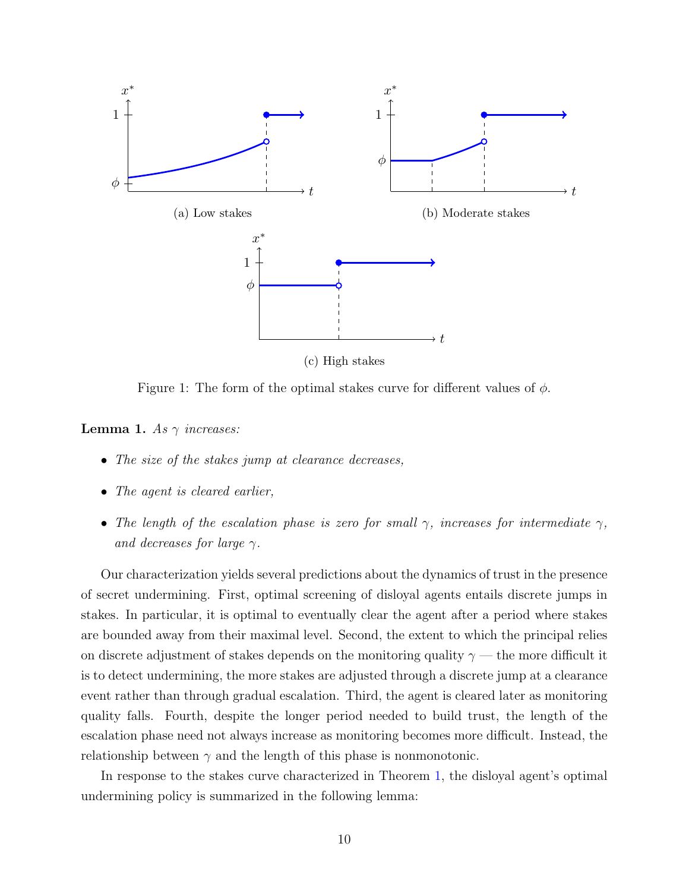(a) Low stakes

(b) Moderate stakes

(c) High stakes

Figure 1: The form of the optimal stakes curve for different values of $\phi$.

**Lemma 1.** *As $\gamma$ increases:*

- *The size of the stakes jump at clearance decreases,*
- *The agent is cleared earlier,*
- *The length of the escalation phase is zero for small $\gamma$, increases for intermediate $\gamma$, and decreases for large $\gamma$.*

Our characterization yields several predictions about the dynamics of trust in the presence of secret undermining. First, optimal screening of disloyal agents entails discrete jumps in stakes. In particular, it is optimal to eventually clear the agent after a period where stakes are bounded away from their maximal level. Second, the extent to which the principal relies on discrete adjustment of stakes depends on the monitoring quality $\gamma$ — the more difficult it is to detect undermining, the more stakes are adjusted through a discrete jump at a clearance event rather than through gradual escalation. Third, the agent is cleared later as monitoring quality falls. Fourth, despite the longer period needed to build trust, the length of the escalation phase need not always increase as monitoring becomes more difficult. Instead, the relationship between $\gamma$ and the length of this phase is nonmonotonic.

In response to the stakes curve characterized in Theorem 1, the disloyal agent's optimal undermining policy is summarized in the following lemma: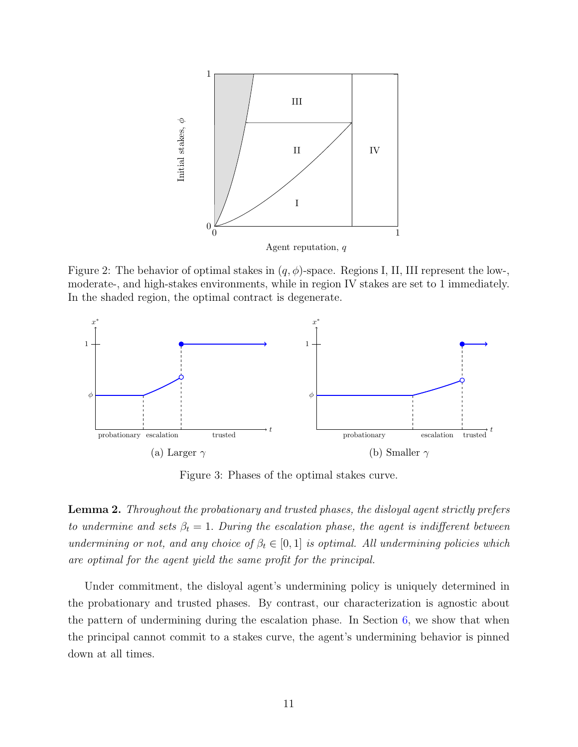Figure 2: The behavior of optimal stakes in $(q, \phi)$-space. Regions I, II, III represent the low-, moderate-, and high-stakes environments, while in region IV stakes are set to 1 immediately. In the shaded region, the optimal contract is degenerate.

Figure 3: Phases of the optimal stakes curve.

**Lemma 2.** *Throughout the probationary and trusted phases, the disloyal agent strictly prefers to undermine and sets $\beta_t = 1$. During the escalation phase, the agent is indifferent between undermining or not, and any choice of $\beta_t \in [0, 1]$ is optimal. All undermining policies which are optimal for the agent yield the same profit for the principal.*

Under commitment, the disloyal agent's undermining policy is uniquely determined in the probationary and trusted phases. By contrast, our characterization is agnostic about the pattern of undermining during the escalation phase. In Section 6, we show that when the principal cannot commit to a stakes curve, the agent's undermining behavior is pinned down at all times.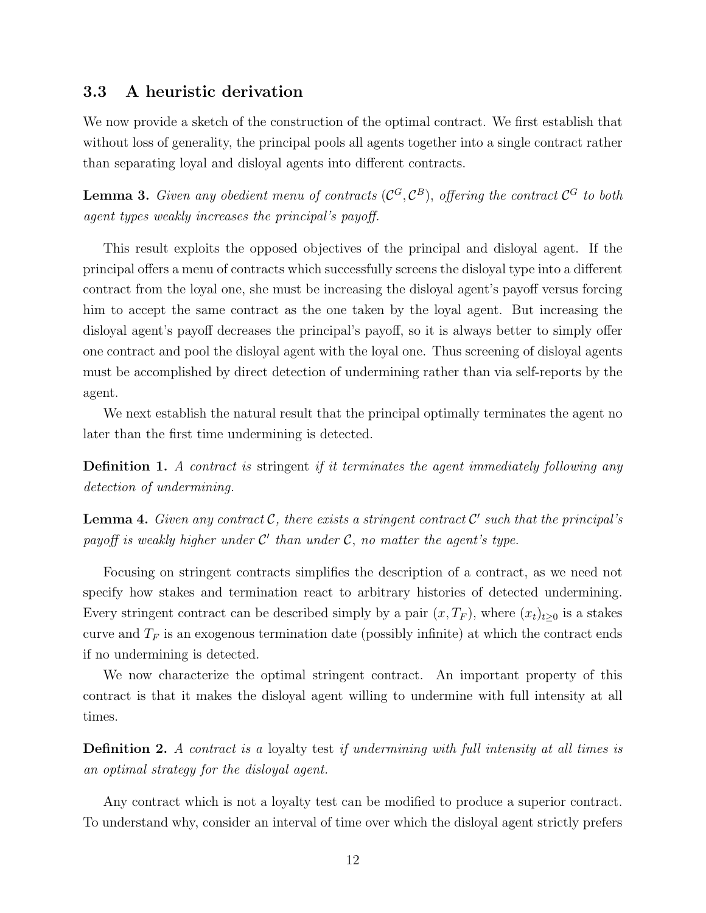### 3.3 A heuristic derivation

We now provide a sketch of the construction of the optimal contract. We first establish that without loss of generality, the principal pools all agents together into a single contract rather than separating loyal and disloyal agents into different contracts.

**Lemma 3.** *Given any obedient menu of contracts* $(\mathcal{C}^G, \mathcal{C}^B)$*, offering the contract* $\mathcal{C}^G$ *to both agent types weakly increases the principal's payoff.*

This result exploits the opposed objectives of the principal and disloyal agent. If the principal offers a menu of contracts which successfully screens the disloyal type into a different contract from the loyal one, she must be increasing the disloyal agent's payoff versus forcing him to accept the same contract as the one taken by the loyal agent. But increasing the disloyal agent's payoff decreases the principal's payoff, so it is always better to simply offer one contract and pool the disloyal agent with the loyal one. Thus screening of disloyal agents must be accomplished by direct detection of undermining rather than via self-reports by the agent.

We next establish the natural result that the principal optimally terminates the agent no later than the first time undermining is detected.

**Definition 1.** *A contract is* stringent *if it terminates the agent immediately following any detection of undermining.*

**Lemma 4.** *Given any contract* $\mathcal{C}$*, there exists a stringent contract* $\mathcal{C}'$ *such that the principal's payoff is weakly higher under* $\mathcal{C}'$ *than under* $\mathcal{C}$*, no matter the agent's type.*

Focusing on stringent contracts simplifies the description of a contract, as we need not specify how stakes and termination react to arbitrary histories of detected undermining. Every stringent contract can be described simply by a pair $(x, T_F)$, where $(x_t)_{t \geq 0}$ is a stakes curve and $T_F$ is an exogenous termination date (possibly infinite) at which the contract ends if no undermining is detected.

We now characterize the optimal stringent contract. An important property of this contract is that it makes the disloyal agent willing to undermine with full intensity at all times.

**Definition 2.** *A contract is a* loyalty test *if undermining with full intensity at all times is an optimal strategy for the disloyal agent.*

Any contract which is not a loyalty test can be modified to produce a superior contract. To understand why, consider an interval of time over which the disloyal agent strictly prefers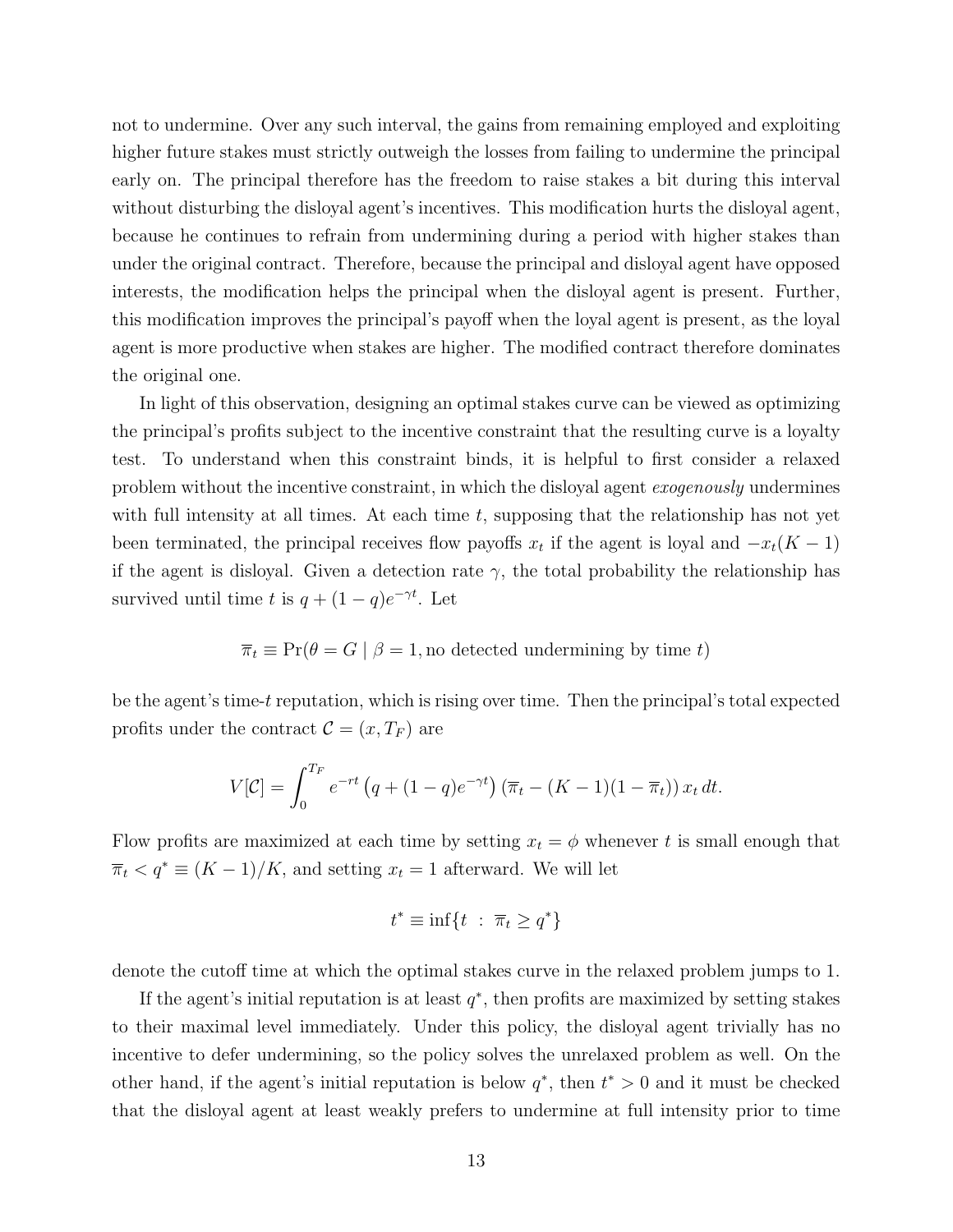not to undermine. Over any such interval, the gains from remaining employed and exploiting higher future stakes must strictly outweigh the losses from failing to undermine the principal early on. The principal therefore has the freedom to raise stakes a bit during this interval without disturbing the disloyal agent's incentives. This modification hurts the disloyal agent, because he continues to refrain from undermining during a period with higher stakes than under the original contract. Therefore, because the principal and disloyal agent have opposed interests, the modification helps the principal when the disloyal agent is present. Further, this modification improves the principal's payoff when the loyal agent is present, as the loyal agent is more productive when stakes are higher. The modified contract therefore dominates the original one.

In light of this observation, designing an optimal stakes curve can be viewed as optimizing the principal's profits subject to the incentive constraint that the resulting curve is a loyalty test. To understand when this constraint binds, it is helpful to first consider a relaxed problem without the incentive constraint, in which the disloyal agent *exogenously* undermines with full intensity at all times. At each time $t$, supposing that the relationship has not yet been terminated, the principal receives flow payoffs $x_t$ if the agent is loyal and $-x_t(K-1)$ if the agent is disloyal. Given a detection rate $\gamma$, the total probability the relationship has survived until time $t$ is $q + (1-q)e^{-\gamma t}$. Let

$$\overline{\pi}_t \equiv \Pr(\theta = G \mid \beta = 1, \text{no detected undermining by time } t)$$

be the agent's time-$t$ reputation, which is rising over time. Then the principal's total expected profits under the contract $\mathcal{C} = (x, T_F)$ are

$$V[\mathcal{C}] = \int_0^{T_F} e^{-rt} \left(q + (1-q)e^{-\gamma t}\right) \left(\overline{\pi}_t - (K-1)(1-\overline{\pi}_t)\right) x_t \, dt.$$

Flow profits are maximized at each time by setting $x_t = \phi$ whenever $t$ is small enough that $\overline{\pi}_t < q^* \equiv (K-1)/K$, and setting $x_t = 1$ afterward. We will let

$$t^* \equiv \inf\{t \ : \ \overline{\pi}_t \geq q^*\}$$

denote the cutoff time at which the optimal stakes curve in the relaxed problem jumps to 1.

If the agent's initial reputation is at least $q^*$, then profits are maximized by setting stakes to their maximal level immediately. Under this policy, the disloyal agent trivially has no incentive to defer undermining, so the policy solves the unrelaxed problem as well. On the other hand, if the agent's initial reputation is below $q^*$, then $t^* > 0$ and it must be checked that the disloyal agent at least weakly prefers to undermine at full intensity prior to time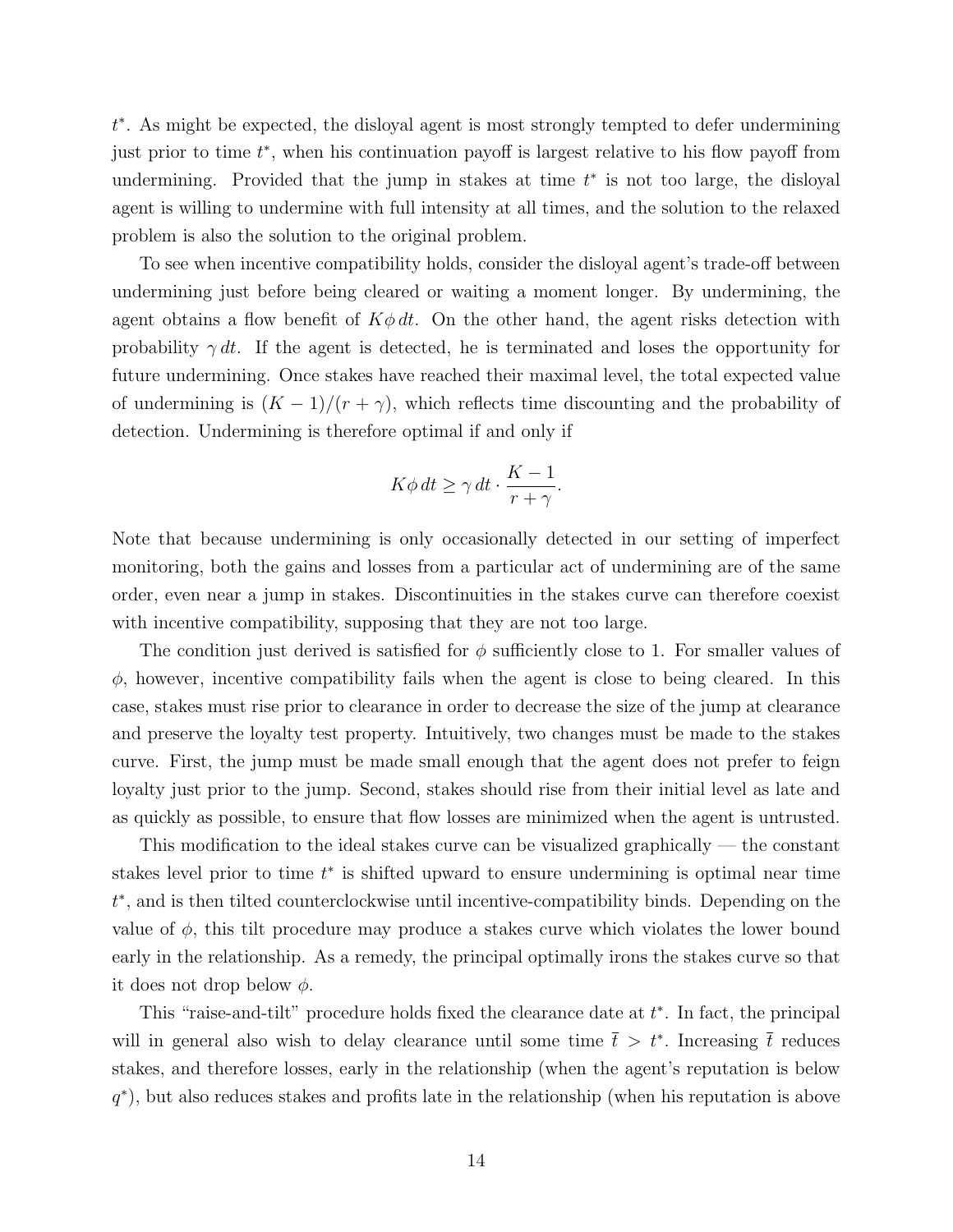$t^*$. As might be expected, the disloyal agent is most strongly tempted to defer undermining just prior to time $t^*$, when his continuation payoff is largest relative to his flow payoff from undermining. Provided that the jump in stakes at time $t^*$ is not too large, the disloyal agent is willing to undermine with full intensity at all times, and the solution to the relaxed problem is also the solution to the original problem.

To see when incentive compatibility holds, consider the disloyal agent's trade-off between undermining just before being cleared or waiting a moment longer. By undermining, the agent obtains a flow benefit of $K\phi\, dt$. On the other hand, the agent risks detection with probability $\gamma\, dt$. If the agent is detected, he is terminated and loses the opportunity for future undermining. Once stakes have reached their maximal level, the total expected value of undermining is $(K-1)/(r+\gamma)$, which reflects time discounting and the probability of detection. Undermining is therefore optimal if and only if

$$K\phi\, dt \geq \gamma\, dt \cdot \frac{K-1}{r+\gamma}.$$

Note that because undermining is only occasionally detected in our setting of imperfect monitoring, both the gains and losses from a particular act of undermining are of the same order, even near a jump in stakes. Discontinuities in the stakes curve can therefore coexist with incentive compatibility, supposing that they are not too large.

The condition just derived is satisfied for $\phi$ sufficiently close to 1. For smaller values of $\phi$, however, incentive compatibility fails when the agent is close to being cleared. In this case, stakes must rise prior to clearance in order to decrease the size of the jump at clearance and preserve the loyalty test property. Intuitively, two changes must be made to the stakes curve. First, the jump must be made small enough that the agent does not prefer to feign loyalty just prior to the jump. Second, stakes should rise from their initial level as late and as quickly as possible, to ensure that flow losses are minimized when the agent is untrusted.

This modification to the ideal stakes curve can be visualized graphically — the constant stakes level prior to time $t^*$ is shifted upward to ensure undermining is optimal near time $t^*$, and is then tilted counterclockwise until incentive-compatibility binds. Depending on the value of $\phi$, this tilt procedure may produce a stakes curve which violates the lower bound early in the relationship. As a remedy, the principal optimally irons the stakes curve so that it does not drop below $\phi$.

This "raise-and-tilt" procedure holds fixed the clearance date at $t^*$. In fact, the principal will in general also wish to delay clearance until some time $\bar{t} > t^*$. Increasing $\bar{t}$ reduces stakes, and therefore losses, early in the relationship (when the agent's reputation is below $q^*$), but also reduces stakes and profits late in the relationship (when his reputation is above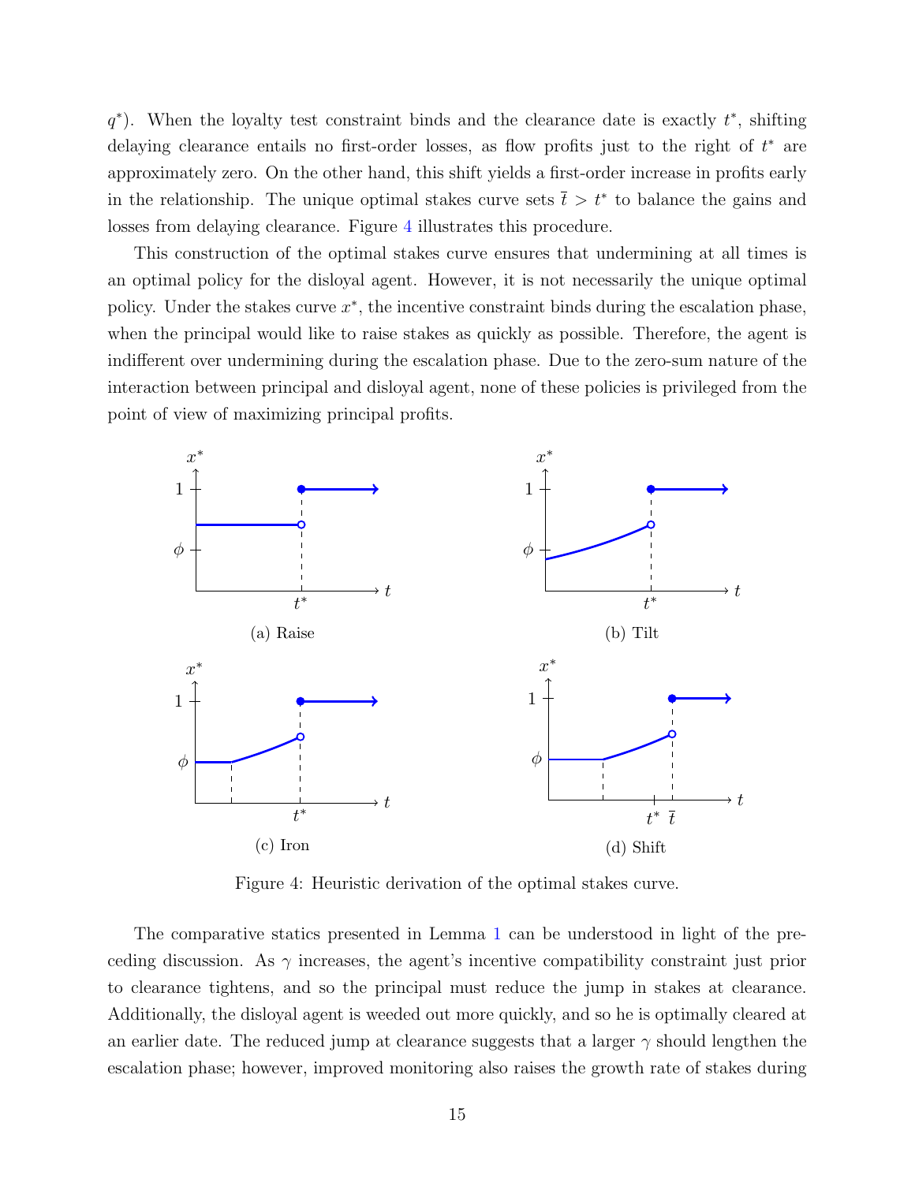$q^*$). When the loyalty test constraint binds and the clearance date is exactly $t^*$, shifting delaying clearance entails no first-order losses, as flow profits just to the right of $t^*$ are approximately zero. On the other hand, this shift yields a first-order increase in profits early in the relationship. The unique optimal stakes curve sets $\bar{t} > t^*$ to balance the gains and losses from delaying clearance. Figure 4 illustrates this procedure.

This construction of the optimal stakes curve ensures that undermining at all times is an optimal policy for the disloyal agent. However, it is not necessarily the unique optimal policy. Under the stakes curve $x^*$, the incentive constraint binds during the escalation phase, when the principal would like to raise stakes as quickly as possible. Therefore, the agent is indifferent over undermining during the escalation phase. Due to the zero-sum nature of the interaction between principal and disloyal agent, none of these policies is privileged from the point of view of maximizing principal profits.

(a) Raise

(b) Tilt

(c) Iron

(d) Shift

Figure 4: Heuristic derivation of the optimal stakes curve.

The comparative statics presented in Lemma 1 can be understood in light of the preceding discussion. As $\gamma$ increases, the agent's incentive compatibility constraint just prior to clearance tightens, and so the principal must reduce the jump in stakes at clearance. Additionally, the disloyal agent is weeded out more quickly, and so he is optimally cleared at an earlier date. The reduced jump at clearance suggests that a larger $\gamma$ should lengthen the escalation phase; however, improved monitoring also raises the growth rate of stakes during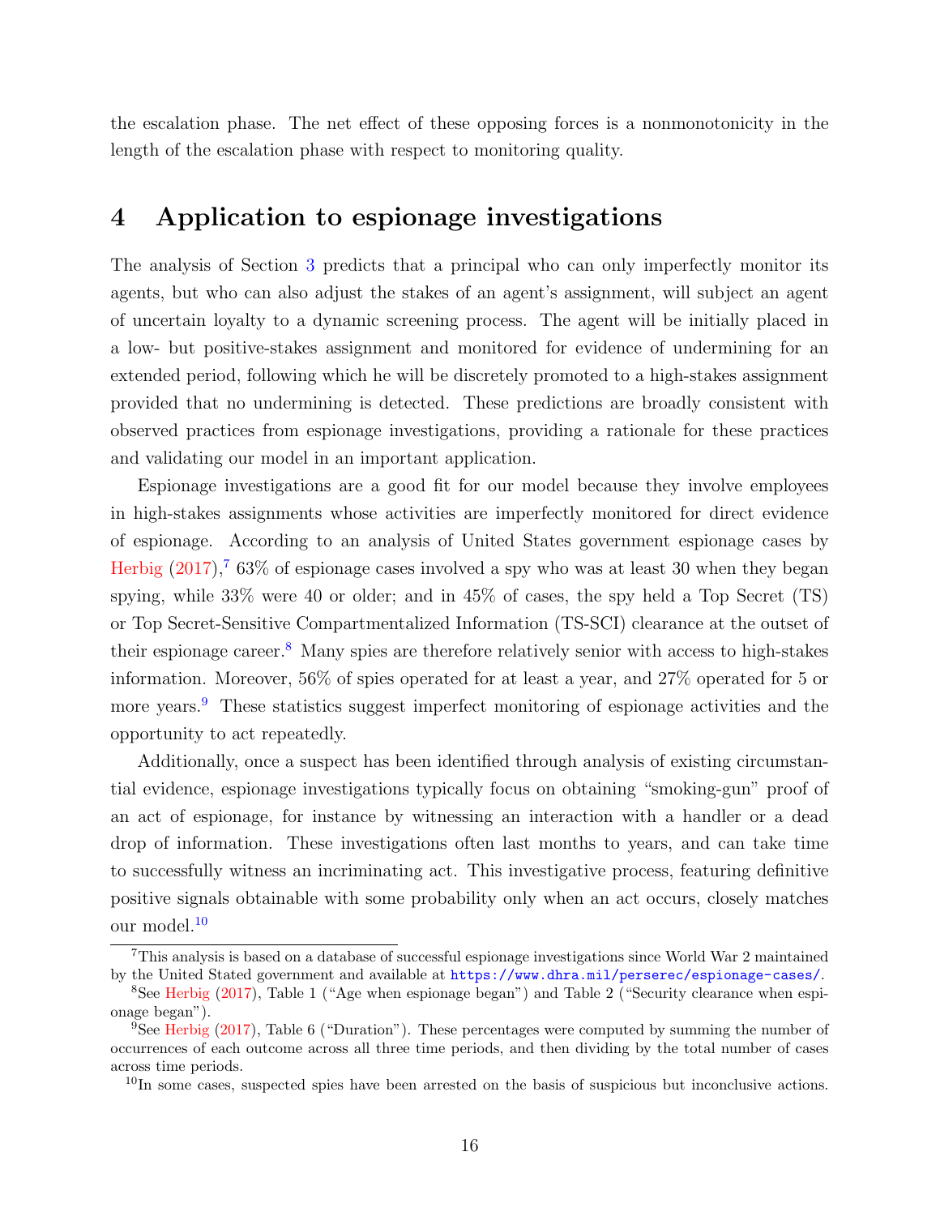the escalation phase. The net effect of these opposing forces is a nonmonotonicity in the length of the escalation phase with respect to monitoring quality.

# 4 Application to espionage investigations

The analysis of Section 3 predicts that a principal who can only imperfectly monitor its agents, but who can also adjust the stakes of an agent's assignment, will subject an agent of uncertain loyalty to a dynamic screening process. The agent will be initially placed in a low- but positive-stakes assignment and monitored for evidence of undermining for an extended period, following which he will be discretely promoted to a high-stakes assignment provided that no undermining is detected. These predictions are broadly consistent with observed practices from espionage investigations, providing a rationale for these practices and validating our model in an important application.

Espionage investigations are a good fit for our model because they involve employees in high-stakes assignments whose activities are imperfectly monitored for direct evidence of espionage. According to an analysis of United States government espionage cases by Herbig (2017),[7] 63% of espionage cases involved a spy who was at least 30 when they began spying, while 33% were 40 or older; and in 45% of cases, the spy held a Top Secret (TS) or Top Secret-Sensitive Compartmentalized Information (TS-SCI) clearance at the outset of their espionage career.[8] Many spies are therefore relatively senior with access to high-stakes information. Moreover, 56% of spies operated for at least a year, and 27% operated for 5 or more years.[9] These statistics suggest imperfect monitoring of espionage activities and the opportunity to act repeatedly.

Additionally, once a suspect has been identified through analysis of existing circumstantial evidence, espionage investigations typically focus on obtaining "smoking-gun" proof of an act of espionage, for instance by witnessing an interaction with a handler or a dead drop of information. These investigations often last months to years, and can take time to successfully witness an incriminating act. This investigative process, featuring definitive positive signals obtainable with some probability only when an act occurs, closely matches our model.[10]

[7] This analysis is based on a database of successful espionage investigations since World War 2 maintained by the United Stated government and available at https://www.dhra.mil/perserec/espionage-cases/.

[8] See Herbig (2017), Table 1 ("Age when espionage began") and Table 2 ("Security clearance when espionage began").

[9] See Herbig (2017), Table 6 ("Duration"). These percentages were computed by summing the number of occurrences of each outcome across all three time periods, and then dividing by the total number of cases across time periods.

[10] In some cases, suspected spies have been arrested on the basis of suspicious but inconclusive actions.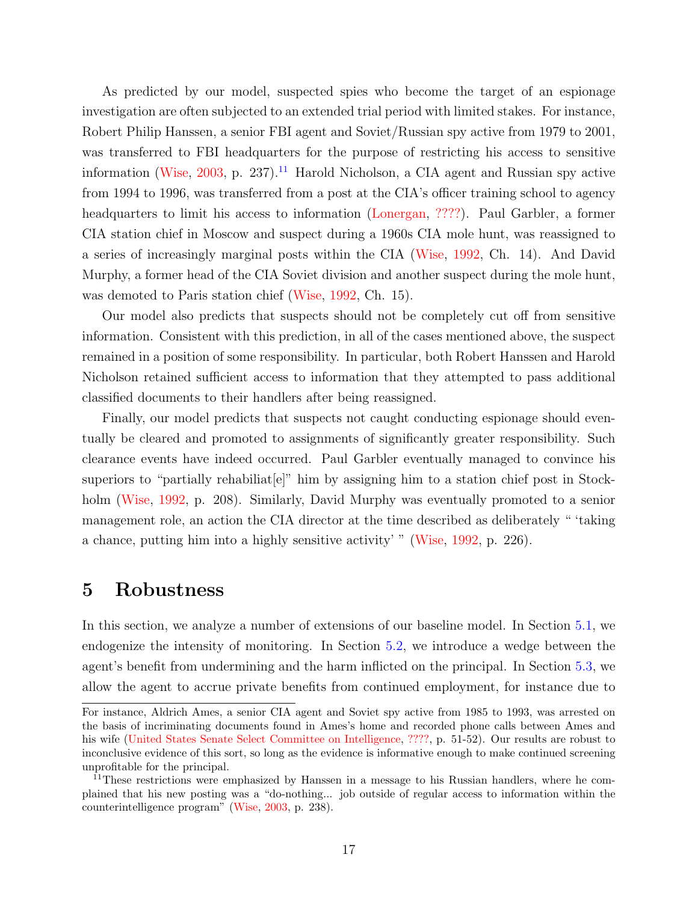As predicted by our model, suspected spies who become the target of an espionage investigation are often subjected to an extended trial period with limited stakes. For instance, Robert Philip Hanssen, a senior FBI agent and Soviet/Russian spy active from 1979 to 2001, was transferred to FBI headquarters for the purpose of restricting his access to sensitive information (Wise, 2003, p. 237).[11] Harold Nicholson, a CIA agent and Russian spy active from 1994 to 1996, was transferred from a post at the CIA's officer training school to agency headquarters to limit his access to information (Lonergan, ????). Paul Garbler, a former CIA station chief in Moscow and suspect during a 1960s CIA mole hunt, was reassigned to a series of increasingly marginal posts within the CIA (Wise, 1992, Ch. 14). And David Murphy, a former head of the CIA Soviet division and another suspect during the mole hunt, was demoted to Paris station chief (Wise, 1992, Ch. 15).

Our model also predicts that suspects should not be completely cut off from sensitive information. Consistent with this prediction, in all of the cases mentioned above, the suspect remained in a position of some responsibility. In particular, both Robert Hanssen and Harold Nicholson retained sufficient access to information that they attempted to pass additional classified documents to their handlers after being reassigned.

Finally, our model predicts that suspects not caught conducting espionage should eventually be cleared and promoted to assignments of significantly greater responsibility. Such clearance events have indeed occurred. Paul Garbler eventually managed to convince his superiors to "partially rehabiliat[e]" him by assigning him to a station chief post in Stockholm (Wise, 1992, p. 208). Similarly, David Murphy was eventually promoted to a senior management role, an action the CIA director at the time described as deliberately " 'taking a chance, putting him into a highly sensitive activity' " (Wise, 1992, p. 226).

# 5 Robustness

In this section, we analyze a number of extensions of our baseline model. In Section 5.1, we endogenize the intensity of monitoring. In Section 5.2, we introduce a wedge between the agent's benefit from undermining and the harm inflicted on the principal. In Section 5.3, we allow the agent to accrue private benefits from continued employment, for instance due to

---

For instance, Aldrich Ames, a senior CIA agent and Soviet spy active from 1985 to 1993, was arrested on the basis of incriminating documents found in Ames's home and recorded phone calls between Ames and his wife (United States Senate Select Committee on Intelligence, ????, p. 51-52). Our results are robust to inconclusive evidence of this sort, so long as the evidence is informative enough to make continued screening unprofitable for the principal.

[11] These restrictions were emphasized by Hanssen in a message to his Russian handlers, where he complained that his new posting was a "do-nothing... job outside of regular access to information within the counterintelligence program" (Wise, 2003, p. 238).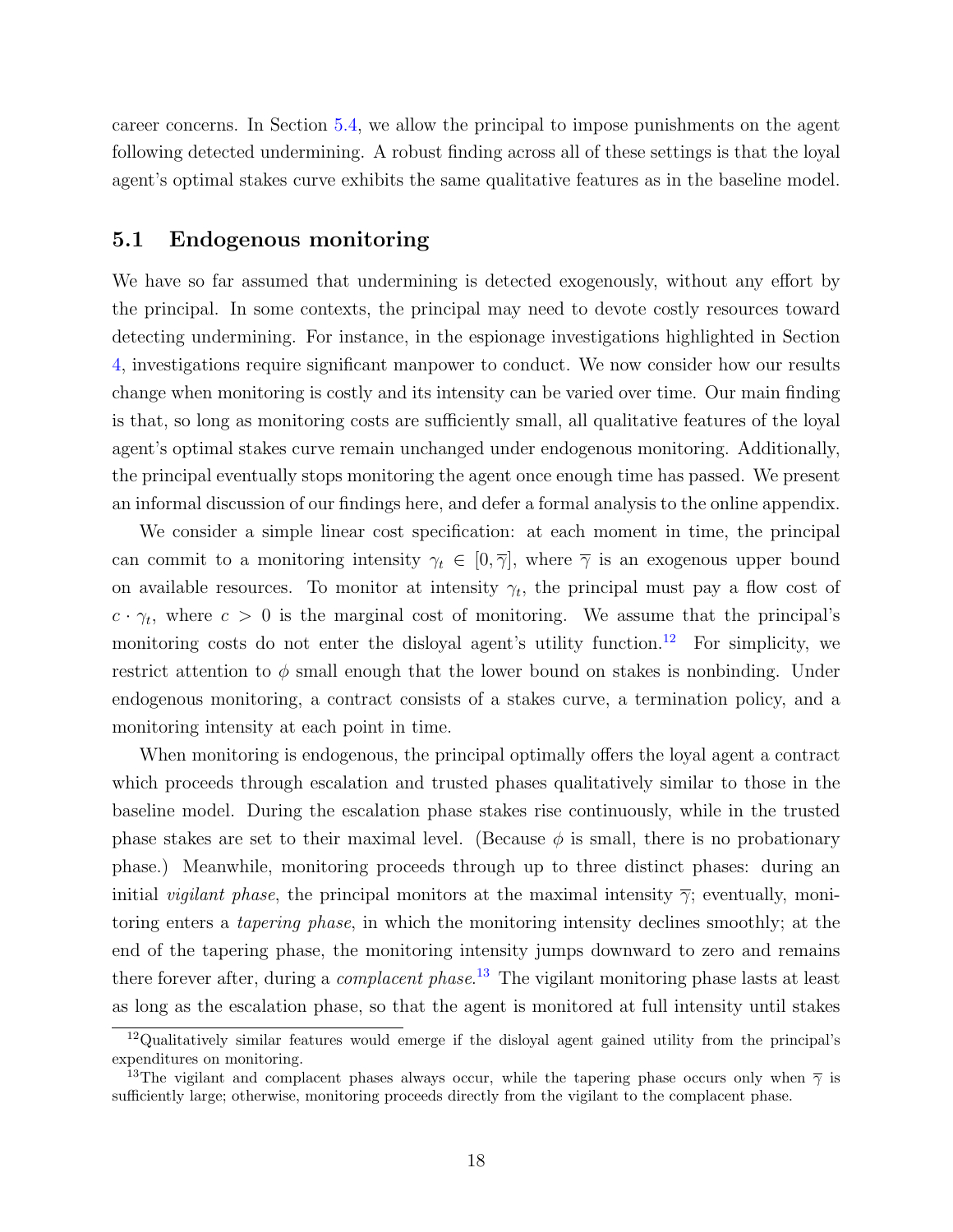career concerns. In Section 5.4, we allow the principal to impose punishments on the agent following detected undermining. A robust finding across all of these settings is that the loyal agent's optimal stakes curve exhibits the same qualitative features as in the baseline model.

## 5.1 Endogenous monitoring

We have so far assumed that undermining is detected exogenously, without any effort by the principal. In some contexts, the principal may need to devote costly resources toward detecting undermining. For instance, in the espionage investigations highlighted in Section 4, investigations require significant manpower to conduct. We now consider how our results change when monitoring is costly and its intensity can be varied over time. Our main finding is that, so long as monitoring costs are sufficiently small, all qualitative features of the loyal agent's optimal stakes curve remain unchanged under endogenous monitoring. Additionally, the principal eventually stops monitoring the agent once enough time has passed. We present an informal discussion of our findings here, and defer a formal analysis to the online appendix.

We consider a simple linear cost specification: at each moment in time, the principal can commit to a monitoring intensity $\gamma_t \in [0, \overline{\gamma}]$, where $\overline{\gamma}$ is an exogenous upper bound on available resources. To monitor at intensity $\gamma_t$, the principal must pay a flow cost of $c \cdot \gamma_t$, where $c > 0$ is the marginal cost of monitoring. We assume that the principal's monitoring costs do not enter the disloyal agent's utility function.[12] For simplicity, we restrict attention to $\phi$ small enough that the lower bound on stakes is nonbinding. Under endogenous monitoring, a contract consists of a stakes curve, a termination policy, and a monitoring intensity at each point in time.

When monitoring is endogenous, the principal optimally offers the loyal agent a contract which proceeds through escalation and trusted phases qualitatively similar to those in the baseline model. During the escalation phase stakes rise continuously, while in the trusted phase stakes are set to their maximal level. (Because $\phi$ is small, there is no probationary phase.) Meanwhile, monitoring proceeds through up to three distinct phases: during an initial *vigilant phase*, the principal monitors at the maximal intensity $\overline{\gamma}$; eventually, monitoring enters a *tapering phase*, in which the monitoring intensity declines smoothly; at the end of the tapering phase, the monitoring intensity jumps downward to zero and remains there forever after, during a *complacent phase*.[13] The vigilant monitoring phase lasts at least as long as the escalation phase, so that the agent is monitored at full intensity until stakes

[12] Qualitatively similar features would emerge if the disloyal agent gained utility from the principal's expenditures on monitoring.

[13] The vigilant and complacent phases always occur, while the tapering phase occurs only when $\overline{\gamma}$ is sufficiently large; otherwise, monitoring proceeds directly from the vigilant to the complacent phase.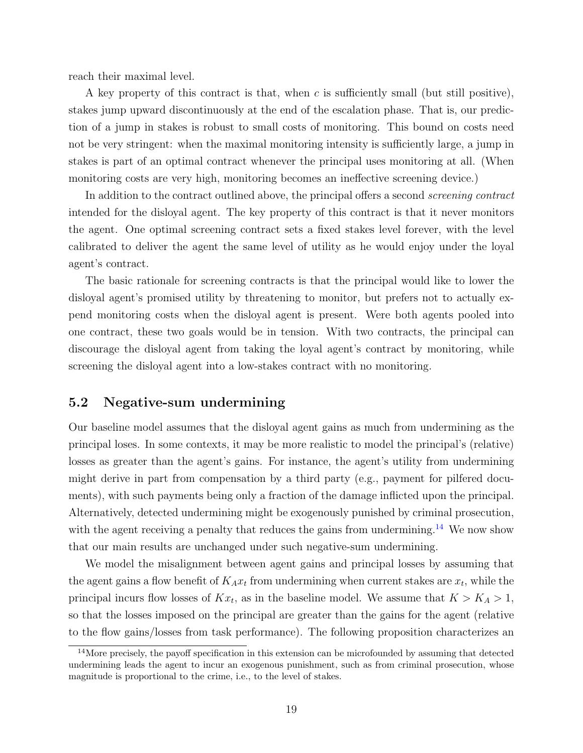reach their maximal level.

A key property of this contract is that, when $c$ is sufficiently small (but still positive), stakes jump upward discontinuously at the end of the escalation phase. That is, our prediction of a jump in stakes is robust to small costs of monitoring. This bound on costs need not be very stringent: when the maximal monitoring intensity is sufficiently large, a jump in stakes is part of an optimal contract whenever the principal uses monitoring at all. (When monitoring costs are very high, monitoring becomes an ineffective screening device.)

In addition to the contract outlined above, the principal offers a second *screening contract* intended for the disloyal agent. The key property of this contract is that it never monitors the agent. One optimal screening contract sets a fixed stakes level forever, with the level calibrated to deliver the agent the same level of utility as he would enjoy under the loyal agent's contract.

The basic rationale for screening contracts is that the principal would like to lower the disloyal agent's promised utility by threatening to monitor, but prefers not to actually expend monitoring costs when the disloyal agent is present. Were both agents pooled into one contract, these two goals would be in tension. With two contracts, the principal can discourage the disloyal agent from taking the loyal agent's contract by monitoring, while screening the disloyal agent into a low-stakes contract with no monitoring.

## 5.2 Negative-sum undermining

Our baseline model assumes that the disloyal agent gains as much from undermining as the principal loses. In some contexts, it may be more realistic to model the principal's (relative) losses as greater than the agent's gains. For instance, the agent's utility from undermining might derive in part from compensation by a third party (e.g., payment for pilfered documents), with such payments being only a fraction of the damage inflicted upon the principal. Alternatively, detected undermining might be exogenously punished by criminal prosecution, with the agent receiving a penalty that reduces the gains from undermining.[14] We now show that our main results are unchanged under such negative-sum undermining.

We model the misalignment between agent gains and principal losses by assuming that the agent gains a flow benefit of $K_A x_t$ from undermining when current stakes are $x_t$, while the principal incurs flow losses of $K x_t$, as in the baseline model. We assume that $K > K_A > 1$, so that the losses imposed on the principal are greater than the gains for the agent (relative to the flow gains/losses from task performance). The following proposition characterizes an

[14] More precisely, the payoff specification in this extension can be microfounded by assuming that detected undermining leads the agent to incur an exogenous punishment, such as from criminal prosecution, whose magnitude is proportional to the crime, i.e., to the level of stakes.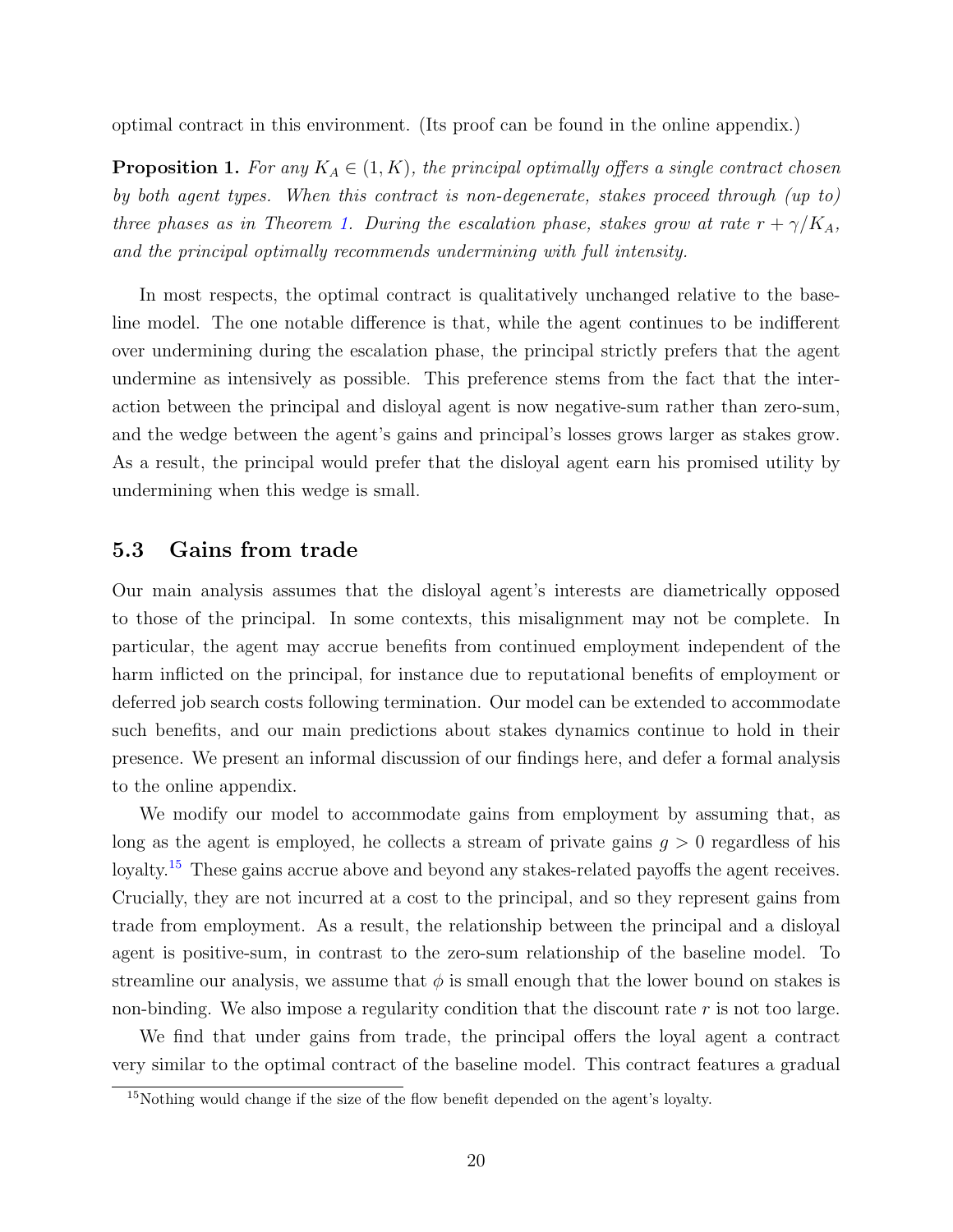optimal contract in this environment. (Its proof can be found in the online appendix.)

**Proposition 1.** *For any $K_A \in (1, K)$, the principal optimally offers a single contract chosen by both agent types. When this contract is non-degenerate, stakes proceed through (up to) three phases as in Theorem 1. During the escalation phase, stakes grow at rate $r + \gamma/K_A$, and the principal optimally recommends undermining with full intensity.*

In most respects, the optimal contract is qualitatively unchanged relative to the baseline model. The one notable difference is that, while the agent continues to be indifferent over undermining during the escalation phase, the principal strictly prefers that the agent undermine as intensively as possible. This preference stems from the fact that the interaction between the principal and disloyal agent is now negative-sum rather than zero-sum, and the wedge between the agent's gains and principal's losses grows larger as stakes grow. As a result, the principal would prefer that the disloyal agent earn his promised utility by undermining when this wedge is small.

## 5.3 Gains from trade

Our main analysis assumes that the disloyal agent's interests are diametrically opposed to those of the principal. In some contexts, this misalignment may not be complete. In particular, the agent may accrue benefits from continued employment independent of the harm inflicted on the principal, for instance due to reputational benefits of employment or deferred job search costs following termination. Our model can be extended to accommodate such benefits, and our main predictions about stakes dynamics continue to hold in their presence. We present an informal discussion of our findings here, and defer a formal analysis to the online appendix.

We modify our model to accommodate gains from employment by assuming that, as long as the agent is employed, he collects a stream of private gains $g > 0$ regardless of his loyalty.[15] These gains accrue above and beyond any stakes-related payoffs the agent receives. Crucially, they are not incurred at a cost to the principal, and so they represent gains from trade from employment. As a result, the relationship between the principal and a disloyal agent is positive-sum, in contrast to the zero-sum relationship of the baseline model. To streamline our analysis, we assume that $\phi$ is small enough that the lower bound on stakes is non-binding. We also impose a regularity condition that the discount rate $r$ is not too large.

We find that under gains from trade, the principal offers the loyal agent a contract very similar to the optimal contract of the baseline model. This contract features a gradual

[15] Nothing would change if the size of the flow benefit depended on the agent's loyalty.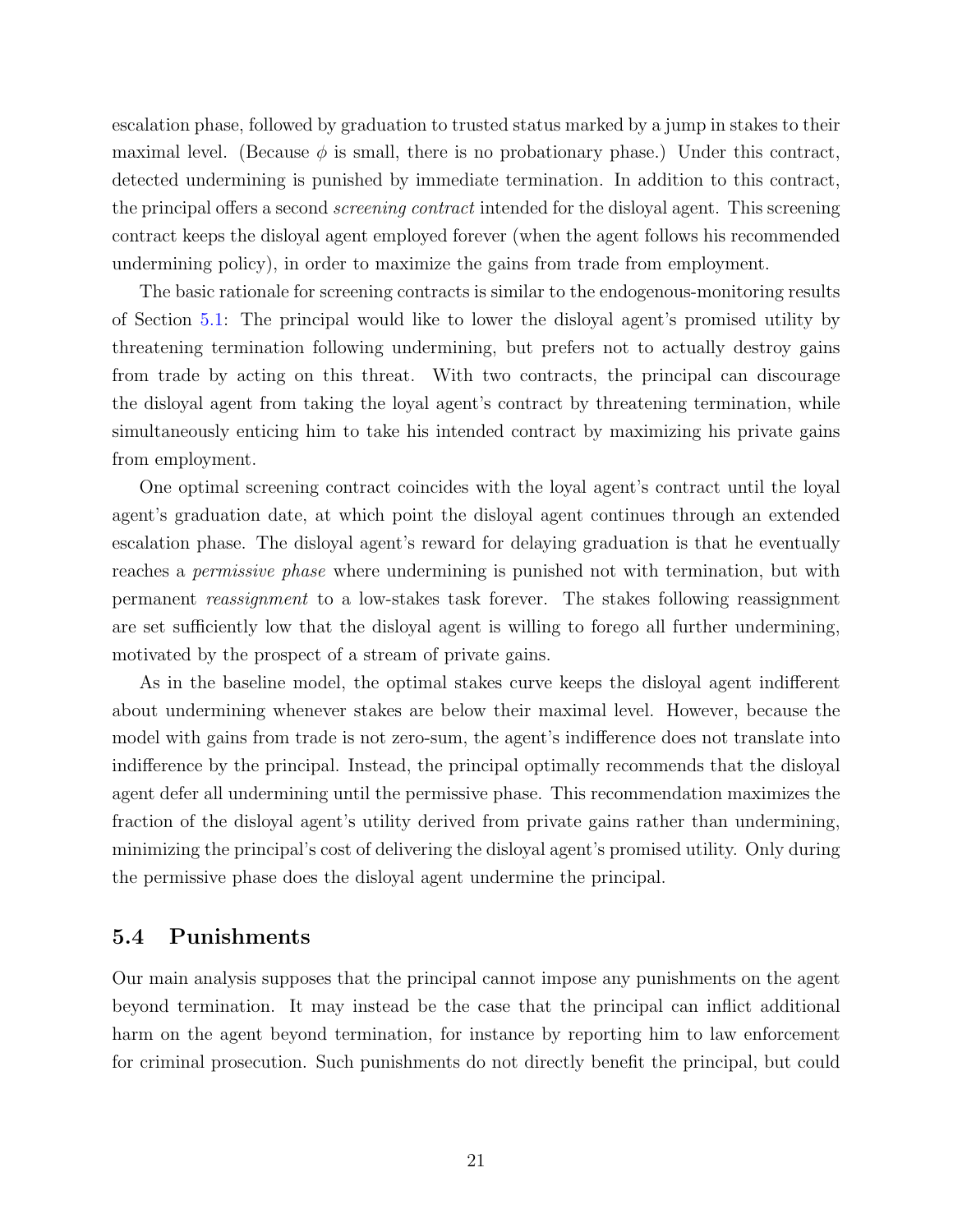escalation phase, followed by graduation to trusted status marked by a jump in stakes to their maximal level. (Because $\phi$ is small, there is no probationary phase.) Under this contract, detected undermining is punished by immediate termination. In addition to this contract, the principal offers a second *screening contract* intended for the disloyal agent. This screening contract keeps the disloyal agent employed forever (when the agent follows his recommended undermining policy), in order to maximize the gains from trade from employment.

The basic rationale for screening contracts is similar to the endogenous-monitoring results of Section 5.1: The principal would like to lower the disloyal agent's promised utility by threatening termination following undermining, but prefers not to actually destroy gains from trade by acting on this threat. With two contracts, the principal can discourage the disloyal agent from taking the loyal agent's contract by threatening termination, while simultaneously enticing him to take his intended contract by maximizing his private gains from employment.

One optimal screening contract coincides with the loyal agent's contract until the loyal agent's graduation date, at which point the disloyal agent continues through an extended escalation phase. The disloyal agent's reward for delaying graduation is that he eventually reaches a *permissive phase* where undermining is punished not with termination, but with permanent *reassignment* to a low-stakes task forever. The stakes following reassignment are set sufficiently low that the disloyal agent is willing to forego all further undermining, motivated by the prospect of a stream of private gains.

As in the baseline model, the optimal stakes curve keeps the disloyal agent indifferent about undermining whenever stakes are below their maximal level. However, because the model with gains from trade is not zero-sum, the agent's indifference does not translate into indifference by the principal. Instead, the principal optimally recommends that the disloyal agent defer all undermining until the permissive phase. This recommendation maximizes the fraction of the disloyal agent's utility derived from private gains rather than undermining, minimizing the principal's cost of delivering the disloyal agent's promised utility. Only during the permissive phase does the disloyal agent undermine the principal.

### 5.4 Punishments

Our main analysis supposes that the principal cannot impose any punishments on the agent beyond termination. It may instead be the case that the principal can inflict additional harm on the agent beyond termination, for instance by reporting him to law enforcement for criminal prosecution. Such punishments do not directly benefit the principal, but could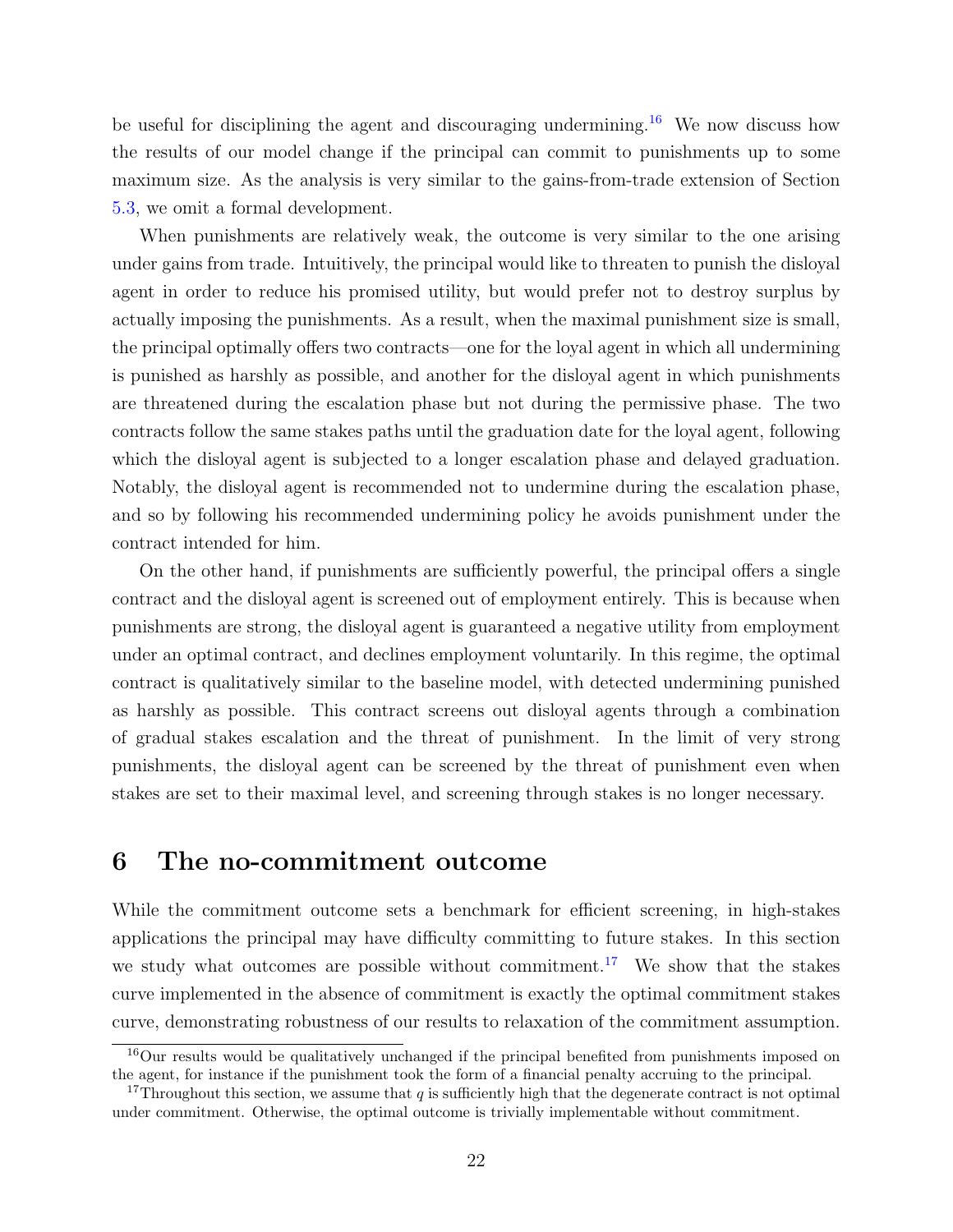be useful for disciplining the agent and discouraging undermining.[16] We now discuss how the results of our model change if the principal can commit to punishments up to some maximum size. As the analysis is very similar to the gains-from-trade extension of Section 5.3, we omit a formal development.

When punishments are relatively weak, the outcome is very similar to the one arising under gains from trade. Intuitively, the principal would like to threaten to punish the disloyal agent in order to reduce his promised utility, but would prefer not to destroy surplus by actually imposing the punishments. As a result, when the maximal punishment size is small, the principal optimally offers two contracts—one for the loyal agent in which all undermining is punished as harshly as possible, and another for the disloyal agent in which punishments are threatened during the escalation phase but not during the permissive phase. The two contracts follow the same stakes paths until the graduation date for the loyal agent, following which the disloyal agent is subjected to a longer escalation phase and delayed graduation. Notably, the disloyal agent is recommended not to undermine during the escalation phase, and so by following his recommended undermining policy he avoids punishment under the contract intended for him.

On the other hand, if punishments are sufficiently powerful, the principal offers a single contract and the disloyal agent is screened out of employment entirely. This is because when punishments are strong, the disloyal agent is guaranteed a negative utility from employment under an optimal contract, and declines employment voluntarily. In this regime, the optimal contract is qualitatively similar to the baseline model, with detected undermining punished as harshly as possible. This contract screens out disloyal agents through a combination of gradual stakes escalation and the threat of punishment. In the limit of very strong punishments, the disloyal agent can be screened by the threat of punishment even when stakes are set to their maximal level, and screening through stakes is no longer necessary.

# 6 The no-commitment outcome

While the commitment outcome sets a benchmark for efficient screening, in high-stakes applications the principal may have difficulty committing to future stakes. In this section we study what outcomes are possible without commitment.[17] We show that the stakes curve implemented in the absence of commitment is exactly the optimal commitment stakes curve, demonstrating robustness of our results to relaxation of the commitment assumption.

[16] Our results would be qualitatively unchanged if the principal benefited from punishments imposed on the agent, for instance if the punishment took the form of a financial penalty accruing to the principal.

[17] Throughout this section, we assume that $q$ is sufficiently high that the degenerate contract is not optimal under commitment. Otherwise, the optimal outcome is trivially implementable without commitment.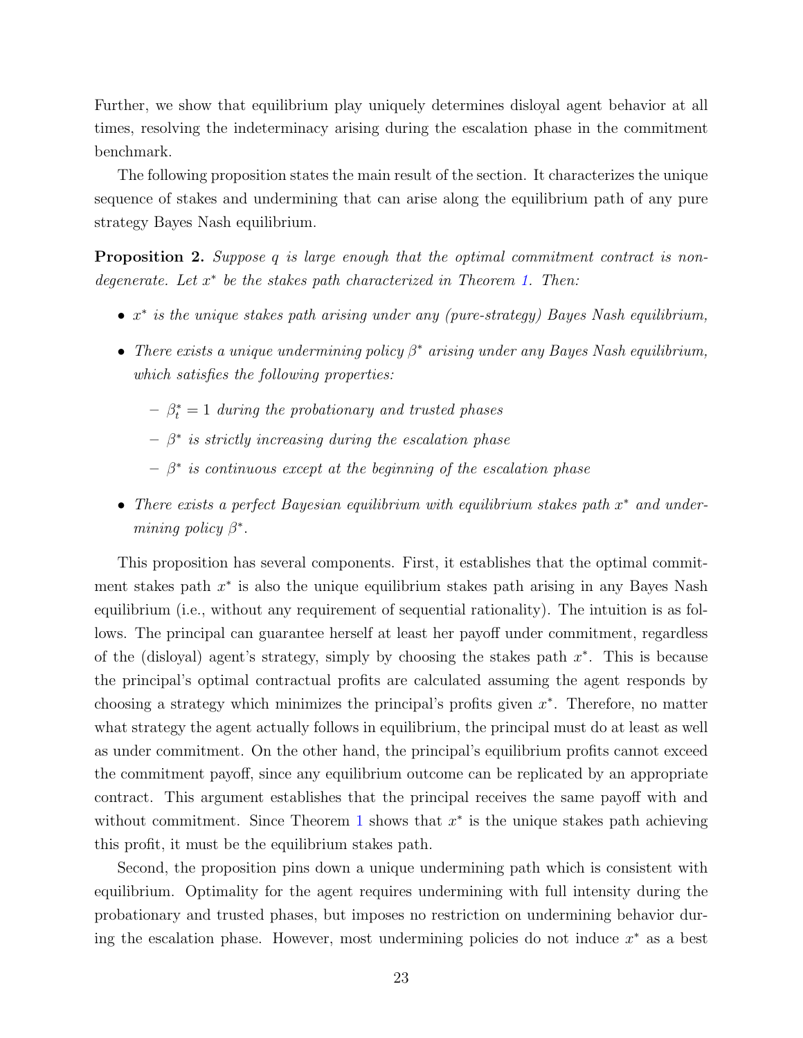Further, we show that equilibrium play uniquely determines disloyal agent behavior at all times, resolving the indeterminacy arising during the escalation phase in the commitment benchmark.

The following proposition states the main result of the section. It characterizes the unique sequence of stakes and undermining that can arise along the equilibrium path of any pure strategy Bayes Nash equilibrium.

**Proposition 2.** *Suppose $q$ is large enough that the optimal commitment contract is non-degenerate. Let $x^*$ be the stakes path characterized in Theorem 1. Then:*

- *$x^*$ is the unique stakes path arising under any (pure-strategy) Bayes Nash equilibrium,*
- *There exists a unique undermining policy $\beta^*$ arising under any Bayes Nash equilibrium, which satisfies the following properties:*
  - *$\beta^*_t = 1$ during the probationary and trusted phases*
  - *$\beta^*$ is strictly increasing during the escalation phase*
  - *$\beta^*$ is continuous except at the beginning of the escalation phase*
- *There exists a perfect Bayesian equilibrium with equilibrium stakes path $x^*$ and undermining policy $\beta^*$.*

This proposition has several components. First, it establishes that the optimal commitment stakes path $x^*$ is also the unique equilibrium stakes path arising in any Bayes Nash equilibrium (i.e., without any requirement of sequential rationality). The intuition is as follows. The principal can guarantee herself at least her payoff under commitment, regardless of the (disloyal) agent's strategy, simply by choosing the stakes path $x^*$. This is because the principal's optimal contractual profits are calculated assuming the agent responds by choosing a strategy which minimizes the principal's profits given $x^*$. Therefore, no matter what strategy the agent actually follows in equilibrium, the principal must do at least as well as under commitment. On the other hand, the principal's equilibrium profits cannot exceed the commitment payoff, since any equilibrium outcome can be replicated by an appropriate contract. This argument establishes that the principal receives the same payoff with and without commitment. Since Theorem 1 shows that $x^*$ is the unique stakes path achieving this profit, it must be the equilibrium stakes path.

Second, the proposition pins down a unique undermining path which is consistent with equilibrium. Optimality for the agent requires undermining with full intensity during the probationary and trusted phases, but imposes no restriction on undermining behavior during the escalation phase. However, most undermining policies do not induce $x^*$ as a best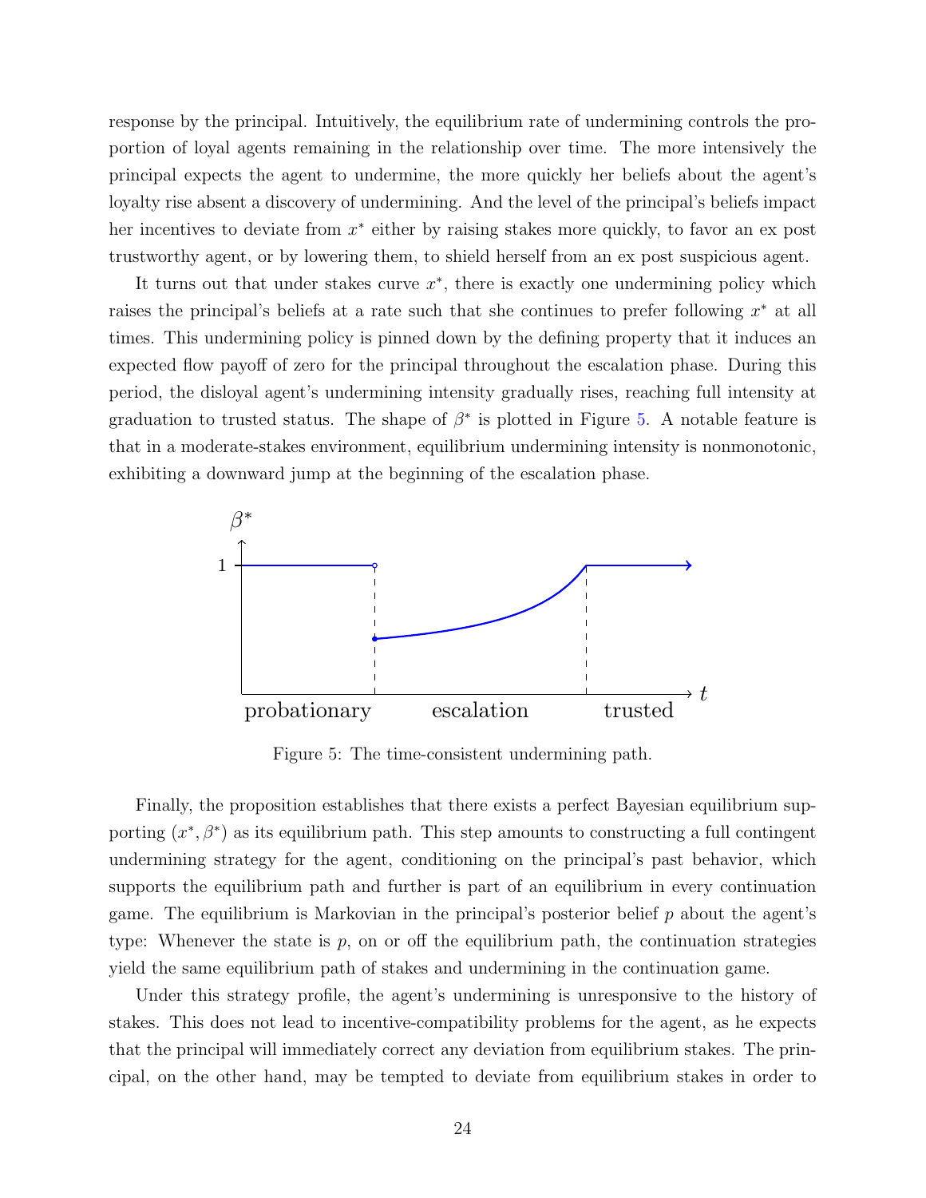response by the principal. Intuitively, the equilibrium rate of undermining controls the proportion of loyal agents remaining in the relationship over time. The more intensively the principal expects the agent to undermine, the more quickly her beliefs about the agent's loyalty rise absent a discovery of undermining. And the level of the principal's beliefs impact her incentives to deviate from $x^*$ either by raising stakes more quickly, to favor an ex post trustworthy agent, or by lowering them, to shield herself from an ex post suspicious agent.

It turns out that under stakes curve $x^*$, there is exactly one undermining policy which raises the principal's beliefs at a rate such that she continues to prefer following $x^*$ at all times. This undermining policy is pinned down by the defining property that it induces an expected flow payoff of zero for the principal throughout the escalation phase. During this period, the disloyal agent's undermining intensity gradually rises, reaching full intensity at graduation to trusted status. The shape of $\beta^*$ is plotted in Figure 5. A notable feature is that in a moderate-stakes environment, equilibrium undermining intensity is nonmonotonic, exhibiting a downward jump at the beginning of the escalation phase.

Figure 5: The time-consistent undermining path.

Finally, the proposition establishes that there exists a perfect Bayesian equilibrium supporting $(x^*, \beta^*)$ as its equilibrium path. This step amounts to constructing a full contingent undermining strategy for the agent, conditioning on the principal's past behavior, which supports the equilibrium path and further is part of an equilibrium in every continuation game. The equilibrium is Markovian in the principal's posterior belief $p$ about the agent's type: Whenever the state is $p$, on or off the equilibrium path, the continuation strategies yield the same equilibrium path of stakes and undermining in the continuation game.

Under this strategy profile, the agent's undermining is unresponsive to the history of stakes. This does not lead to incentive-compatibility problems for the agent, as he expects that the principal will immediately correct any deviation from equilibrium stakes. The principal, on the other hand, may be tempted to deviate from equilibrium stakes in order to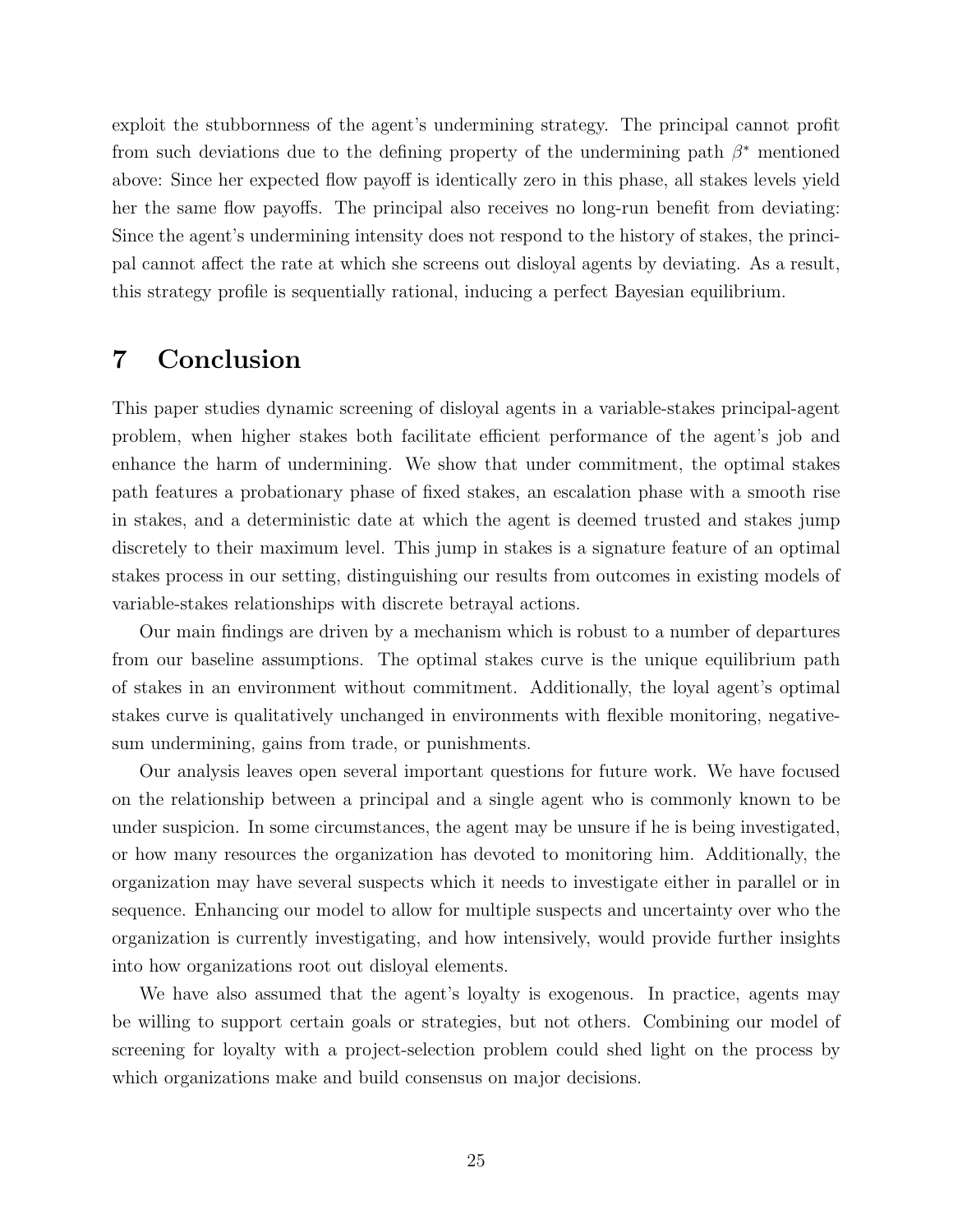exploit the stubbornness of the agent's undermining strategy. The principal cannot profit from such deviations due to the defining property of the undermining path $\beta^*$ mentioned above: Since her expected flow payoff is identically zero in this phase, all stakes levels yield her the same flow payoffs. The principal also receives no long-run benefit from deviating: Since the agent's undermining intensity does not respond to the history of stakes, the principal cannot affect the rate at which she screens out disloyal agents by deviating. As a result, this strategy profile is sequentially rational, inducing a perfect Bayesian equilibrium.

# 7 Conclusion

This paper studies dynamic screening of disloyal agents in a variable-stakes principal-agent problem, when higher stakes both facilitate efficient performance of the agent's job and enhance the harm of undermining. We show that under commitment, the optimal stakes path features a probationary phase of fixed stakes, an escalation phase with a smooth rise in stakes, and a deterministic date at which the agent is deemed trusted and stakes jump discretely to their maximum level. This jump in stakes is a signature feature of an optimal stakes process in our setting, distinguishing our results from outcomes in existing models of variable-stakes relationships with discrete betrayal actions.

Our main findings are driven by a mechanism which is robust to a number of departures from our baseline assumptions. The optimal stakes curve is the unique equilibrium path of stakes in an environment without commitment. Additionally, the loyal agent's optimal stakes curve is qualitatively unchanged in environments with flexible monitoring, negative-sum undermining, gains from trade, or punishments.

Our analysis leaves open several important questions for future work. We have focused on the relationship between a principal and a single agent who is commonly known to be under suspicion. In some circumstances, the agent may be unsure if he is being investigated, or how many resources the organization has devoted to monitoring him. Additionally, the organization may have several suspects which it needs to investigate either in parallel or in sequence. Enhancing our model to allow for multiple suspects and uncertainty over who the organization is currently investigating, and how intensively, would provide further insights into how organizations root out disloyal elements.

We have also assumed that the agent's loyalty is exogenous. In practice, agents may be willing to support certain goals or strategies, but not others. Combining our model of screening for loyalty with a project-selection problem could shed light on the process by which organizations make and build consensus on major decisions.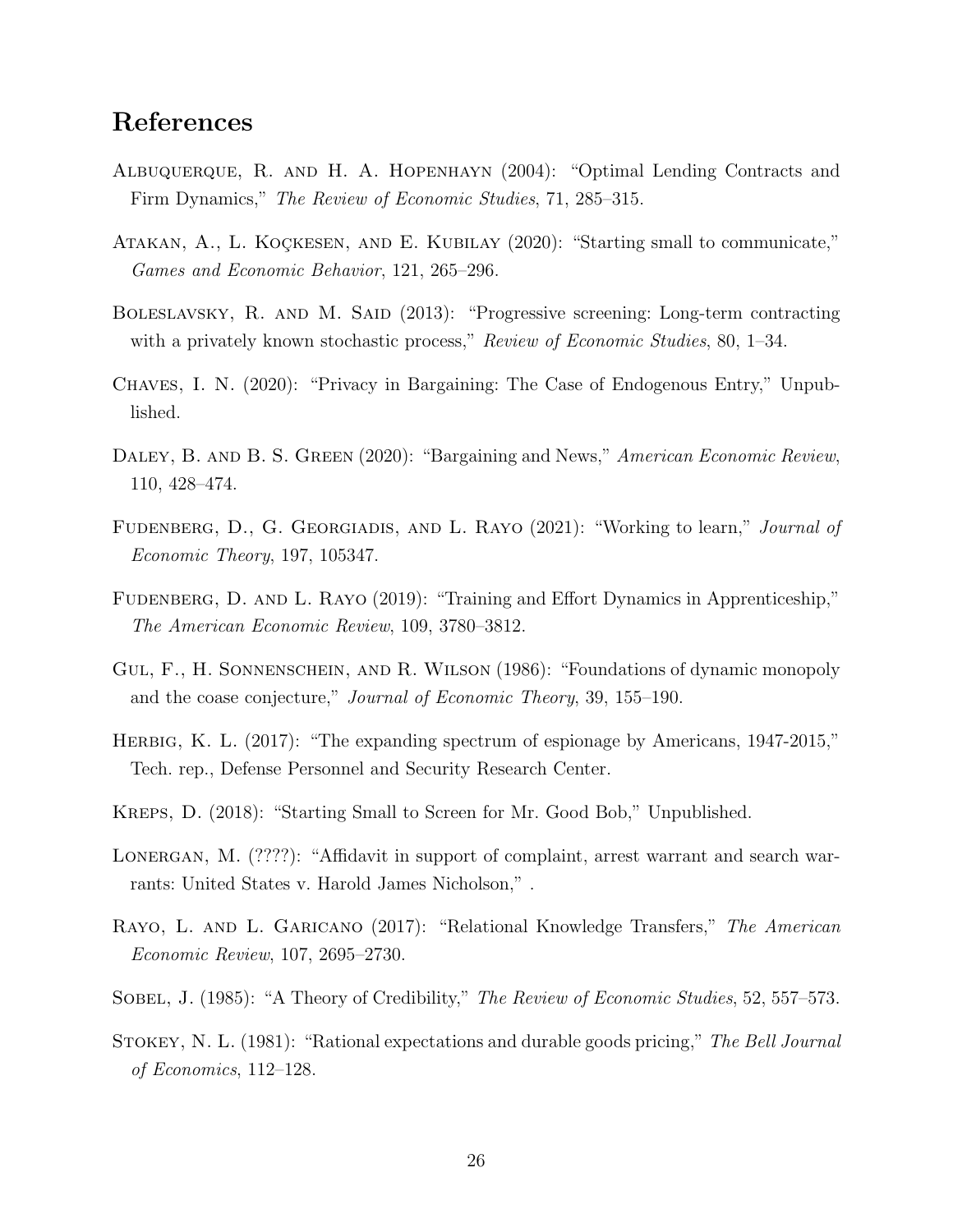## References

Albuquerque, R. and H. A. Hopenhayn (2004): "Optimal Lending Contracts and Firm Dynamics," *The Review of Economic Studies*, 71, 285–315.

Atakan, A., L. Koçkesen, and E. Kubilay (2020): "Starting small to communicate," *Games and Economic Behavior*, 121, 265–296.

Boleslavsky, R. and M. Said (2013): "Progressive screening: Long-term contracting with a privately known stochastic process," *Review of Economic Studies*, 80, 1–34.

Chaves, I. N. (2020): "Privacy in Bargaining: The Case of Endogenous Entry," Unpublished.

Daley, B. and B. S. Green (2020): "Bargaining and News," *American Economic Review*, 110, 428–474.

Fudenberg, D., G. Georgiadis, and L. Rayo (2021): "Working to learn," *Journal of Economic Theory*, 197, 105347.

Fudenberg, D. and L. Rayo (2019): "Training and Effort Dynamics in Apprenticeship," *The American Economic Review*, 109, 3780–3812.

Gul, F., H. Sonnenschein, and R. Wilson (1986): "Foundations of dynamic monopoly and the coase conjecture," *Journal of Economic Theory*, 39, 155–190.

Herbig, K. L. (2017): "The expanding spectrum of espionage by Americans, 1947-2015," Tech. rep., Defense Personnel and Security Research Center.

Kreps, D. (2018): "Starting Small to Screen for Mr. Good Bob," Unpublished.

Lonergan, M. (????): "Affidavit in support of complaint, arrest warrant and search warrants: United States v. Harold James Nicholson," .

Rayo, L. and L. Garicano (2017): "Relational Knowledge Transfers," *The American Economic Review*, 107, 2695–2730.

Sobel, J. (1985): "A Theory of Credibility," *The Review of Economic Studies*, 52, 557–573.

Stokey, N. L. (1981): "Rational expectations and durable goods pricing," *The Bell Journal of Economics*, 112–128.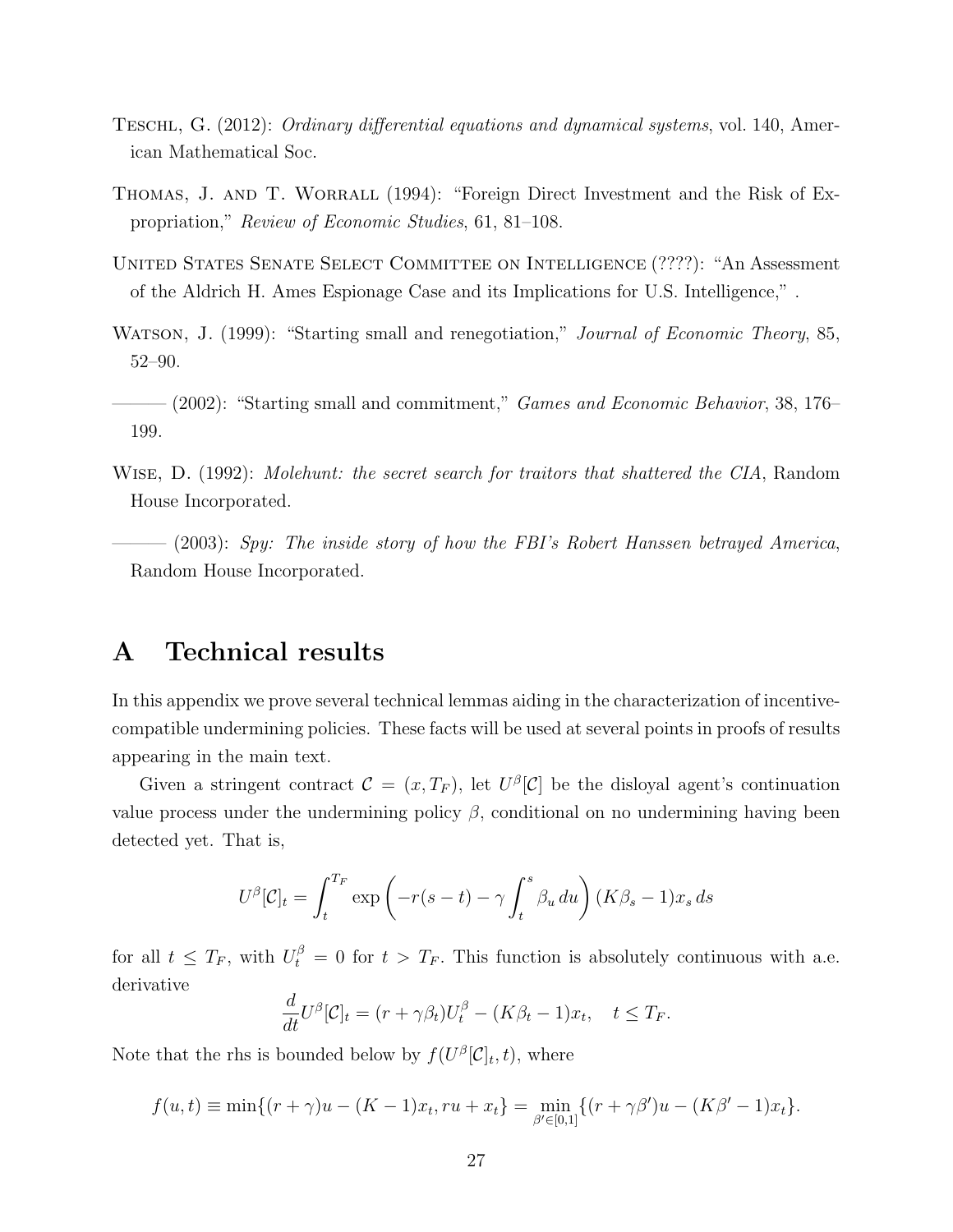Teschl, G. (2012): *Ordinary differential equations and dynamical systems*, vol. 140, American Mathematical Soc.

Thomas, J. and T. Worrall (1994): "Foreign Direct Investment and the Risk of Expropriation," *Review of Economic Studies*, 61, 81–108.

United States Senate Select Committee on Intelligence (????): "An Assessment of the Aldrich H. Ames Espionage Case and its Implications for U.S. Intelligence," .

Watson, J. (1999): "Starting small and renegotiation," *Journal of Economic Theory*, 85, 52–90.

——— (2002): "Starting small and commitment," *Games and Economic Behavior*, 38, 176–199.

Wise, D. (1992): *Molehunt: the secret search for traitors that shattered the CIA*, Random House Incorporated.

——— (2003): *Spy: The inside story of how the FBI's Robert Hanssen betrayed America*, Random House Incorporated.

# A Technical results

In this appendix we prove several technical lemmas aiding in the characterization of incentive-compatible undermining policies. These facts will be used at several points in proofs of results appearing in the main text.

Given a stringent contract $\mathcal{C} = (x, T_F)$, let $U^\beta[\mathcal{C}]$ be the disloyal agent's continuation value process under the undermining policy $\beta$, conditional on no undermining having been detected yet. That is,

$$U^\beta[\mathcal{C}]_t = \int_t^{T_F} \exp\left(-r(s-t) - \gamma \int_t^s \beta_u\, du\right)(K\beta_s - 1)x_s\, ds$$

for all $t \leq T_F$, with $U_t^\beta = 0$ for $t > T_F$. This function is absolutely continuous with a.e. derivative

$$\frac{d}{dt}U^\beta[\mathcal{C}]_t = (r + \gamma\beta_t)U_t^\beta - (K\beta_t - 1)x_t, \quad t \leq T_F.$$

Note that the rhs is bounded below by $f(U^\beta[\mathcal{C}]_t, t)$, where

$$f(u,t) \equiv \min\{(r+\gamma)u - (K-1)x_t, ru + x_t\} = \min_{\beta' \in [0,1]}\{(r + \gamma\beta')u - (K\beta' - 1)x_t\}.$$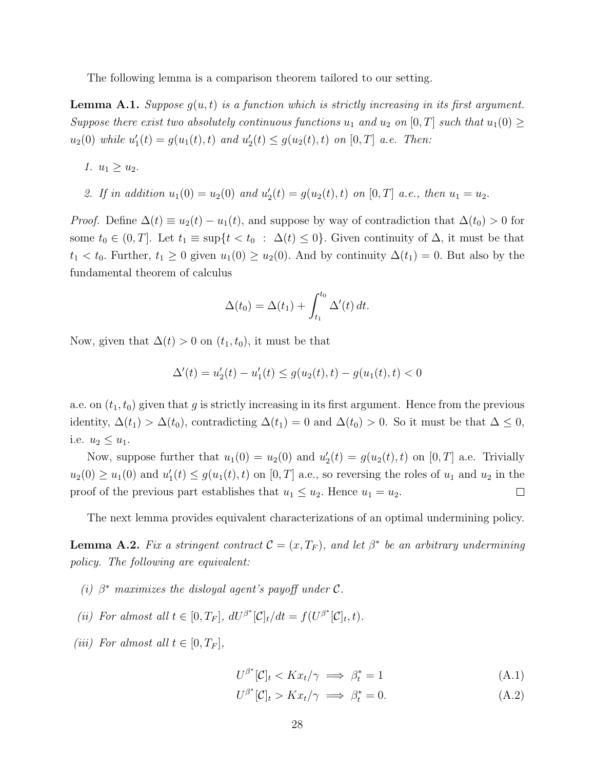The following lemma is a comparison theorem tailored to our setting.

**Lemma A.1.** *Suppose $g(u,t)$ is a function which is strictly increasing in its first argument. Suppose there exist two absolutely continuous functions $u_1$ and $u_2$ on $[0,T]$ such that $u_1(0) \geq u_2(0)$ while $u_1'(t) = g(u_1(t),t)$ and $u_2'(t) \leq g(u_2(t),t)$ on $[0,T]$ a.e. Then:*

1. *$u_1 \geq u_2$.*
2. *If in addition $u_1(0) = u_2(0)$ and $u_2'(t) = g(u_2(t),t)$ on $[0,T]$ a.e., then $u_1 = u_2$.*

*Proof.* Define $\Delta(t) \equiv u_2(t) - u_1(t)$, and suppose by way of contradiction that $\Delta(t_0) > 0$ for some $t_0 \in (0,T]$. Let $t_1 \equiv \sup\{t < t_0 \ : \ \Delta(t) \leq 0\}$. Given continuity of $\Delta$, it must be that $t_1 < t_0$. Further, $t_1 \geq 0$ given $u_1(0) \geq u_2(0)$. And by continuity $\Delta(t_1) = 0$. But also by the fundamental theorem of calculus

$$\Delta(t_0) = \Delta(t_1) + \int_{t_1}^{t_0} \Delta'(t)\, dt.$$

Now, given that $\Delta(t) > 0$ on $(t_1,t_0)$, it must be that

$$\Delta'(t) = u_2'(t) - u_1'(t) \leq g(u_2(t),t) - g(u_1(t),t) < 0$$

a.e. on $(t_1,t_0)$ given that $g$ is strictly increasing in its first argument. Hence from the previous identity, $\Delta(t_1) > \Delta(t_0)$, contradicting $\Delta(t_1) = 0$ and $\Delta(t_0) > 0$. So it must be that $\Delta \leq 0$, i.e. $u_2 \leq u_1$.

Now, suppose further that $u_1(0) = u_2(0)$ and $u_2'(t) = g(u_2(t),t)$ on $[0,T]$ a.e. Trivially $u_2(0) \geq u_1(0)$ and $u_1'(t) \leq g(u_1(t),t)$ on $[0,T]$ a.e., so reversing the roles of $u_1$ and $u_2$ in the proof of the previous part establishes that $u_1 \leq u_2$. Hence $u_1 = u_2$. $\square$

The next lemma provides equivalent characterizations of an optimal undermining policy.

**Lemma A.2.** *Fix a stringent contract $\mathcal{C} = (x, T_F)$, and let $\beta^*$ be an arbitrary undermining policy. The following are equivalent:*

- *(i) $\beta^*$ maximizes the disloyal agent's payoff under $\mathcal{C}$.*
- *(ii) For almost all $t \in [0,T_F]$, $dU^{\beta^*}[\mathcal{C}]_t/dt = f(U^{\beta^*}[\mathcal{C}]_t, t)$.*
- *(iii) For almost all $t \in [0,T_F]$,*

$$U^{\beta^*}[\mathcal{C}]_t < Kx_t/\gamma \implies \beta_t^* = 1 \tag{A.1}$$

$$U^{\beta^*}[\mathcal{C}]_t > Kx_t/\gamma \implies \beta_t^* = 0. \tag{A.2}$$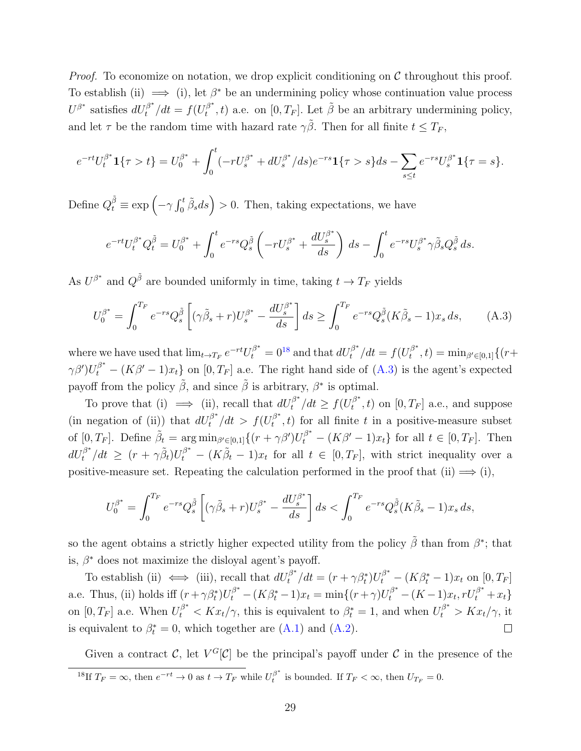*Proof.* To economize on notation, we drop explicit conditioning on $\mathcal{C}$ throughout this proof. To establish (ii) $\implies$ (i), let $\beta^*$ be an undermining policy whose continuation value process $U^{\beta^*}$ satisfies $dU_t^{\beta^*}/dt = f(U_t^{\beta^*}, t)$ a.e. on $[0, T_F]$. Let $\tilde{\beta}$ be an arbitrary undermining policy, and let $\tau$ be the random time with hazard rate $\gamma\tilde{\beta}$. Then for all finite $t \leq T_F$,

$$e^{-rt}U_t^{\beta^*}\mathbf{1}\{\tau > t\} = U_0^{\beta^*} + \int_0^t (-rU_s^{\beta^*} + dU_s^{\beta^*}/ds)e^{-rs}\mathbf{1}\{\tau > s\}ds - \sum_{s \leq t} e^{-rs}U_s^{\beta^*}\mathbf{1}\{\tau = s\}.$$

Define $Q_t^{\tilde{\beta}} \equiv \exp\left(-\gamma \int_0^t \tilde{\beta}_s ds\right) > 0$. Then, taking expectations, we have

$$e^{-rt}U_t^{\beta^*}Q_t^{\tilde{\beta}} = U_0^{\beta^*} + \int_0^t e^{-rs}Q_s^{\tilde{\beta}}\left(-rU_s^{\beta^*} + \frac{dU_s^{\beta^*}}{ds}\right)ds - \int_0^t e^{-rs}U_s^{\beta^*}\gamma\tilde{\beta}_s Q_s^{\tilde{\beta}}\,ds.$$

As $U^{\beta^*}$ and $Q^{\tilde{\beta}}$ are bounded uniformly in time, taking $t \to T_F$ yields

$$U_0^{\beta^*} = \int_0^{T_F} e^{-rs}Q_s^{\tilde{\beta}}\left[(\gamma\tilde{\beta}_s + r)U_s^{\beta^*} - \frac{dU_s^{\beta^*}}{ds}\right]ds \geq \int_0^{T_F} e^{-rs}Q_s^{\tilde{\beta}}(K\tilde{\beta}_s - 1)x_s\,ds, \tag{A.3}$$

where we have used that $\lim_{t\to T_F} e^{-rt}U_t^{\beta^*} = 0$[18] and that $dU_t^{\beta^*}/dt = f(U_t^{\beta^*}, t) = \min_{\beta' \in [0,1]}\{(r + \gamma\beta')U_t^{\beta^*} - (K\beta' - 1)x_t\}$ on $[0, T_F]$ a.e. The right hand side of (A.3) is the agent's expected payoff from the policy $\tilde{\beta}$, and since $\tilde{\beta}$ is arbitrary, $\beta^*$ is optimal.

To prove that (i) $\implies$ (ii), recall that $dU_t^{\beta^*}/dt \geq f(U_t^{\beta^*}, t)$ on $[0, T_F]$ a.e., and suppose (in negation of (ii)) that $dU_t^{\beta^*}/dt > f(U_t^{\beta^*}, t)$ for all finite $t$ in a positive-measure subset of $[0, T_F]$. Define $\tilde{\beta}_t = \arg\min_{\beta' \in [0,1]}\{(r + \gamma\beta')U_t^{\beta^*} - (K\beta' - 1)x_t\}$ for all $t \in [0, T_F]$. Then $dU_t^{\beta^*}/dt \geq (r + \gamma\tilde{\beta}_t)U_t^{\beta^*} - (K\tilde{\beta}_t - 1)x_t$ for all $t \in [0, T_F]$, with strict inequality over a positive-measure set. Repeating the calculation performed in the proof that (ii) $\Longrightarrow$ (i),

$$U_0^{\beta^*} = \int_0^{T_F} e^{-rs}Q_s^{\tilde{\beta}}\left[(\gamma\tilde{\beta}_s + r)U_s^{\beta^*} - \frac{dU_s^{\beta^*}}{ds}\right]ds < \int_0^{T_F} e^{-rs}Q_s^{\tilde{\beta}}(K\tilde{\beta}_s - 1)x_s\,ds,$$

so the agent obtains a strictly higher expected utility from the policy $\tilde{\beta}$ than from $\beta^*$; that is, $\beta^*$ does not maximize the disloyal agent's payoff.

To establish (ii) $\iff$ (iii), recall that $dU_t^{\beta^*}/dt = (r + \gamma\beta_t^*)U_t^{\beta^*} - (K\beta_t^* - 1)x_t$ on $[0, T_F]$ a.e. Thus, (ii) holds iff $(r + \gamma\beta_t^*)U_t^{\beta^*} - (K\beta_t^* - 1)x_t = \min\{(r+\gamma)U_t^{\beta^*} - (K-1)x_t, rU_t^{\beta^*} + x_t\}$ on $[0, T_F]$ a.e. When $U_t^{\beta^*} < Kx_t/\gamma$, this is equivalent to $\beta_t^* = 1$, and when $U_t^{\beta^*} > Kx_t/\gamma$, it is equivalent to $\beta_t^* = 0$, which together are (A.1) and (A.2). $\square$

Given a contract $\mathcal{C}$, let $V^G[\mathcal{C}]$ be the principal's payoff under $\mathcal{C}$ in the presence of the

[18] If $T_F = \infty$, then $e^{-rt} \to 0$ as $t \to T_F$ while $U_t^{\beta^*}$ is bounded. If $T_F < \infty$, then $U_{T_F} = 0$.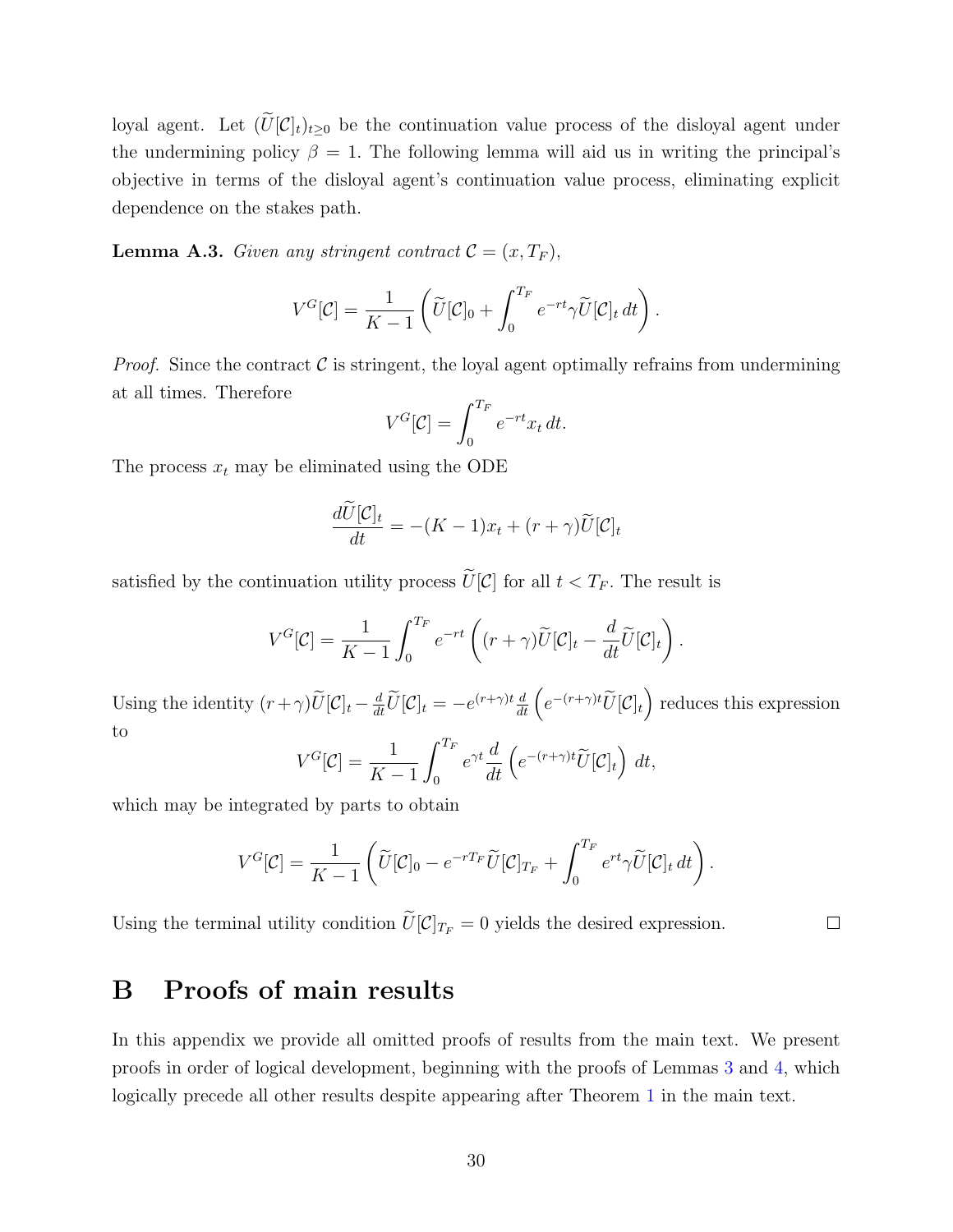loyal agent. Let $(\widetilde{U}[\mathcal{C}]_t)_{t\geq 0}$ be the continuation value process of the disloyal agent under the undermining policy $\beta = 1$. The following lemma will aid us in writing the principal's objective in terms of the disloyal agent's continuation value process, eliminating explicit dependence on the stakes path.

**Lemma A.3.** *Given any stringent contract $\mathcal{C} = (x, T_F)$,*

$$V^G[\mathcal{C}] = \frac{1}{K-1}\left(\widetilde{U}[\mathcal{C}]_0 + \int_0^{T_F} e^{-rt}\gamma \widetilde{U}[\mathcal{C}]_t \, dt\right).$$

*Proof.* Since the contract $\mathcal{C}$ is stringent, the loyal agent optimally refrains from undermining at all times. Therefore

$$V^G[\mathcal{C}] = \int_0^{T_F} e^{-rt} x_t \, dt.$$

The process $x_t$ may be eliminated using the ODE

$$\frac{d\widetilde{U}[\mathcal{C}]_t}{dt} = -(K-1)x_t + (r+\gamma)\widetilde{U}[\mathcal{C}]_t$$

satisfied by the continuation utility process $\widetilde{U}[\mathcal{C}]$ for all $t < T_F$. The result is

$$V^G[\mathcal{C}] = \frac{1}{K-1}\int_0^{T_F} e^{-rt}\left((r+\gamma)\widetilde{U}[\mathcal{C}]_t - \frac{d}{dt}\widetilde{U}[\mathcal{C}]_t\right).$$

Using the identity $(r+\gamma)\widetilde{U}[\mathcal{C}]_t - \frac{d}{dt}\widetilde{U}[\mathcal{C}]_t = -e^{(r+\gamma)t}\frac{d}{dt}\left(e^{-(r+\gamma)t}\widetilde{U}[\mathcal{C}]_t\right)$ reduces this expression to

$$V^G[\mathcal{C}] = \frac{1}{K-1}\int_0^{T_F} e^{\gamma t}\frac{d}{dt}\left(e^{-(r+\gamma)t}\widetilde{U}[\mathcal{C}]_t\right) dt,$$

which may be integrated by parts to obtain

$$V^G[\mathcal{C}] = \frac{1}{K-1}\left(\widetilde{U}[\mathcal{C}]_0 - e^{-rT_F}\widetilde{U}[\mathcal{C}]_{T_F} + \int_0^{T_F} e^{rt}\gamma\widetilde{U}[\mathcal{C}]_t \, dt\right).$$

Using the terminal utility condition $\widetilde{U}[\mathcal{C}]_{T_F} = 0$ yields the desired expression. $\square$

# B Proofs of main results

In this appendix we provide all omitted proofs of results from the main text. We present proofs in order of logical development, beginning with the proofs of Lemmas 3 and 4, which logically precede all other results despite appearing after Theorem 1 in the main text.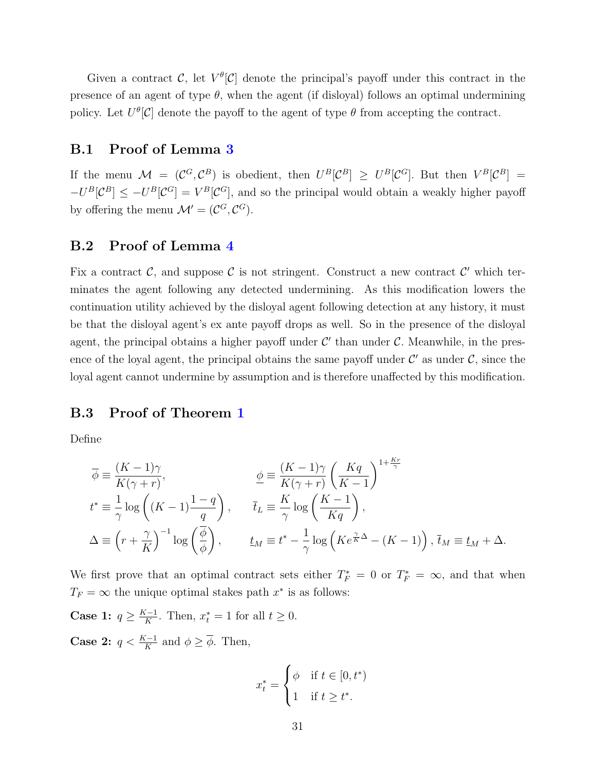Given a contract $\mathcal{C}$, let $V^\theta[\mathcal{C}]$ denote the principal's payoff under this contract in the presence of an agent of type $\theta$, when the agent (if disloyal) follows an optimal undermining policy. Let $U^\theta[\mathcal{C}]$ denote the payoff to the agent of type $\theta$ from accepting the contract.

### B.1 Proof of Lemma 3

If the menu $\mathcal{M} = (\mathcal{C}^G, \mathcal{C}^B)$ is obedient, then $U^B[\mathcal{C}^B] \geq U^B[\mathcal{C}^G]$. But then $V^B[\mathcal{C}^B] = -U^B[\mathcal{C}^B] \leq -U^B[\mathcal{C}^G] = V^B[\mathcal{C}^G]$, and so the principal would obtain a weakly higher payoff by offering the menu $\mathcal{M}' = (\mathcal{C}^G, \mathcal{C}^G)$.

### B.2 Proof of Lemma 4

Fix a contract $\mathcal{C}$, and suppose $\mathcal{C}$ is not stringent. Construct a new contract $\mathcal{C}'$ which terminates the agent following any detected undermining. As this modification lowers the continuation utility achieved by the disloyal agent following detection at any history, it must be that the disloyal agent's ex ante payoff drops as well. So in the presence of the disloyal agent, the principal obtains a higher payoff under $\mathcal{C}'$ than under $\mathcal{C}$. Meanwhile, in the presence of the loyal agent, the principal obtains the same payoff under $\mathcal{C}'$ as under $\mathcal{C}$, since the loyal agent cannot undermine by assumption and is therefore unaffected by this modification.

### B.3 Proof of Theorem 1

Define

$$\overline{\phi} \equiv \frac{(K-1)\gamma}{K(\gamma+r)}, \qquad \underline{\phi} \equiv \frac{(K-1)\gamma}{K(\gamma+r)}\left(\frac{Kq}{K-1}\right)^{1+\frac{Kr}{\gamma}}$$

$$t^* \equiv \frac{1}{\gamma}\log\left((K-1)\frac{1-q}{q}\right), \qquad \overline{t}_L \equiv \frac{K}{\gamma}\log\left(\frac{K-1}{Kq}\right),$$

$$\Delta \equiv \left(r+\frac{\gamma}{K}\right)^{-1}\log\left(\frac{\overline{\phi}}{\phi}\right), \qquad \underline{t}_M \equiv t^* - \frac{1}{\gamma}\log\left(Ke^{\frac{\gamma}{K}\Delta} - (K-1)\right), \ \overline{t}_M \equiv \underline{t}_M + \Delta.$$

We first prove that an optimal contract sets either $T_F^* = 0$ or $T_F^* = \infty$, and that when $T_F = \infty$ the unique optimal stakes path $x^*$ is as follows:

**Case 1:** $q \geq \frac{K-1}{K}$. Then, $x_t^* = 1$ for all $t \geq 0$.

**Case 2:** $q < \frac{K-1}{K}$ and $\phi \geq \overline{\phi}$. Then,

$$x_t^* = \begin{cases} \phi & \text{if } t \in [0, t^*) \\ 1 & \text{if } t \geq t^*. \end{cases}$$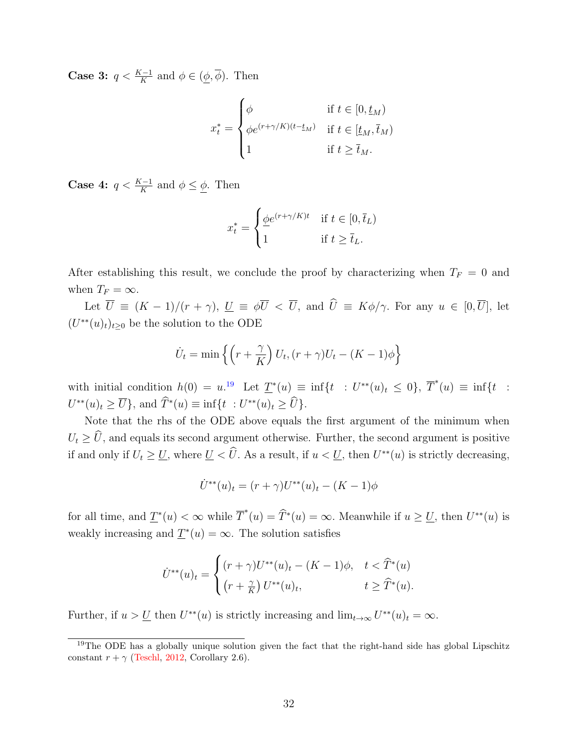**Case 3:** $q < \frac{K-1}{K}$ and $\phi \in (\underline{\phi}, \overline{\phi})$. Then

$$x_t^* = \begin{cases} \phi & \text{if } t \in [0, \underline{t}_M) \\ \phi e^{(r+\gamma/K)(t-\underline{t}_M)} & \text{if } t \in [\underline{t}_M, \overline{t}_M) \\ 1 & \text{if } t \geq \overline{t}_M. \end{cases}$$

**Case 4:** $q < \frac{K-1}{K}$ and $\phi \leq \underline{\phi}$. Then

$$x_t^* = \begin{cases} \underline{\phi} e^{(r+\gamma/K)t} & \text{if } t \in [0, \overline{t}_L) \\ 1 & \text{if } t \geq \overline{t}_L. \end{cases}$$

After establishing this result, we conclude the proof by characterizing when $T_F = 0$ and when $T_F = \infty$.

Let $\overline{U} \equiv (K-1)/(r+\gamma)$, $\underline{U} \equiv \phi\overline{U} < \overline{U}$, and $\widehat{U} \equiv K\phi/\gamma$. For any $u \in [0, \overline{U}]$, let $(U^{**}(u)_t)_{t\geq 0}$ be the solution to the ODE

$$\dot{U}_t = \min\left\{\left(r + \frac{\gamma}{K}\right)U_t, (r+\gamma)U_t - (K-1)\phi\right\}$$

with initial condition $h(0) = u$.[19] Let $\underline{T}^*(u) \equiv \inf\{t \ : U^{**}(u)_t \leq 0\}$, $\overline{T}^*(u) \equiv \inf\{t \ : U^{**}(u)_t \geq \overline{U}\}$, and $\widehat{T}^*(u) \equiv \inf\{t \ : U^{**}(u)_t \geq \widehat{U}\}$.

Note that the rhs of the ODE above equals the first argument of the minimum when $U_t \geq \widehat{U}$, and equals its second argument otherwise. Further, the second argument is positive if and only if $U_t \geq \underline{U}$, where $\underline{U} < \widehat{U}$. As a result, if $u < \underline{U}$, then $U^{**}(u)$ is strictly decreasing,

$$\dot{U}^{**}(u)_t = (r+\gamma)U^{**}(u)_t - (K-1)\phi$$

for all time, and $\underline{T}^*(u) < \infty$ while $\overline{T}^*(u) = \widehat{T}^*(u) = \infty$. Meanwhile if $u \geq \underline{U}$, then $U^{**}(u)$ is weakly increasing and $\underline{T}^*(u) = \infty$. The solution satisfies

$$\dot{U}^{**}(u)_t = \begin{cases} (r+\gamma)U^{**}(u)_t - (K-1)\phi, & t < \widehat{T}^*(u) \\ \left(r + \frac{\gamma}{K}\right)U^{**}(u)_t, & t \geq \widehat{T}^*(u). \end{cases}$$

Further, if $u > \underline{U}$ then $U^{**}(u)$ is strictly increasing and $\lim_{t\to\infty} U^{**}(u)_t = \infty$.

[19] The ODE has a globally unique solution given the fact that the right-hand side has global Lipschitz constant $r + \gamma$ (Teschl, 2012, Corollary 2.6).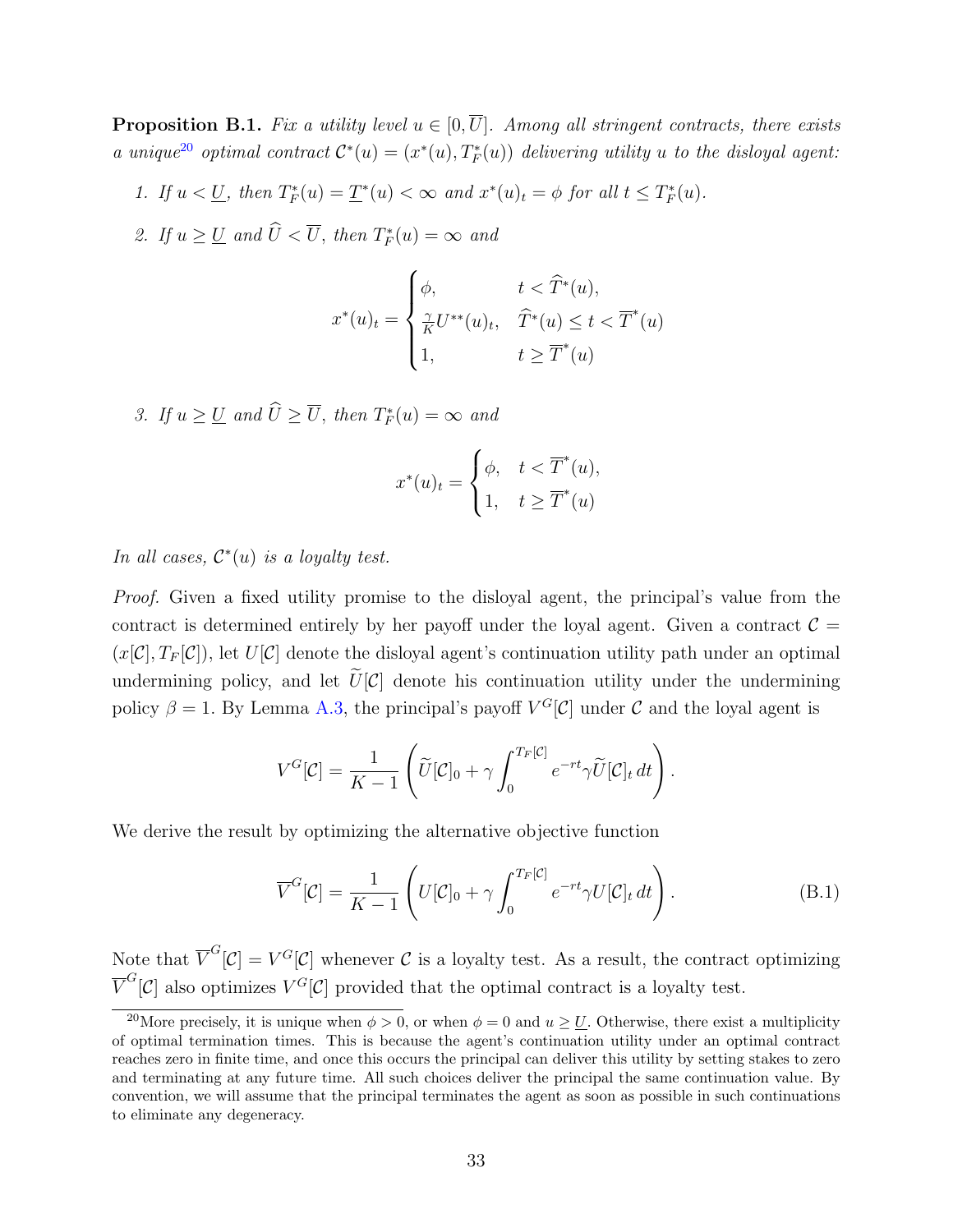**Proposition B.1.** *Fix a utility level $u \in [0, \overline{U}]$. Among all stringent contracts, there exists a unique*[20] *optimal contract $\mathcal{C}^*(u) = (x^*(u), T_F^*(u))$ delivering utility $u$ to the disloyal agent:*

1. *If $u < \underline{U}$, then $T_F^*(u) = \underline{T}^*(u) < \infty$ and $x^*(u)_t = \phi$ for all $t \leq T_F^*(u)$.*

2. *If $u \geq \underline{U}$ and $\widehat{U} < \overline{U}$, then $T_F^*(u) = \infty$ and*

$$x^*(u)_t = \begin{cases} \phi, & t < \widehat{T}^*(u), \\ \frac{\gamma}{K} U^{**}(u)_t, & \widehat{T}^*(u) \leq t < \overline{T}^*(u) \\ 1, & t \geq \overline{T}^*(u) \end{cases}$$

3. *If $u \geq \underline{U}$ and $\widehat{U} \geq \overline{U}$, then $T_F^*(u) = \infty$ and*

$$x^*(u)_t = \begin{cases} \phi, & t < \overline{T}^*(u), \\ 1, & t \geq \overline{T}^*(u) \end{cases}$$

*In all cases, $\mathcal{C}^*(u)$ is a loyalty test.*

*Proof.* Given a fixed utility promise to the disloyal agent, the principal's value from the contract is determined entirely by her payoff under the loyal agent. Given a contract $\mathcal{C} = (x[\mathcal{C}], T_F[\mathcal{C}])$, let $U[\mathcal{C}]$ denote the disloyal agent's continuation utility path under an optimal undermining policy, and let $\widetilde{U}[\mathcal{C}]$ denote his continuation utility under the undermining policy $\beta = 1$. By Lemma A.3, the principal's payoff $V^G[\mathcal{C}]$ under $\mathcal{C}$ and the loyal agent is

$$V^G[\mathcal{C}] = \frac{1}{K-1} \left( \widetilde{U}[\mathcal{C}]_0 + \gamma \int_0^{T_F[\mathcal{C}]} e^{-rt} \gamma \widetilde{U}[\mathcal{C}]_t \, dt \right).$$

We derive the result by optimizing the alternative objective function

$$\overline{V}^G[\mathcal{C}] = \frac{1}{K-1} \left( U[\mathcal{C}]_0 + \gamma \int_0^{T_F[\mathcal{C}]} e^{-rt} \gamma U[\mathcal{C}]_t \, dt \right). \tag{B.1}$$

Note that $\overline{V}^G[\mathcal{C}] = V^G[\mathcal{C}]$ whenever $\mathcal{C}$ is a loyalty test. As a result, the contract optimizing $\overline{V}^G[\mathcal{C}]$ also optimizes $V^G[\mathcal{C}]$ provided that the optimal contract is a loyalty test.

[20] More precisely, it is unique when $\phi > 0$, or when $\phi = 0$ and $u \geq \underline{U}$. Otherwise, there exist a multiplicity of optimal termination times. This is because the agent's continuation utility under an optimal contract reaches zero in finite time, and once this occurs the principal can deliver this utility by setting stakes to zero and terminating at any future time. All such choices deliver the principal the same continuation value. By convention, we will assume that the principal terminates the agent as soon as possible in such continuations to eliminate any degeneracy.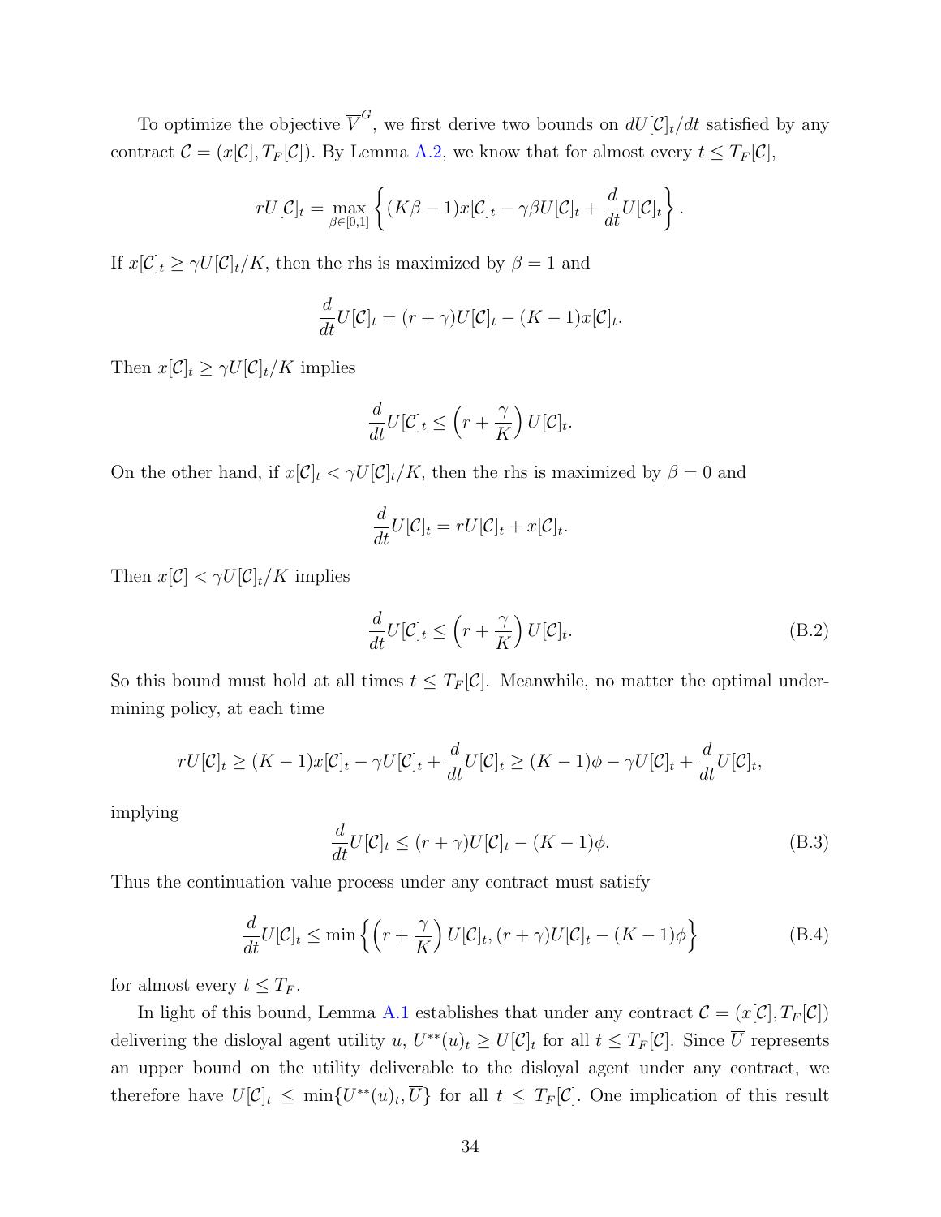To optimize the objective $\overline{V}^G$, we first derive two bounds on $dU[\mathcal{C}]_t/dt$ satisfied by any contract $\mathcal{C} = (x[\mathcal{C}], T_F[\mathcal{C}])$. By Lemma A.2, we know that for almost every $t \leq T_F[\mathcal{C}]$,

$$rU[\mathcal{C}]_t = \max_{\beta \in [0,1]} \left\{ (K\beta - 1)x[\mathcal{C}]_t - \gamma\beta U[\mathcal{C}]_t + \frac{d}{dt}U[\mathcal{C}]_t \right\}.$$

If $x[\mathcal{C}]_t \geq \gamma U[\mathcal{C}]_t/K$, then the rhs is maximized by $\beta = 1$ and

$$\frac{d}{dt}U[\mathcal{C}]_t = (r+\gamma)U[\mathcal{C}]_t - (K-1)x[\mathcal{C}]_t.$$

Then $x[\mathcal{C}]_t \geq \gamma U[\mathcal{C}]_t/K$ implies

$$\frac{d}{dt}U[\mathcal{C}]_t \leq \left(r + \frac{\gamma}{K}\right)U[\mathcal{C}]_t.$$

On the other hand, if $x[\mathcal{C}]_t < \gamma U[\mathcal{C}]_t/K$, then the rhs is maximized by $\beta = 0$ and

$$\frac{d}{dt}U[\mathcal{C}]_t = rU[\mathcal{C}]_t + x[\mathcal{C}]_t.$$

Then $x[\mathcal{C}] < \gamma U[\mathcal{C}]_t/K$ implies

$$\frac{d}{dt}U[\mathcal{C}]_t \leq \left(r + \frac{\gamma}{K}\right)U[\mathcal{C}]_t. \tag{B.2}$$

So this bound must hold at all times $t \leq T_F[\mathcal{C}]$. Meanwhile, no matter the optimal undermining policy, at each time

$$rU[\mathcal{C}]_t \geq (K-1)x[\mathcal{C}]_t - \gamma U[\mathcal{C}]_t + \frac{d}{dt}U[\mathcal{C}]_t \geq (K-1)\phi - \gamma U[\mathcal{C}]_t + \frac{d}{dt}U[\mathcal{C}]_t,$$

implying

$$\frac{d}{dt}U[\mathcal{C}]_t \leq (r+\gamma)U[\mathcal{C}]_t - (K-1)\phi. \tag{B.3}$$

Thus the continuation value process under any contract must satisfy

$$\frac{d}{dt}U[\mathcal{C}]_t \leq \min\left\{ \left(r + \frac{\gamma}{K}\right)U[\mathcal{C}]_t, (r+\gamma)U[\mathcal{C}]_t - (K-1)\phi \right\} \tag{B.4}$$

for almost every $t \leq T_F$.

In light of this bound, Lemma A.1 establishes that under any contract $\mathcal{C} = (x[\mathcal{C}], T_F[\mathcal{C}])$ delivering the disloyal agent utility $u$, $U^{**}(u)_t \geq U[\mathcal{C}]_t$ for all $t \leq T_F[\mathcal{C}]$. Since $\overline{U}$ represents an upper bound on the utility deliverable to the disloyal agent under any contract, we therefore have $U[\mathcal{C}]_t \leq \min\{U^{**}(u)_t, \overline{U}\}$ for all $t \leq T_F[\mathcal{C}]$. One implication of this result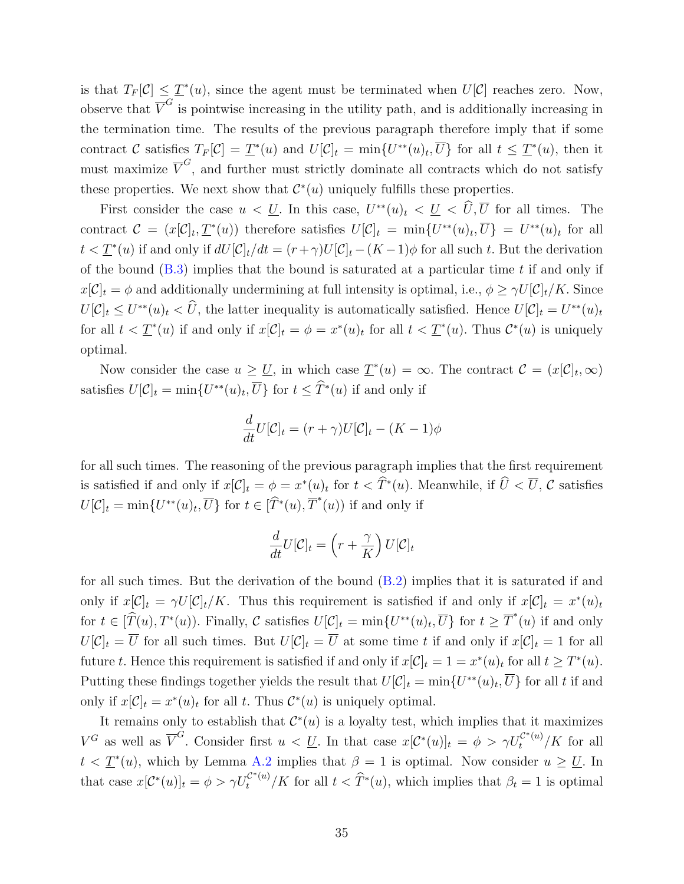is that $T_F[\mathcal{C}] \leq \underline{T}^*(u)$, since the agent must be terminated when $U[\mathcal{C}]$ reaches zero. Now, observe that $\overline{V}^G$ is pointwise increasing in the utility path, and is additionally increasing in the termination time. The results of the previous paragraph therefore imply that if some contract $\mathcal{C}$ satisfies $T_F[\mathcal{C}] = \underline{T}^*(u)$ and $U[\mathcal{C}]_t = \min\{U^{**}(u)_t, \overline{U}\}$ for all $t \leq \underline{T}^*(u)$, then it must maximize $\overline{V}^G$, and further must strictly dominate all contracts which do not satisfy these properties. We next show that $\mathcal{C}^*(u)$ uniquely fulfills these properties.

First consider the case $u < \underline{U}$. In this case, $U^{**}(u)_t < \underline{U} < \widehat{U}, \overline{U}$ for all times. The contract $\mathcal{C} = (x[\mathcal{C}]_t, \underline{T}^*(u))$ therefore satisfies $U[\mathcal{C}]_t = \min\{U^{**}(u)_t, \overline{U}\} = U^{**}(u)_t$ for all $t < \underline{T}^*(u)$ if and only if $dU[\mathcal{C}]_t/dt = (r+\gamma)U[\mathcal{C}]_t - (K-1)\phi$ for all such $t$. But the derivation of the bound (B.3) implies that the bound is saturated at a particular time $t$ if and only if $x[\mathcal{C}]_t = \phi$ and additionally undermining at full intensity is optimal, i.e., $\phi \geq \gamma U[\mathcal{C}]_t/K$. Since $U[\mathcal{C}]_t \leq U^{**}(u)_t < \widehat{U}$, the latter inequality is automatically satisfied. Hence $U[\mathcal{C}]_t = U^{**}(u)_t$ for all $t < \underline{T}^*(u)$ if and only if $x[\mathcal{C}]_t = \phi = x^*(u)_t$ for all $t < \underline{T}^*(u)$. Thus $\mathcal{C}^*(u)$ is uniquely optimal.

Now consider the case $u \geq \underline{U}$, in which case $\underline{T}^*(u) = \infty$. The contract $\mathcal{C} = (x[\mathcal{C}]_t, \infty)$ satisfies $U[\mathcal{C}]_t = \min\{U^{**}(u)_t, \overline{U}\}$ for $t \leq \widehat{T}^*(u)$ if and only if

$$\frac{d}{dt}U[\mathcal{C}]_t = (r+\gamma)U[\mathcal{C}]_t - (K-1)\phi$$

for all such times. The reasoning of the previous paragraph implies that the first requirement is satisfied if and only if $x[\mathcal{C}]_t = \phi = x^*(u)_t$ for $t < \widehat{T}^*(u)$. Meanwhile, if $\widehat{U} < \overline{U}$, $\mathcal{C}$ satisfies $U[\mathcal{C}]_t = \min\{U^{**}(u)_t, \overline{U}\}$ for $t \in [\widehat{T}^*(u), \overline{T}^*(u))$ if and only if

$$\frac{d}{dt}U[\mathcal{C}]_t = \left(r + \frac{\gamma}{K}\right)U[\mathcal{C}]_t$$

for all such times. But the derivation of the bound (B.2) implies that it is saturated if and only if $x[\mathcal{C}]_t = \gamma U[\mathcal{C}]_t/K$. Thus this requirement is satisfied if and only if $x[\mathcal{C}]_t = x^*(u)_t$ for $t \in [\widehat{T}(u), T^*(u))$. Finally, $\mathcal{C}$ satisfies $U[\mathcal{C}]_t = \min\{U^{**}(u)_t, \overline{U}\}$ for $t \geq \overline{T}^*(u)$ if and only $U[\mathcal{C}]_t = \overline{U}$ for all such times. But $U[\mathcal{C}]_t = \overline{U}$ at some time $t$ if and only if $x[\mathcal{C}]_t = 1$ for all future $t$. Hence this requirement is satisfied if and only if $x[\mathcal{C}]_t = 1 = x^*(u)_t$ for all $t \geq T^*(u)$. Putting these findings together yields the result that $U[\mathcal{C}]_t = \min\{U^{**}(u)_t, \overline{U}\}$ for all $t$ if and only if $x[\mathcal{C}]_t = x^*(u)_t$ for all $t$. Thus $\mathcal{C}^*(u)$ is uniquely optimal.

It remains only to establish that $\mathcal{C}^*(u)$ is a loyalty test, which implies that it maximizes $V^G$ as well as $\overline{V}^G$. Consider first $u < \underline{U}$. In that case $x[\mathcal{C}^*(u)]_t = \phi > \gamma U_t^{\mathcal{C}^*(u)}/K$ for all $t < \underline{T}^*(u)$, which by Lemma A.2 implies that $\beta = 1$ is optimal. Now consider $u \geq \underline{U}$. In that case $x[\mathcal{C}^*(u)]_t = \phi > \gamma U_t^{\mathcal{C}^*(u)}/K$ for all $t < \widehat{T}^*(u)$, which implies that $\beta_t = 1$ is optimal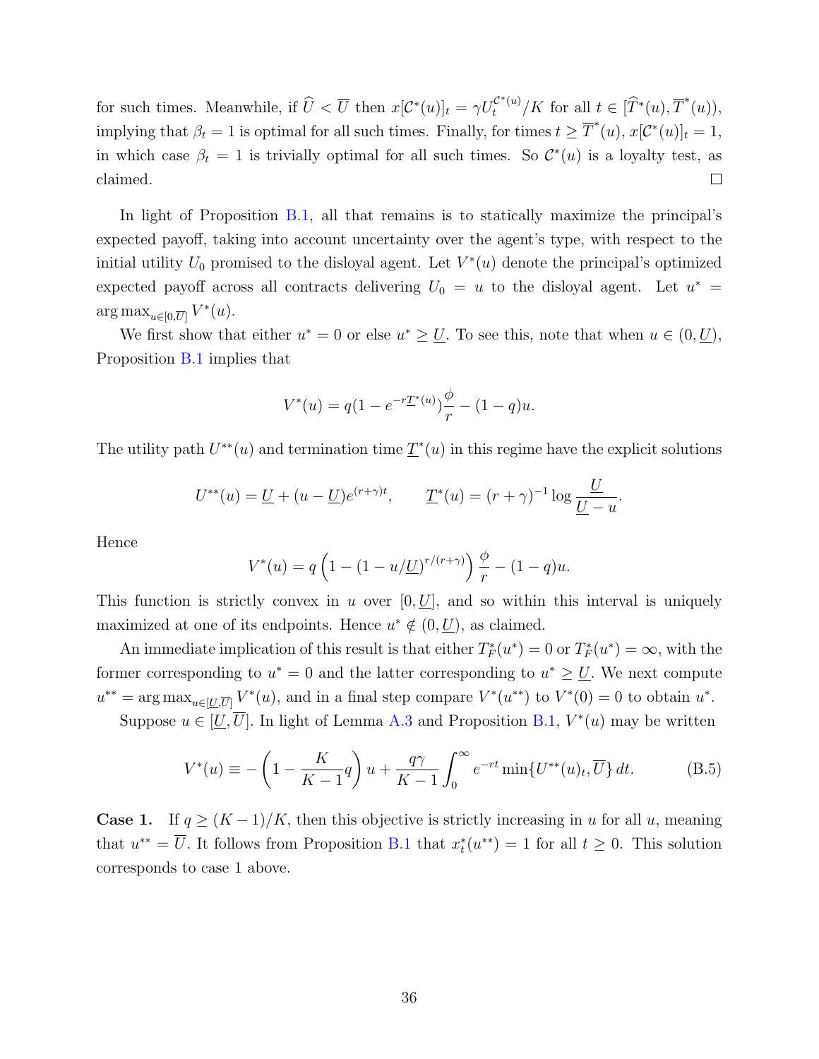for such times. Meanwhile, if $\widehat{U} < \overline{U}$ then $x[\mathcal{C}^*(u)]_t = \gamma U_t^{\mathcal{C}^*(u)}/K$ for all $t \in [\widehat{T}^*(u), \overline{T}^*(u))$, implying that $\beta_t = 1$ is optimal for all such times. Finally, for times $t \geq \overline{T}^*(u)$, $x[\mathcal{C}^*(u)]_t = 1$, in which case $\beta_t = 1$ is trivially optimal for all such times. So $\mathcal{C}^*(u)$ is a loyalty test, as claimed. ☐

In light of Proposition B.1, all that remains is to statically maximize the principal's expected payoff, taking into account uncertainty over the agent's type, with respect to the initial utility $U_0$ promised to the disloyal agent. Let $V^*(u)$ denote the principal's optimized expected payoff across all contracts delivering $U_0 = u$ to the disloyal agent. Let $u^* = \arg\max_{u \in [0, \overline{U}]} V^*(u)$.

We first show that either $u^* = 0$ or else $u^* \geq \underline{U}$. To see this, note that when $u \in (0, \underline{U})$, Proposition B.1 implies that

$$V^*(u) = q(1 - e^{-r\underline{T}^*(u)})\frac{\phi}{r} - (1-q)u.$$

The utility path $U^{**}(u)$ and termination time $\underline{T}^*(u)$ in this regime have the explicit solutions

$$U^{**}(u) = \underline{U} + (u - \underline{U})e^{(r+\gamma)t}, \qquad \underline{T}^*(u) = (r+\gamma)^{-1} \log \frac{\underline{U}}{\underline{U} - u}.$$

Hence

$$V^*(u) = q\left(1 - (1 - u/\underline{U})^{r/(r+\gamma)}\right)\frac{\phi}{r} - (1-q)u.$$

This function is strictly convex in $u$ over $[0, \underline{U}]$, and so within this interval is uniquely maximized at one of its endpoints. Hence $u^* \notin (0, \underline{U})$, as claimed.

An immediate implication of this result is that either $T_F^*(u^*) = 0$ or $T_F^*(u^*) = \infty$, with the former corresponding to $u^* = 0$ and the latter corresponding to $u^* \geq \underline{U}$. We next compute $u^{**} = \arg\max_{u \in [\underline{U}, \overline{U}]} V^*(u)$, and in a final step compare $V^*(u^{**})$ to $V^*(0) = 0$ to obtain $u^*$.

Suppose $u \in [\underline{U}, \overline{U}]$. In light of Lemma A.3 and Proposition B.1, $V^*(u)$ may be written

$$V^*(u) \equiv -\left(1 - \frac{K}{K-1}q\right)u + \frac{q\gamma}{K-1}\int_0^\infty e^{-rt} \min\{U^{**}(u)_t, \overline{U}\}\, dt. \tag{B.5}$$

**Case 1.** If $q \geq (K-1)/K$, then this objective is strictly increasing in $u$ for all $u$, meaning that $u^{**} = \overline{U}$. It follows from Proposition B.1 that $x_t^*(u^{**}) = 1$ for all $t \geq 0$. This solution corresponds to case 1 above.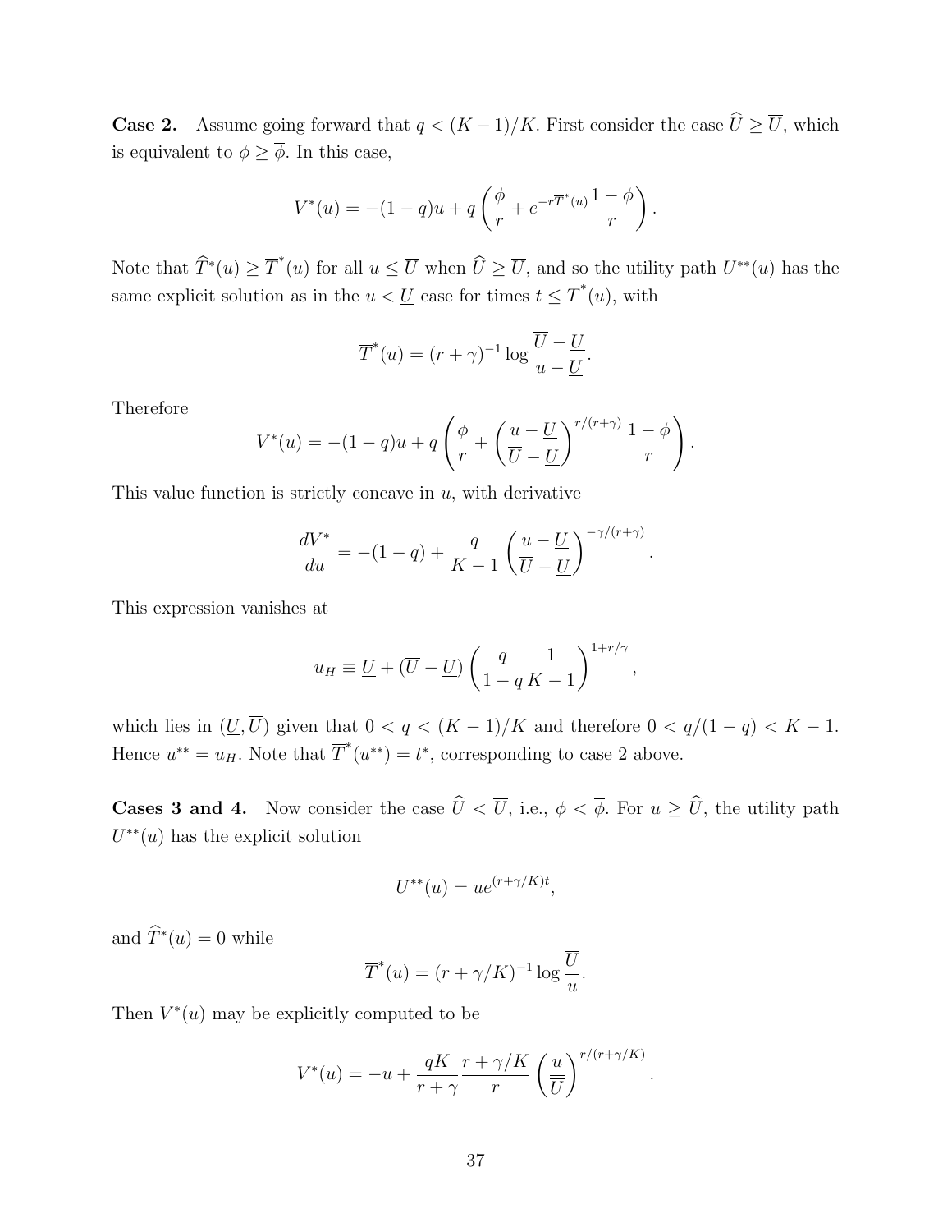**Case 2.** Assume going forward that $q < (K-1)/K$. First consider the case $\widehat{U} \geq \overline{U}$, which is equivalent to $\phi \geq \overline{\phi}$. In this case,

$$V^*(u) = -(1-q)u + q\left(\frac{\phi}{r} + e^{-r\overline{T}^*(u)}\frac{1-\phi}{r}\right).$$

Note that $\widehat{T}^*(u) \geq \overline{T}^*(u)$ for all $u \leq \overline{U}$ when $\widehat{U} \geq \overline{U}$, and so the utility path $U^{**}(u)$ has the same explicit solution as in the $u < \underline{U}$ case for times $t \leq \overline{T}^*(u)$, with

$$\overline{T}^*(u) = (r+\gamma)^{-1} \log \frac{\overline{U} - \underline{U}}{u - \underline{U}}.$$

Therefore

$$V^*(u) = -(1-q)u + q\left(\frac{\phi}{r} + \left(\frac{u-\underline{U}}{\overline{U}-\underline{U}}\right)^{r/(r+\gamma)}\frac{1-\phi}{r}\right).$$

This value function is strictly concave in $u$, with derivative

$$\frac{dV^*}{du} = -(1-q) + \frac{q}{K-1}\left(\frac{u-\underline{U}}{\overline{U}-\underline{U}}\right)^{-\gamma/(r+\gamma)}.$$

This expression vanishes at

$$u_H \equiv \underline{U} + (\overline{U} - \underline{U})\left(\frac{q}{1-q}\frac{1}{K-1}\right)^{1+r/\gamma},$$

which lies in $(\underline{U}, \overline{U})$ given that $0 < q < (K-1)/K$ and therefore $0 < q/(1-q) < K-1$. Hence $u^{**} = u_H$. Note that $\overline{T}^*(u^{**}) = t^*$, corresponding to case 2 above.

**Cases 3 and 4.** Now consider the case $\widehat{U} < \overline{U}$, i.e., $\phi < \overline{\phi}$. For $u \geq \widehat{U}$, the utility path $U^{**}(u)$ has the explicit solution

$$U^{**}(u) = ue^{(r+\gamma/K)t},$$

and $\widehat{T}^*(u) = 0$ while

$$\overline{T}^*(u) = (r+\gamma/K)^{-1}\log\frac{\overline{U}}{u}.$$

Then $V^*(u)$ may be explicitly computed to be

$$V^*(u) = -u + \frac{qK}{r+\gamma}\frac{r+\gamma/K}{r}\left(\frac{u}{\overline{U}}\right)^{r/(r+\gamma/K)}.$$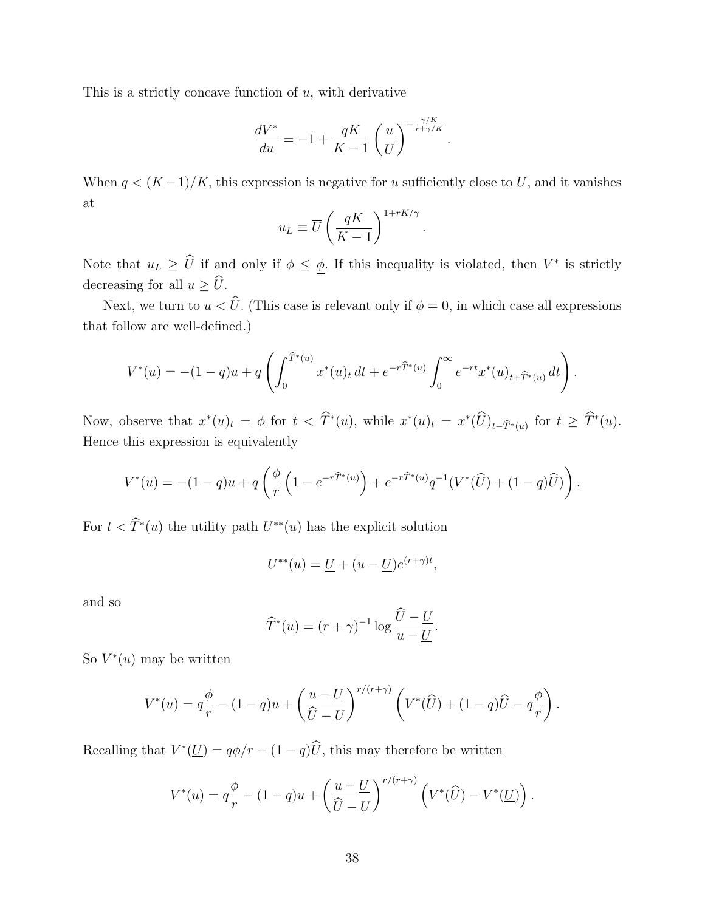This is a strictly concave function of $u$, with derivative

$$\frac{dV^*}{du} = -1 + \frac{qK}{K-1}\left(\frac{u}{\overline{U}}\right)^{-\frac{\gamma/K}{r+\gamma/K}}.$$

When $q < (K-1)/K$, this expression is negative for $u$ sufficiently close to $\overline{U}$, and it vanishes at

$$u_L \equiv \overline{U}\left(\frac{qK}{K-1}\right)^{1+rK/\gamma}.$$

Note that $u_L \geq \widehat{U}$ if and only if $\phi \leq \underline{\phi}$. If this inequality is violated, then $V^*$ is strictly decreasing for all $u \geq \widehat{U}$.

Next, we turn to $u < \widehat{U}$. (This case is relevant only if $\phi = 0$, in which case all expressions that follow are well-defined.)

$$V^*(u) = -(1-q)u + q\left(\int_0^{\widehat{T}^*(u)} x^*(u)_t\,dt + e^{-r\widehat{T}^*(u)}\int_0^\infty e^{-rt}x^*(u)_{t+\widehat{T}^*(u)}\,dt\right).$$

Now, observe that $x^*(u)_t = \phi$ for $t < \widehat{T}^*(u)$, while $x^*(u)_t = x^*(\widehat{U})_{t-\widehat{T}^*(u)}$ for $t \geq \widehat{T}^*(u)$. Hence this expression is equivalently

$$V^*(u) = -(1-q)u + q\left(\frac{\phi}{r}\left(1 - e^{-r\widehat{T}^*(u)}\right) + e^{-r\widehat{T}^*(u)}q^{-1}(V^*(\widehat{U}) + (1-q)\widehat{U})\right).$$

For $t < \widehat{T}^*(u)$ the utility path $U^{**}(u)$ has the explicit solution

$$U^{**}(u) = \underline{U} + (u - \underline{U})e^{(r+\gamma)t},$$

and so

$$\widehat{T}^*(u) = (r+\gamma)^{-1}\log\frac{\widehat{U} - \underline{U}}{u - \underline{U}}.$$

So $V^*(u)$ may be written

$$V^*(u) = q\frac{\phi}{r} - (1-q)u + \left(\frac{u-\underline{U}}{\widehat{U}-\underline{U}}\right)^{r/(r+\gamma)}\left(V^*(\widehat{U}) + (1-q)\widehat{U} - q\frac{\phi}{r}\right).$$

Recalling that $V^*(\underline{U}) = q\phi/r - (1-q)\widehat{U}$, this may therefore be written

$$V^*(u) = q\frac{\phi}{r} - (1-q)u + \left(\frac{u-\underline{U}}{\widehat{U}-\underline{U}}\right)^{r/(r+\gamma)}\left(V^*(\widehat{U}) - V^*(\underline{U})\right).$$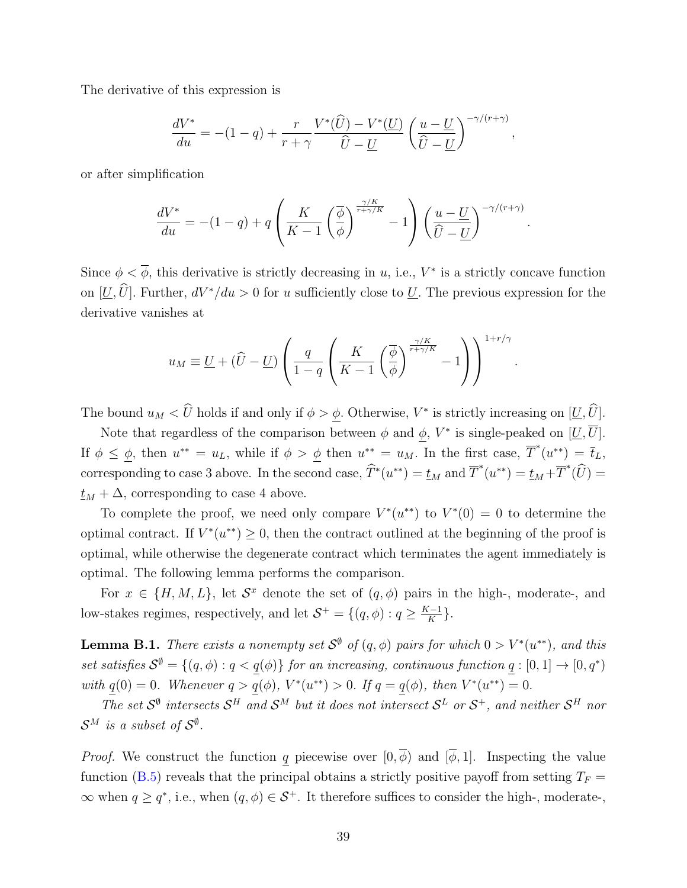The derivative of this expression is

$$\frac{dV^*}{du} = -(1-q) + \frac{r}{r+\gamma}\frac{V^*(\widehat{U}) - V^*(\underline{U})}{\widehat{U} - \underline{U}}\left(\frac{u-\underline{U}}{\widehat{U}-\underline{U}}\right)^{-\gamma/(r+\gamma)},$$

or after simplification

$$\frac{dV^*}{du} = -(1-q) + q\left(\frac{K}{K-1}\left(\frac{\overline{\phi}}{\phi}\right)^{\frac{\gamma/K}{r+\gamma/K}} - 1\right)\left(\frac{u-\underline{U}}{\widehat{U}-\underline{U}}\right)^{-\gamma/(r+\gamma)}.$$

Since $\phi < \overline{\phi}$, this derivative is strictly decreasing in $u$, i.e., $V^*$ is a strictly concave function on $[\underline{U}, \widehat{U}]$. Further, $dV^*/du > 0$ for $u$ sufficiently close to $\underline{U}$. The previous expression for the derivative vanishes at

$$u_M \equiv \underline{U} + (\widehat{U} - \underline{U})\left(\frac{q}{1-q}\left(\frac{K}{K-1}\left(\frac{\overline{\phi}}{\phi}\right)^{\frac{\gamma/K}{r+\gamma/K}} - 1\right)\right)^{1+r/\gamma}.$$

The bound $u_M < \widehat{U}$ holds if and only if $\phi > \underline{\phi}$. Otherwise, $V^*$ is strictly increasing on $[\underline{U}, \widehat{U}]$.

Note that regardless of the comparison between $\phi$ and $\underline{\phi}$, $V^*$ is single-peaked on $[\underline{U}, \overline{U}]$. If $\phi \leq \underline{\phi}$, then $u^{**} = u_L$, while if $\phi > \underline{\phi}$ then $u^{**} = u_M$. In the first case, $\overline{T}^*(u^{**}) = \bar{t}_L$, corresponding to case 3 above. In the second case, $\widehat{T}^*(u^{**}) = \underline{t}_M$ and $\overline{T}^*(u^{**}) = \underline{t}_M + \overline{T}^*(\widehat{U}) = \underline{t}_M + \Delta$, corresponding to case 4 above.

To complete the proof, we need only compare $V^*(u^{**})$ to $V^*(0) = 0$ to determine the optimal contract. If $V^*(u^{**}) \geq 0$, then the contract outlined at the beginning of the proof is optimal, while otherwise the degenerate contract which terminates the agent immediately is optimal. The following lemma performs the comparison.

For $x \in \{H, M, L\}$, let $\mathcal{S}^x$ denote the set of $(q, \phi)$ pairs in the high-, moderate-, and low-stakes regimes, respectively, and let $\mathcal{S}^+ = \{(q, \phi) : q \geq \frac{K-1}{K}\}$.

**Lemma B.1.** *There exists a nonempty set $\mathcal{S}^\emptyset$ of $(q, \phi)$ pairs for which $0 > V^*(u^{**})$, and this set satisfies $\mathcal{S}^\emptyset = \{(q, \phi) : q < \underline{q}(\phi)\}$ for an increasing, continuous function $\underline{q} : [0, 1] \to [0, q^*)$ with $\underline{q}(0) = 0$. Whenever $q > \underline{q}(\phi)$, $V^*(u^{**}) > 0$. If $q = \underline{q}(\phi)$, then $V^*(u^{**}) = 0$.*

*The set $\mathcal{S}^\emptyset$ intersects $\mathcal{S}^H$ and $\mathcal{S}^M$ but it does not intersect $\mathcal{S}^L$ or $\mathcal{S}^+$, and neither $\mathcal{S}^H$ nor $\mathcal{S}^M$ is a subset of $\mathcal{S}^\emptyset$.*

*Proof.* We construct the function $\underline{q}$ piecewise over $[0, \overline{\phi})$ and $[\overline{\phi}, 1]$. Inspecting the value function (B.5) reveals that the principal obtains a strictly positive payoff from setting $T_F = \infty$ when $q \geq q^*$, i.e., when $(q, \phi) \in \mathcal{S}^+$. It therefore suffices to consider the high-, moderate-,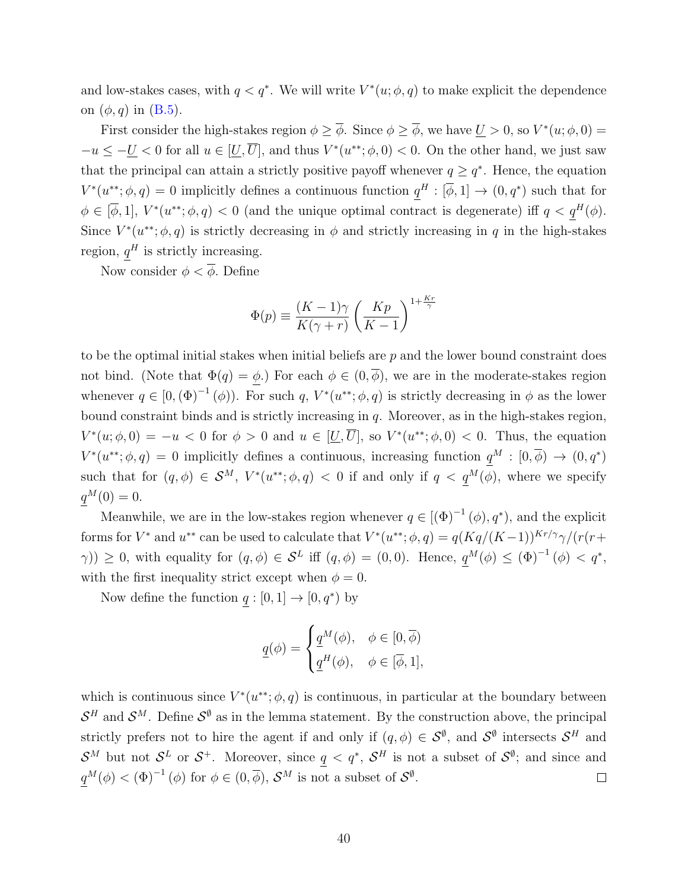and low-stakes cases, with $q < q^*$. We will write $V^*(u; \phi, q)$ to make explicit the dependence on $(\phi, q)$ in (B.5).

First consider the high-stakes region $\phi \geq \overline{\phi}$. Since $\phi \geq \overline{\phi}$, we have $\underline{U} > 0$, so $V^*(u; \phi, 0) = -u \leq -\underline{U} < 0$ for all $u \in [\underline{U}, \overline{U}]$, and thus $V^*(u^{**}; \phi, 0) < 0$. On the other hand, we just saw that the principal can attain a strictly positive payoff whenever $q \geq q^*$. Hence, the equation $V^*(u^{**}; \phi, q) = 0$ implicitly defines a continuous function $\underline{q}^H : [\overline{\phi}, 1] \to (0, q^*)$ such that for $\phi \in [\overline{\phi}, 1]$, $V^*(u^{**}; \phi, q) < 0$ (and the unique optimal contract is degenerate) iff $q < \underline{q}^H(\phi)$. Since $V^*(u^{**}; \phi, q)$ is strictly decreasing in $\phi$ and strictly increasing in $q$ in the high-stakes region, $\underline{q}^H$ is strictly increasing.

Now consider $\phi < \overline{\phi}$. Define

$$\Phi(p) \equiv \frac{(K-1)\gamma}{K(\gamma + r)} \left( \frac{Kp}{K-1} \right)^{1 + \frac{Kr}{\gamma}}$$

to be the optimal initial stakes when initial beliefs are $p$ and the lower bound constraint does not bind. (Note that $\Phi(q) = \underline{\phi}$.) For each $\phi \in (0, \overline{\phi})$, we are in the moderate-stakes region whenever $q \in [0, (\Phi)^{-1}(\phi))$. For such $q$, $V^*(u^{**}; \phi, q)$ is strictly decreasing in $\phi$ as the lower bound constraint binds and is strictly increasing in $q$. Moreover, as in the high-stakes region, $V^*(u; \phi, 0) = -u < 0$ for $\phi > 0$ and $u \in [\underline{U}, \overline{U}]$, so $V^*(u^{**}; \phi, 0) < 0$. Thus, the equation $V^*(u^{**}; \phi, q) = 0$ implicitly defines a continuous, increasing function $\underline{q}^M : [0, \overline{\phi}) \to (0, q^*)$ such that for $(q, \phi) \in \mathcal{S}^M$, $V^*(u^{**}; \phi, q) < 0$ if and only if $q < \underline{q}^M(\phi)$, where we specify $\underline{q}^M(0) = 0$.

Meanwhile, we are in the low-stakes region whenever $q \in [(\Phi)^{-1}(\phi), q^*)$, and the explicit forms for $V^*$ and $u^{**}$ can be used to calculate that $V^*(u^{**}; \phi, q) = q(Kq/(K-1))^{Kr/\gamma}\gamma/(r(r + \gamma)) \geq 0$, with equality for $(q, \phi) \in \mathcal{S}^L$ iff $(q, \phi) = (0, 0)$. Hence, $\underline{q}^M(\phi) \leq (\Phi)^{-1}(\phi) < q^*$, with the first inequality strict except when $\phi = 0$.

Now define the function $\underline{q} : [0, 1] \to [0, q^*)$ by

$$\underline{q}(\phi) = \begin{cases} \underline{q}^M(\phi), & \phi \in [0, \overline{\phi}) \\ \underline{q}^H(\phi), & \phi \in [\overline{\phi}, 1], \end{cases}$$

which is continuous since $V^*(u^{**}; \phi, q)$ is continuous, in particular at the boundary between $\mathcal{S}^H$ and $\mathcal{S}^M$. Define $\mathcal{S}^\emptyset$ as in the lemma statement. By the construction above, the principal strictly prefers not to hire the agent if and only if $(q, \phi) \in \mathcal{S}^\emptyset$, and $\mathcal{S}^\emptyset$ intersects $\mathcal{S}^H$ and $\mathcal{S}^M$ but not $\mathcal{S}^L$ or $\mathcal{S}^+$. Moreover, since $\underline{q} < q^*$, $\mathcal{S}^H$ is not a subset of $\mathcal{S}^\emptyset$; and since and $\underline{q}^M(\phi) < (\Phi)^{-1}(\phi)$ for $\phi \in (0, \overline{\phi})$, $\mathcal{S}^M$ is not a subset of $\mathcal{S}^\emptyset$. $\square$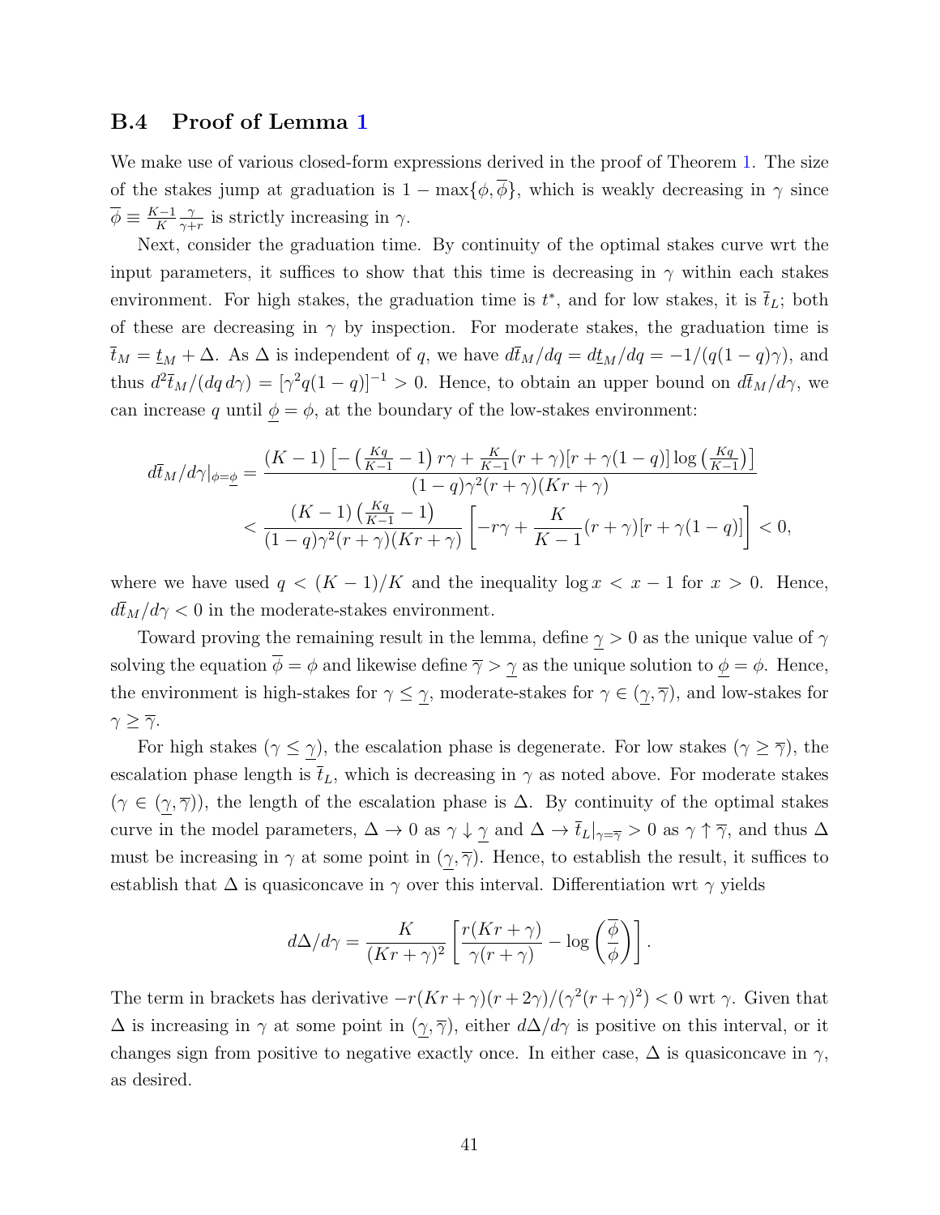## B.4 Proof of Lemma 1

We make use of various closed-form expressions derived in the proof of Theorem 1. The size of the stakes jump at graduation is $1 - \max\{\phi, \overline{\phi}\}$, which is weakly decreasing in $\gamma$ since $\overline{\phi} \equiv \frac{K-1}{K}\frac{\gamma}{\gamma+r}$ is strictly increasing in $\gamma$.

Next, consider the graduation time. By continuity of the optimal stakes curve wrt the input parameters, it suffices to show that this time is decreasing in $\gamma$ within each stakes environment. For high stakes, the graduation time is $t^*$, and for low stakes, it is $\overline{t}_L$; both of these are decreasing in $\gamma$ by inspection. For moderate stakes, the graduation time is $\overline{t}_M = \underline{t}_M + \Delta$. As $\Delta$ is independent of $q$, we have $d\overline{t}_M/dq = d\underline{t}_M/dq = -1/(q(1-q)\gamma)$, and thus $d^2\overline{t}_M/(dq\, d\gamma) = [\gamma^2 q(1-q)]^{-1} > 0$. Hence, to obtain an upper bound on $d\overline{t}_M/d\gamma$, we can increase $q$ until $\underline{\phi} = \phi$, at the boundary of the low-stakes environment:

$$
\begin{aligned}
d\overline{t}_M/d\gamma|_{\phi=\underline{\phi}} &= \frac{(K-1)\left[-\left(\frac{Kq}{K-1}-1\right)r\gamma + \frac{K}{K-1}(r+\gamma)[r+\gamma(1-q)]\log\left(\frac{Kq}{K-1}\right)\right]}{(1-q)\gamma^2(r+\gamma)(Kr+\gamma)} \\
&< \frac{(K-1)\left(\frac{Kq}{K-1}-1\right)}{(1-q)\gamma^2(r+\gamma)(Kr+\gamma)}\left[-r\gamma + \frac{K}{K-1}(r+\gamma)[r+\gamma(1-q)]\right] < 0,
\end{aligned}
$$

where we have used $q < (K-1)/K$ and the inequality $\log x < x - 1$ for $x > 0$. Hence, $d\overline{t}_M/d\gamma < 0$ in the moderate-stakes environment.

Toward proving the remaining result in the lemma, define $\underline{\gamma} > 0$ as the unique value of $\gamma$ solving the equation $\overline{\phi} = \phi$ and likewise define $\overline{\gamma} > \underline{\gamma}$ as the unique solution to $\underline{\phi} = \phi$. Hence, the environment is high-stakes for $\gamma \leq \underline{\gamma}$, moderate-stakes for $\gamma \in (\underline{\gamma}, \overline{\gamma})$, and low-stakes for $\gamma \geq \overline{\gamma}$.

For high stakes ($\gamma \leq \underline{\gamma}$), the escalation phase is degenerate. For low stakes ($\gamma \geq \overline{\gamma}$), the escalation phase length is $\overline{t}_L$, which is decreasing in $\gamma$ as noted above. For moderate stakes ($\gamma \in (\underline{\gamma}, \overline{\gamma})$), the length of the escalation phase is $\Delta$. By continuity of the optimal stakes curve in the model parameters, $\Delta \to 0$ as $\gamma \downarrow \underline{\gamma}$ and $\Delta \to \overline{t}_L|_{\gamma=\overline{\gamma}} > 0$ as $\gamma \uparrow \overline{\gamma}$, and thus $\Delta$ must be increasing in $\gamma$ at some point in $(\underline{\gamma}, \overline{\gamma})$. Hence, to establish the result, it suffices to establish that $\Delta$ is quasiconcave in $\gamma$ over this interval. Differentiation wrt $\gamma$ yields

$$
d\Delta/d\gamma = \frac{K}{(Kr+\gamma)^2}\left[\frac{r(Kr+\gamma)}{\gamma(r+\gamma)} - \log\left(\frac{\overline{\phi}}{\phi}\right)\right].
$$

The term in brackets has derivative $-r(Kr+\gamma)(r+2\gamma)/(\gamma^2(r+\gamma)^2) < 0$ wrt $\gamma$. Given that $\Delta$ is increasing in $\gamma$ at some point in $(\underline{\gamma}, \overline{\gamma})$, either $d\Delta/d\gamma$ is positive on this interval, or it changes sign from positive to negative exactly once. In either case, $\Delta$ is quasiconcave in $\gamma$, as desired.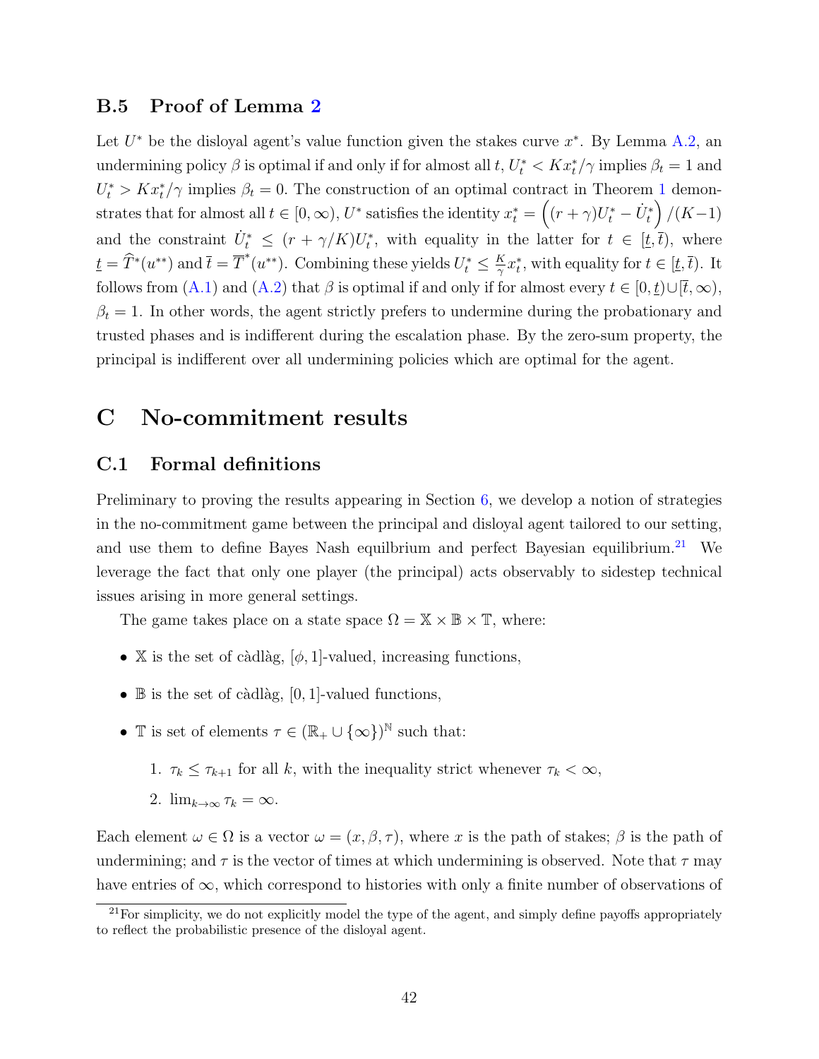### B.5 Proof of Lemma 2

Let $U^*$ be the disloyal agent's value function given the stakes curve $x^*$. By Lemma A.2, an undermining policy $\beta$ is optimal if and only if for almost all $t$, $U^*_t < Kx^*_t/\gamma$ implies $\beta_t = 1$ and $U^*_t > Kx^*_t/\gamma$ implies $\beta_t = 0$. The construction of an optimal contract in Theorem 1 demonstrates that for almost all $t \in [0, \infty)$, $U^*$ satisfies the identity $x^*_t = \left((r+\gamma)U^*_t - \dot{U}^*_t\right)/(K-1)$ and the constraint $\dot{U}^*_t \leq (r + \gamma/K)U^*_t$, with equality in the latter for $t \in [\underline{t}, \overline{t})$, where $\underline{t} = \widehat{T}^*(u^{**})$ and $\overline{t} = \overline{T}^*(u^{**})$. Combining these yields $U^*_t \leq \frac{K}{\gamma}x^*_t$, with equality for $t \in [\underline{t}, \overline{t})$. It follows from (A.1) and (A.2) that $\beta$ is optimal if and only if for almost every $t \in [0, \underline{t}) \cup [\overline{t}, \infty)$, $\beta_t = 1$. In other words, the agent strictly prefers to undermine during the probationary and trusted phases and is indifferent during the escalation phase. By the zero-sum property, the principal is indifferent over all undermining policies which are optimal for the agent.

# C No-commitment results

## C.1 Formal definitions

Preliminary to proving the results appearing in Section 6, we develop a notion of strategies in the no-commitment game between the principal and disloyal agent tailored to our setting, and use them to define Bayes Nash equilbrium and perfect Bayesian equilibrium.[21] We leverage the fact that only one player (the principal) acts observably to sidestep technical issues arising in more general settings.

The game takes place on a state space $\Omega = \mathbb{X} \times \mathbb{B} \times \mathbb{T}$, where:

- $\mathbb{X}$ is the set of càdlàg, $[\phi, 1]$-valued, increasing functions,
- $\mathbb{B}$ is the set of càdlàg, $[0, 1]$-valued functions,
- $\mathbb{T}$ is set of elements $\tau \in (\mathbb{R}_+ \cup \{\infty\})^{\mathbb{N}}$ such that:
  1. $\tau_k \leq \tau_{k+1}$ for all $k$, with the inequality strict whenever $\tau_k < \infty$,
  2. $\lim_{k\to\infty} \tau_k = \infty$.

Each element $\omega \in \Omega$ is a vector $\omega = (x, \beta, \tau)$, where $x$ is the path of stakes; $\beta$ is the path of undermining; and $\tau$ is the vector of times at which undermining is observed. Note that $\tau$ may have entries of $\infty$, which correspond to histories with only a finite number of observations of

[21] For simplicity, we do not explicitly model the type of the agent, and simply define payoffs appropriately to reflect the probabilistic presence of the disloyal agent.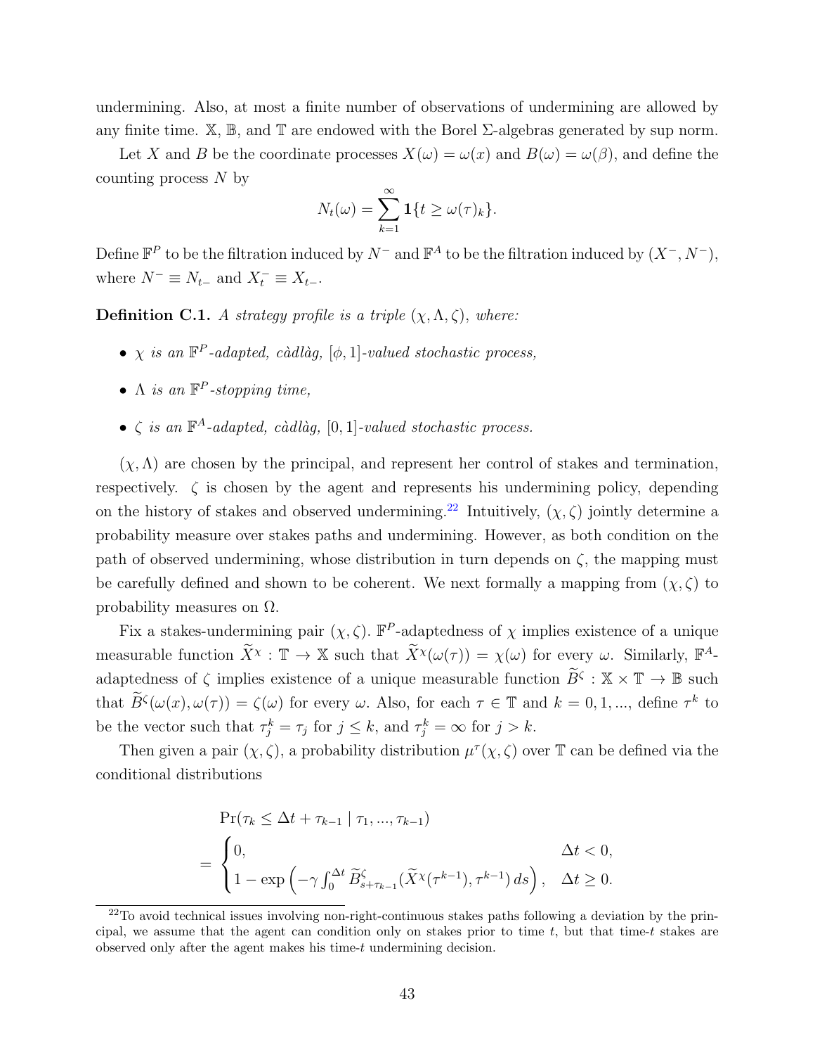undermining. Also, at most a finite number of observations of undermining are allowed by any finite time. $\mathbb{X}$, $\mathbb{B}$, and $\mathbb{T}$ are endowed with the Borel $\Sigma$-algebras generated by sup norm.

Let $X$ and $B$ be the coordinate processes $X(\omega) = \omega(x)$ and $B(\omega) = \omega(\beta)$, and define the counting process $N$ by

$$N_t(\omega) = \sum_{k=1}^{\infty} \mathbf{1}\{t \geq \omega(\tau)_k\}.$$

Define $\mathbb{F}^P$ to be the filtration induced by $N^-$ and $\mathbb{F}^A$ to be the filtration induced by $(X^-, N^-)$, where $N^- \equiv N_{t-}$ and $X_t^- \equiv X_{t-}$.

**Definition C.1.** *A strategy profile is a triple $(\chi, \Lambda, \zeta)$, where:*

- *$\chi$ is an $\mathbb{F}^P$-adapted, càdlàg, $[\phi, 1]$-valued stochastic process,*
- *$\Lambda$ is an $\mathbb{F}^P$-stopping time,*
- *$\zeta$ is an $\mathbb{F}^A$-adapted, càdlàg, $[0, 1]$-valued stochastic process.*

$(\chi, \Lambda)$ are chosen by the principal, and represent her control of stakes and termination, respectively. $\zeta$ is chosen by the agent and represents his undermining policy, depending on the history of stakes and observed undermining.[22] Intuitively, $(\chi, \zeta)$ jointly determine a probability measure over stakes paths and undermining. However, as both condition on the path of observed undermining, whose distribution in turn depends on $\zeta$, the mapping must be carefully defined and shown to be coherent. We next formally a mapping from $(\chi, \zeta)$ to probability measures on $\Omega$.

Fix a stakes-undermining pair $(\chi, \zeta)$. $\mathbb{F}^P$-adaptedness of $\chi$ implies existence of a unique measurable function $\widetilde{X}^\chi : \mathbb{T} \to \mathbb{X}$ such that $\widetilde{X}^\chi(\omega(\tau)) = \chi(\omega)$ for every $\omega$. Similarly, $\mathbb{F}^A$-adaptedness of $\zeta$ implies existence of a unique measurable function $\widetilde{B}^\zeta : \mathbb{X} \times \mathbb{T} \to \mathbb{B}$ such that $\widetilde{B}^\zeta(\omega(x), \omega(\tau)) = \zeta(\omega)$ for every $\omega$. Also, for each $\tau \in \mathbb{T}$ and $k = 0, 1, ...$, define $\tau^k$ to be the vector such that $\tau_j^k = \tau_j$ for $j \leq k$, and $\tau_j^k = \infty$ for $j > k$.

Then given a pair $(\chi, \zeta)$, a probability distribution $\mu^\tau(\chi, \zeta)$ over $\mathbb{T}$ can be defined via the conditional distributions

$$\begin{aligned}
&\Pr(\tau_k \leq \Delta t + \tau_{k-1} \mid \tau_1, ..., \tau_{k-1}) \\
&= \begin{cases} 0, & \Delta t < 0, \\ 1 - \exp\left(-\gamma \int_0^{\Delta t} \widetilde{B}^\zeta_{s+\tau_{k-1}}(\widetilde{X}^\chi(\tau^{k-1}), \tau^{k-1})\, ds\right), & \Delta t \geq 0. \end{cases}
\end{aligned}$$

[22] To avoid technical issues involving non-right-continuous stakes paths following a deviation by the principal, we assume that the agent can condition only on stakes prior to time $t$, but that time-$t$ stakes are observed only after the agent makes his time-$t$ undermining decision.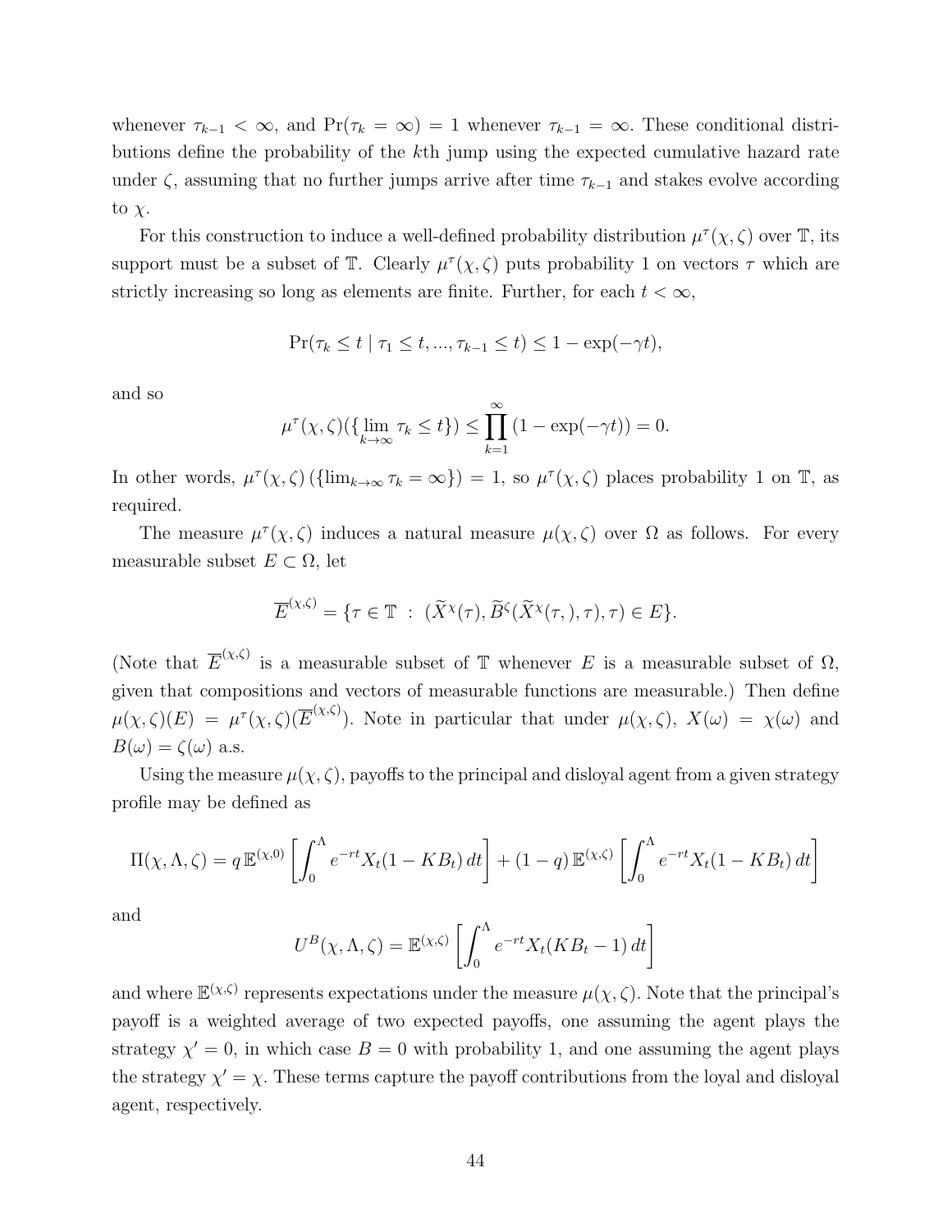whenever $\tau_{k-1} < \infty$, and $\Pr(\tau_k = \infty) = 1$ whenever $\tau_{k-1} = \infty$. These conditional distributions define the probability of the $k$th jump using the expected cumulative hazard rate under $\zeta$, assuming that no further jumps arrive after time $\tau_{k-1}$ and stakes evolve according to $\chi$.

For this construction to induce a well-defined probability distribution $\mu^\tau(\chi, \zeta)$ over $\mathbb{T}$, its support must be a subset of $\mathbb{T}$. Clearly $\mu^\tau(\chi, \zeta)$ puts probability 1 on vectors $\tau$ which are strictly increasing so long as elements are finite. Further, for each $t < \infty$,

$$\Pr(\tau_k \le t \mid \tau_1 \le t, ..., \tau_{k-1} \le t) \le 1 - \exp(-\gamma t),$$

and so

$$\mu^\tau(\chi, \zeta)(\{\lim_{k \to \infty} \tau_k \le t\}) \le \prod_{k=1}^{\infty} (1 - \exp(-\gamma t)) = 0.$$

In other words, $\mu^\tau(\chi, \zeta)\left(\{\lim_{k\to\infty} \tau_k = \infty\}\right) = 1$, so $\mu^\tau(\chi, \zeta)$ places probability 1 on $\mathbb{T}$, as required.

The measure $\mu^\tau(\chi, \zeta)$ induces a natural measure $\mu(\chi, \zeta)$ over $\Omega$ as follows. For every measurable subset $E \subset \Omega$, let

$$\overline{E}^{(\chi,\zeta)} = \{\tau \in \mathbb{T} \ : \ (\widetilde{X}^\chi(\tau), \widetilde{B}^\zeta(\widetilde{X}^\chi(\tau, ), \tau), \tau) \in E\}.$$

(Note that $\overline{E}^{(\chi,\zeta)}$ is a measurable subset of $\mathbb{T}$ whenever $E$ is a measurable subset of $\Omega$, given that compositions and vectors of measurable functions are measurable.) Then define $\mu(\chi, \zeta)(E) = \mu^\tau(\chi, \zeta)(\overline{E}^{(\chi,\zeta)})$. Note in particular that under $\mu(\chi, \zeta)$, $X(\omega) = \chi(\omega)$ and $B(\omega) = \zeta(\omega)$ a.s.

Using the measure $\mu(\chi, \zeta)$, payoffs to the principal and disloyal agent from a given strategy profile may be defined as

$$\Pi(\chi, \Lambda, \zeta) = q\, \mathbb{E}^{(\chi,0)} \left[ \int_0^\Lambda e^{-rt} X_t (1 - KB_t)\, dt \right] + (1 - q)\, \mathbb{E}^{(\chi,\zeta)} \left[ \int_0^\Lambda e^{-rt} X_t (1 - KB_t)\, dt \right]$$

and

$$U^B(\chi, \Lambda, \zeta) = \mathbb{E}^{(\chi,\zeta)} \left[ \int_0^\Lambda e^{-rt} X_t (KB_t - 1)\, dt \right]$$

and where $\mathbb{E}^{(\chi,\zeta)}$ represents expectations under the measure $\mu(\chi, \zeta)$. Note that the principal's payoff is a weighted average of two expected payoffs, one assuming the agent plays the strategy $\chi' = 0$, in which case $B = 0$ with probability 1, and one assuming the agent plays the strategy $\chi' = \chi$. These terms capture the payoff contributions from the loyal and disloyal agent, respectively.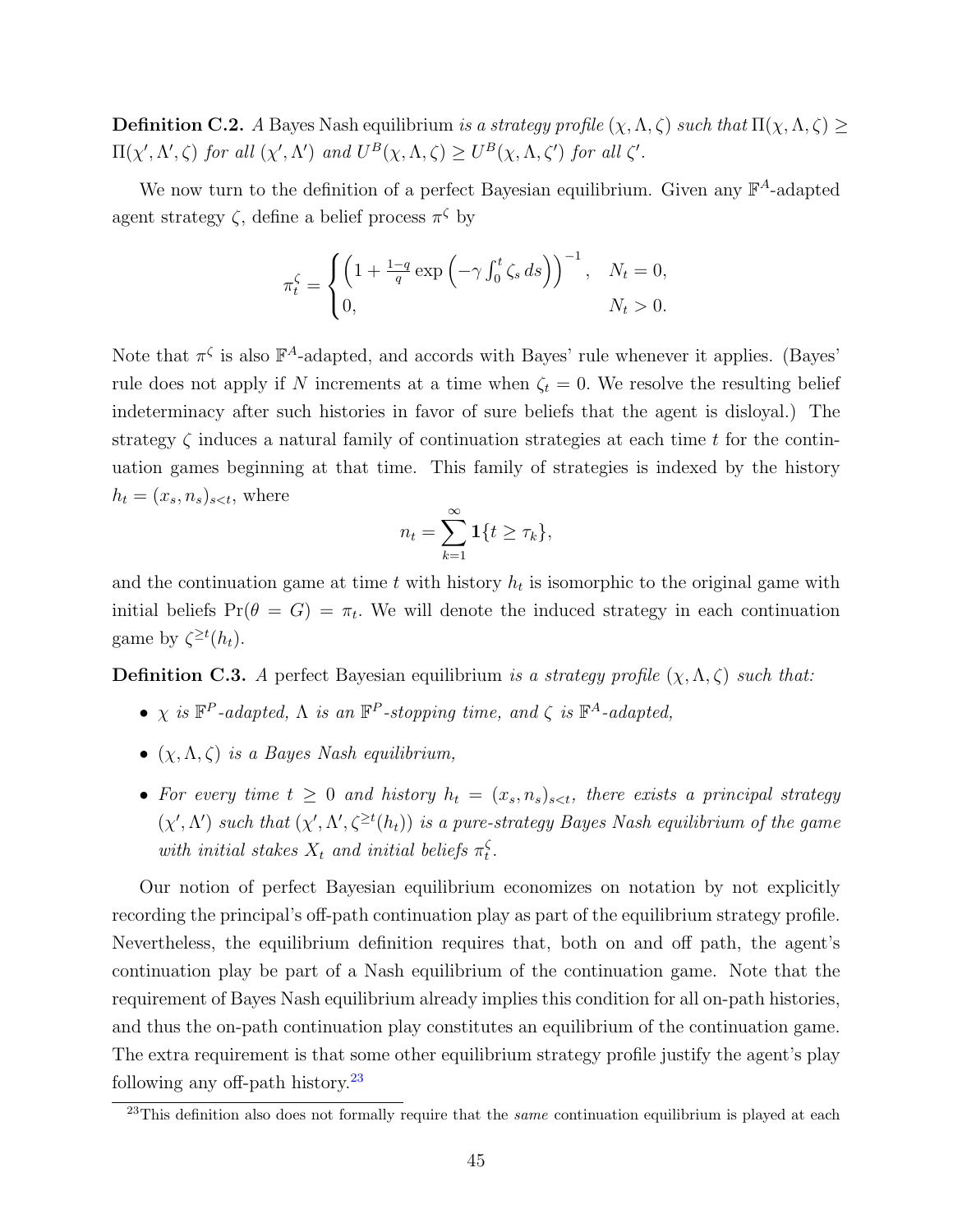**Definition C.2.** *A* Bayes Nash equilibrium *is a strategy profile* $(\chi, \Lambda, \zeta)$ *such that* $\Pi(\chi, \Lambda, \zeta) \geq \Pi(\chi', \Lambda', \zeta)$ *for all* $(\chi', \Lambda')$ *and* $U^B(\chi, \Lambda, \zeta) \geq U^B(\chi, \Lambda, \zeta')$ *for all* $\zeta'$.

We now turn to the definition of a perfect Bayesian equilibrium. Given any $\mathbb{F}^A$-adapted agent strategy $\zeta$, define a belief process $\pi^\zeta$ by

$$\pi_t^\zeta = \begin{cases} \left(1 + \frac{1-q}{q} \exp\left(-\gamma \int_0^t \zeta_s \, ds\right)\right)^{-1}, & N_t = 0, \\ 0, & N_t > 0. \end{cases}$$

Note that $\pi^\zeta$ is also $\mathbb{F}^A$-adapted, and accords with Bayes' rule whenever it applies. (Bayes' rule does not apply if $N$ increments at a time when $\zeta_t = 0$. We resolve the resulting belief indeterminacy after such histories in favor of sure beliefs that the agent is disloyal.) The strategy $\zeta$ induces a natural family of continuation strategies at each time $t$ for the continuation games beginning at that time. This family of strategies is indexed by the history $h_t = (x_s, n_s)_{s<t}$, where

$$n_t = \sum_{k=1}^{\infty} \mathbf{1}\{t \geq \tau_k\},$$

and the continuation game at time $t$ with history $h_t$ is isomorphic to the original game with initial beliefs $\Pr(\theta = G) = \pi_t$. We will denote the induced strategy in each continuation game by $\zeta^{\geq t}(h_t)$.

**Definition C.3.** *A* perfect Bayesian equilibrium *is a strategy profile* $(\chi, \Lambda, \zeta)$ *such that:*

- $\chi$ *is* $\mathbb{F}^P$*-adapted,* $\Lambda$ *is an* $\mathbb{F}^P$*-stopping time, and* $\zeta$ *is* $\mathbb{F}^A$*-adapted,*
- $(\chi, \Lambda, \zeta)$ *is a Bayes Nash equilibrium,*
- *For every time* $t \geq 0$ *and history* $h_t = (x_s, n_s)_{s<t}$*, there exists a principal strategy* $(\chi', \Lambda')$ *such that* $(\chi', \Lambda', \zeta^{\geq t}(h_t))$ *is a pure-strategy Bayes Nash equilibrium of the game with initial stakes* $X_t$ *and initial beliefs* $\pi_t^\zeta$.

Our notion of perfect Bayesian equilibrium economizes on notation by not explicitly recording the principal's off-path continuation play as part of the equilibrium strategy profile. Nevertheless, the equilibrium definition requires that, both on and off path, the agent's continuation play be part of a Nash equilibrium of the continuation game. Note that the requirement of Bayes Nash equilibrium already implies this condition for all on-path histories, and thus the on-path continuation play constitutes an equilibrium of the continuation game. The extra requirement is that some other equilibrium strategy profile justify the agent's play following any off-path history.[23]

[23] This definition also does not formally require that the *same* continuation equilibrium is played at each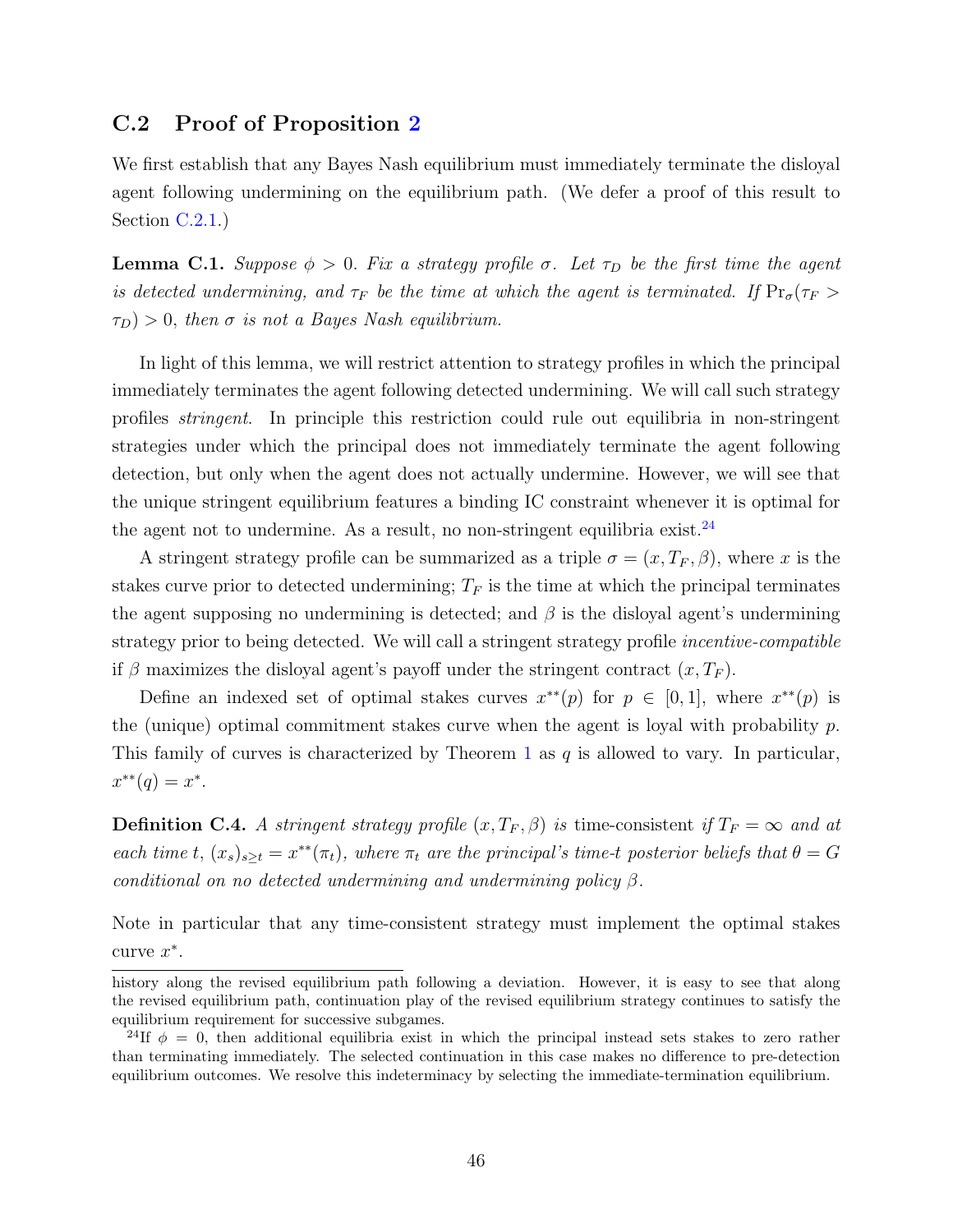## C.2 Proof of Proposition 2

We first establish that any Bayes Nash equilibrium must immediately terminate the disloyal agent following undermining on the equilibrium path. (We defer a proof of this result to Section C.2.1.)

**Lemma C.1.** *Suppose $\phi > 0$. Fix a strategy profile $\sigma$. Let $\tau_D$ be the first time the agent is detected undermining, and $\tau_F$ be the time at which the agent is terminated. If $\Pr_\sigma(\tau_F > \tau_D) > 0$, then $\sigma$ is not a Bayes Nash equilibrium.*

In light of this lemma, we will restrict attention to strategy profiles in which the principal immediately terminates the agent following detected undermining. We will call such strategy profiles *stringent*. In principle this restriction could rule out equilibria in non-stringent strategies under which the principal does not immediately terminate the agent following detection, but only when the agent does not actually undermine. However, we will see that the unique stringent equilibrium features a binding IC constraint whenever it is optimal for the agent not to undermine. As a result, no non-stringent equilibria exist.[24]

A stringent strategy profile can be summarized as a triple $\sigma = (x, T_F, \beta)$, where $x$ is the stakes curve prior to detected undermining; $T_F$ is the time at which the principal terminates the agent supposing no undermining is detected; and $\beta$ is the disloyal agent's undermining strategy prior to being detected. We will call a stringent strategy profile *incentive-compatible* if $\beta$ maximizes the disloyal agent's payoff under the stringent contract $(x, T_F)$.

Define an indexed set of optimal stakes curves $x^{**}(p)$ for $p \in [0, 1]$, where $x^{**}(p)$ is the (unique) optimal commitment stakes curve when the agent is loyal with probability $p$. This family of curves is characterized by Theorem 1 as $q$ is allowed to vary. In particular, $x^{**}(q) = x^*$.

**Definition C.4.** *A stringent strategy profile $(x, T_F, \beta)$ is* time-consistent *if $T_F = \infty$ and at each time $t$, $(x_s)_{s \geq t} = x^{**}(\pi_t)$, where $\pi_t$ are the principal's time-$t$ posterior beliefs that $\theta = G$ conditional on no detected undermining and undermining policy $\beta$.*

Note in particular that any time-consistent strategy must implement the optimal stakes curve $x^*$.

---

history along the revised equilibrium path following a deviation. However, it is easy to see that along the revised equilibrium path, continuation play of the revised equilibrium strategy continues to satisfy the equilibrium requirement for successive subgames.

[24] If $\phi = 0$, then additional equilibria exist in which the principal instead sets stakes to zero rather than terminating immediately. The selected continuation in this case makes no difference to pre-detection equilibrium outcomes. We resolve this indeterminacy by selecting the immediate-termination equilibrium.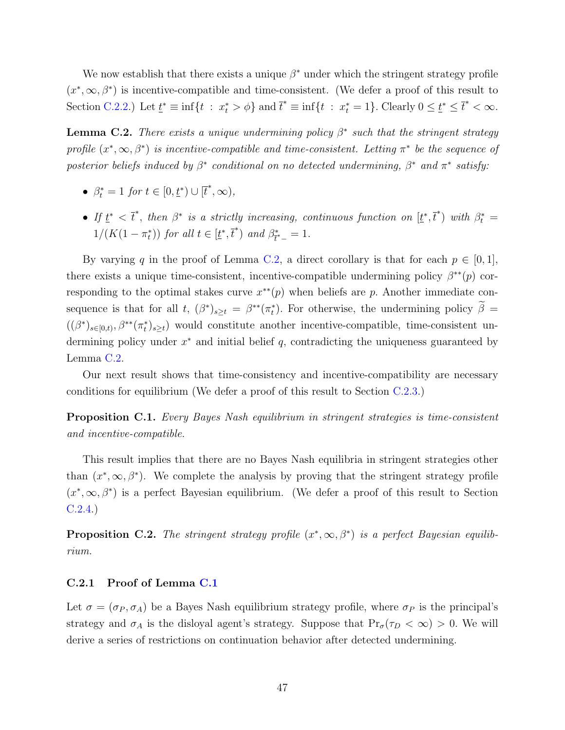We now establish that there exists a unique $\beta^*$ under which the stringent strategy profile $(x^*, \infty, \beta^*)$ is incentive-compatible and time-consistent. (We defer a proof of this result to Section C.2.2.) Let $\underline{t}^* \equiv \inf\{t : x_t^* > \phi\}$ and $\overline{t}^* \equiv \inf\{t : x_t^* = 1\}$. Clearly $0 \leq \underline{t}^* \leq \overline{t}^* < \infty$.

**Lemma C.2.** *There exists a unique undermining policy $\beta^*$ such that the stringent strategy profile $(x^*, \infty, \beta^*)$ is incentive-compatible and time-consistent. Letting $\pi^*$ be the sequence of posterior beliefs induced by $\beta^*$ conditional on no detected undermining, $\beta^*$ and $\pi^*$ satisfy:*

- *$\beta_t^* = 1$ for $t \in [0, \underline{t}^*) \cup [\overline{t}^*, \infty)$,*
- *If $\underline{t}^* < \overline{t}^*$, then $\beta^*$ is a strictly increasing, continuous function on $[\underline{t}^*, \overline{t}^*)$ with $\beta_t^* = 1/(K(1 - \pi_t^*))$ for all $t \in [\underline{t}^*, \overline{t}^*)$ and $\beta_{\overline{t}^*-}^* = 1$.*

By varying $q$ in the proof of Lemma C.2, a direct corollary is that for each $p \in [0, 1]$, there exists a unique time-consistent, incentive-compatible undermining policy $\beta^{**}(p)$ corresponding to the optimal stakes curve $x^{**}(p)$ when beliefs are $p$. Another immediate consequence is that for all $t$, $(\beta^*)_{s \geq t} = \beta^{**}(\pi_t^*)$. For otherwise, the undermining policy $\widetilde{\beta} = ((\beta^*)_{s \in [0,t)}, \beta^{**}(\pi_t^*)_{s \geq t})$ would constitute another incentive-compatible, time-consistent undermining policy under $x^*$ and initial belief $q$, contradicting the uniqueness guaranteed by Lemma C.2.

Our next result shows that time-consistency and incentive-compatibility are necessary conditions for equilibrium (We defer a proof of this result to Section C.2.3.)

**Proposition C.1.** *Every Bayes Nash equilibrium in stringent strategies is time-consistent and incentive-compatible.*

This result implies that there are no Bayes Nash equilibria in stringent strategies other than $(x^*, \infty, \beta^*)$. We complete the analysis by proving that the stringent strategy profile $(x^*, \infty, \beta^*)$ is a perfect Bayesian equilibrium. (We defer a proof of this result to Section C.2.4.)

**Proposition C.2.** *The stringent strategy profile $(x^*, \infty, \beta^*)$ is a perfect Bayesian equilibrium.*

### C.2.1 Proof of Lemma C.1

Let $\sigma = (\sigma_P, \sigma_A)$ be a Bayes Nash equilibrium strategy profile, where $\sigma_P$ is the principal's strategy and $\sigma_A$ is the disloyal agent's strategy. Suppose that $\Pr_\sigma(\tau_D < \infty) > 0$. We will derive a series of restrictions on continuation behavior after detected undermining.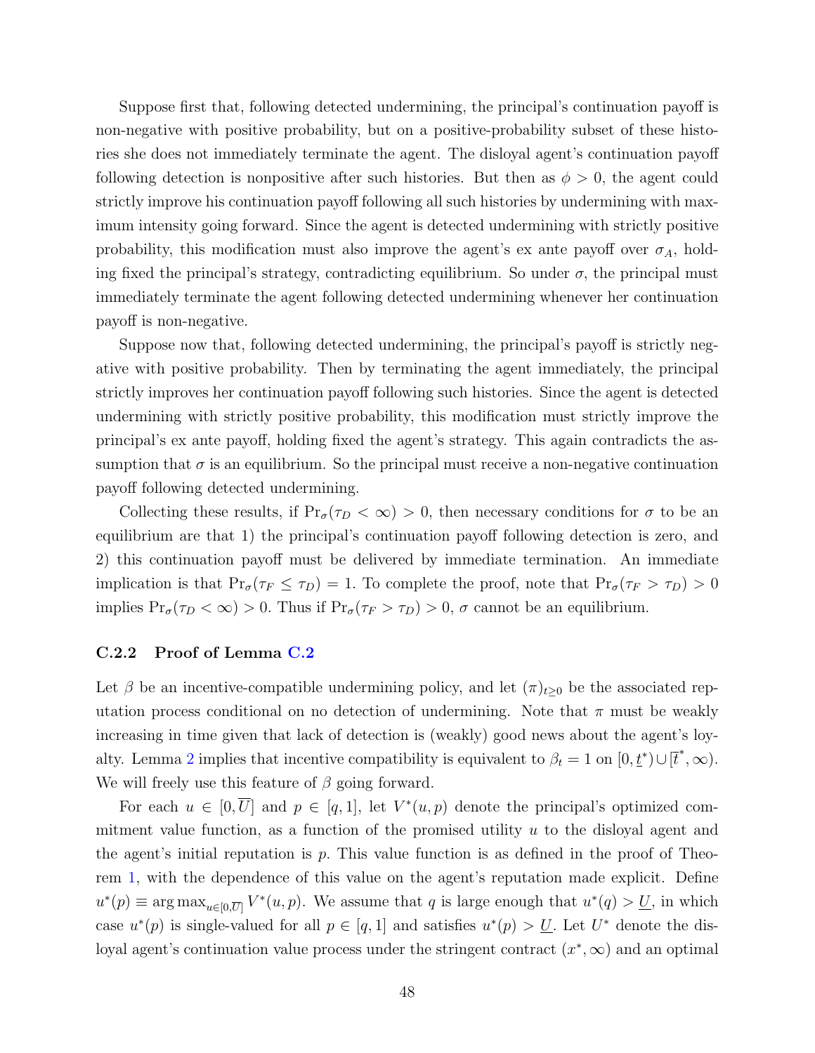Suppose first that, following detected undermining, the principal's continuation payoff is non-negative with positive probability, but on a positive-probability subset of these histories she does not immediately terminate the agent. The disloyal agent's continuation payoff following detection is nonpositive after such histories. But then as $\phi > 0$, the agent could strictly improve his continuation payoff following all such histories by undermining with maximum intensity going forward. Since the agent is detected undermining with strictly positive probability, this modification must also improve the agent's ex ante payoff over $\sigma_A$, holding fixed the principal's strategy, contradicting equilibrium. So under $\sigma$, the principal must immediately terminate the agent following detected undermining whenever her continuation payoff is non-negative.

Suppose now that, following detected undermining, the principal's payoff is strictly negative with positive probability. Then by terminating the agent immediately, the principal strictly improves her continuation payoff following such histories. Since the agent is detected undermining with strictly positive probability, this modification must strictly improve the principal's ex ante payoff, holding fixed the agent's strategy. This again contradicts the assumption that $\sigma$ is an equilibrium. So the principal must receive a non-negative continuation payoff following detected undermining.

Collecting these results, if $\Pr_\sigma(\tau_D < \infty) > 0$, then necessary conditions for $\sigma$ to be an equilibrium are that 1) the principal's continuation payoff following detection is zero, and 2) this continuation payoff must be delivered by immediate termination. An immediate implication is that $\Pr_\sigma(\tau_F \leq \tau_D) = 1$. To complete the proof, note that $\Pr_\sigma(\tau_F > \tau_D) > 0$ implies $\Pr_\sigma(\tau_D < \infty) > 0$. Thus if $\Pr_\sigma(\tau_F > \tau_D) > 0$, $\sigma$ cannot be an equilibrium.

### C.2.2 Proof of Lemma C.2

Let $\beta$ be an incentive-compatible undermining policy, and let $(\pi)_{t\geq 0}$ be the associated reputation process conditional on no detection of undermining. Note that $\pi$ must be weakly increasing in time given that lack of detection is (weakly) good news about the agent's loyalty. Lemma 2 implies that incentive compatibility is equivalent to $\beta_t = 1$ on $[0, \underline{t}^*) \cup [\overline{t}^*, \infty)$. We will freely use this feature of $\beta$ going forward.

For each $u \in [0, \overline{U}]$ and $p \in [q, 1]$, let $V^*(u, p)$ denote the principal's optimized commitment value function, as a function of the promised utility $u$ to the disloyal agent and the agent's initial reputation is $p$. This value function is as defined in the proof of Theorem 1, with the dependence of this value on the agent's reputation made explicit. Define $u^*(p) \equiv \arg\max_{u\in[0,\overline{U}]} V^*(u, p)$. We assume that $q$ is large enough that $u^*(q) > \underline{U}$, in which case $u^*(p)$ is single-valued for all $p \in [q, 1]$ and satisfies $u^*(p) > \underline{U}$. Let $U^*$ denote the disloyal agent's continuation value process under the stringent contract $(x^*, \infty)$ and an optimal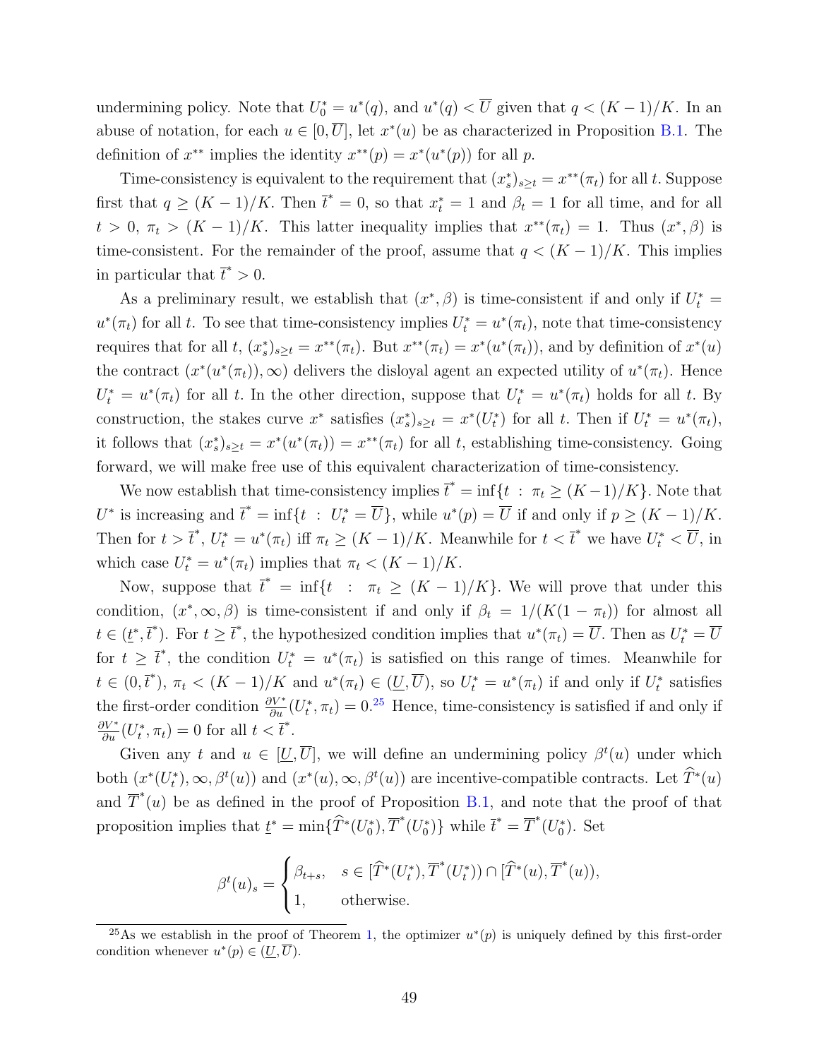undermining policy. Note that $U_0^* = u^*(q)$, and $u^*(q) < \overline{U}$ given that $q < (K-1)/K$. In an abuse of notation, for each $u \in [0, \overline{U}]$, let $x^*(u)$ be as characterized in Proposition B.1. The definition of $x^{**}$ implies the identity $x^{**}(p) = x^*(u^*(p))$ for all $p$.

Time-consistency is equivalent to the requirement that $(x_s^*)_{s \geq t} = x^{**}(\pi_t)$ for all $t$. Suppose first that $q \geq (K-1)/K$. Then $\overline{t}^* = 0$, so that $x_t^* = 1$ and $\beta_t = 1$ for all time, and for all $t > 0$, $\pi_t > (K-1)/K$. This latter inequality implies that $x^{**}(\pi_t) = 1$. Thus $(x^*, \beta)$ is time-consistent. For the remainder of the proof, assume that $q < (K-1)/K$. This implies in particular that $\overline{t}^* > 0$.

As a preliminary result, we establish that $(x^*, \beta)$ is time-consistent if and only if $U_t^* = u^*(\pi_t)$ for all $t$. To see that time-consistency implies $U_t^* = u^*(\pi_t)$, note that time-consistency requires that for all $t$, $(x_s^*)_{s \geq t} = x^{**}(\pi_t)$. But $x^{**}(\pi_t) = x^*(u^*(\pi_t))$, and by definition of $x^*(u)$ the contract $(x^*(u^*(\pi_t)), \infty)$ delivers the disloyal agent an expected utility of $u^*(\pi_t)$. Hence $U_t^* = u^*(\pi_t)$ for all $t$. In the other direction, suppose that $U_t^* = u^*(\pi_t)$ holds for all $t$. By construction, the stakes curve $x^*$ satisfies $(x_s^*)_{s \geq t} = x^*(U_t^*)$ for all $t$. Then if $U_t^* = u^*(\pi_t)$, it follows that $(x_s^*)_{s \geq t} = x^*(u^*(\pi_t)) = x^{**}(\pi_t)$ for all $t$, establishing time-consistency. Going forward, we will make free use of this equivalent characterization of time-consistency.

We now establish that time-consistency implies $\overline{t}^* = \inf\{t \ : \ \pi_t \geq (K-1)/K\}$. Note that $U^*$ is increasing and $\overline{t}^* = \inf\{t \ : \ U_t^* = \overline{U}\}$, while $u^*(p) = \overline{U}$ if and only if $p \geq (K-1)/K$. Then for $t > \overline{t}^*$, $U_t^* = u^*(\pi_t)$ iff $\pi_t \geq (K-1)/K$. Meanwhile for $t < \overline{t}^*$ we have $U_t^* < \overline{U}$, in which case $U_t^* = u^*(\pi_t)$ implies that $\pi_t < (K-1)/K$.

Now, suppose that $\overline{t}^* = \inf\{t \ : \ \pi_t \geq (K-1)/K\}$. We will prove that under this condition, $(x^*, \infty, \beta)$ is time-consistent if and only if $\beta_t = 1/(K(1-\pi_t))$ for almost all $t \in (\underline{t}^*, \overline{t}^*)$. For $t \geq \overline{t}^*$, the hypothesized condition implies that $u^*(\pi_t) = \overline{U}$. Then as $U_t^* = \overline{U}$ for $t \geq \overline{t}^*$, the condition $U_t^* = u^*(\pi_t)$ is satisfied on this range of times. Meanwhile for $t \in (0, \overline{t}^*)$, $\pi_t < (K-1)/K$ and $u^*(\pi_t) \in (\underline{U}, \overline{U})$, so $U_t^* = u^*(\pi_t)$ if and only if $U_t^*$ satisfies the first-order condition $\frac{\partial V^*}{\partial u}(U_t^*, \pi_t) = 0$.[25] Hence, time-consistency is satisfied if and only if $\frac{\partial V^*}{\partial u}(U_t^*, \pi_t) = 0$ for all $t < \overline{t}^*$.

Given any $t$ and $u \in [\underline{U}, \overline{U}]$, we will define an undermining policy $\beta^t(u)$ under which both $(x^*(U_t^*), \infty, \beta^t(u))$ and $(x^*(u), \infty, \beta^t(u))$ are incentive-compatible contracts. Let $\widehat{T}^*(u)$ and $\overline{T}^*(u)$ be as defined in the proof of Proposition B.1, and note that the proof of that proposition implies that $\underline{t}^* = \min\{\widehat{T}^*(U_0^*), \overline{T}^*(U_0^*)\}$ while $\overline{t}^* = \overline{T}^*(U_0^*)$. Set

$$\beta^t(u)_s = \begin{cases} \beta_{t+s}, & s \in [\widehat{T}^*(U_t^*), \overline{T}^*(U_t^*)) \cap [\widehat{T}^*(u), \overline{T}^*(u)), \\ 1, & \text{otherwise.} \end{cases}$$

[25] As we establish in the proof of Theorem 1, the optimizer $u^*(p)$ is uniquely defined by this first-order condition whenever $u^*(p) \in (\underline{U}, \overline{U})$.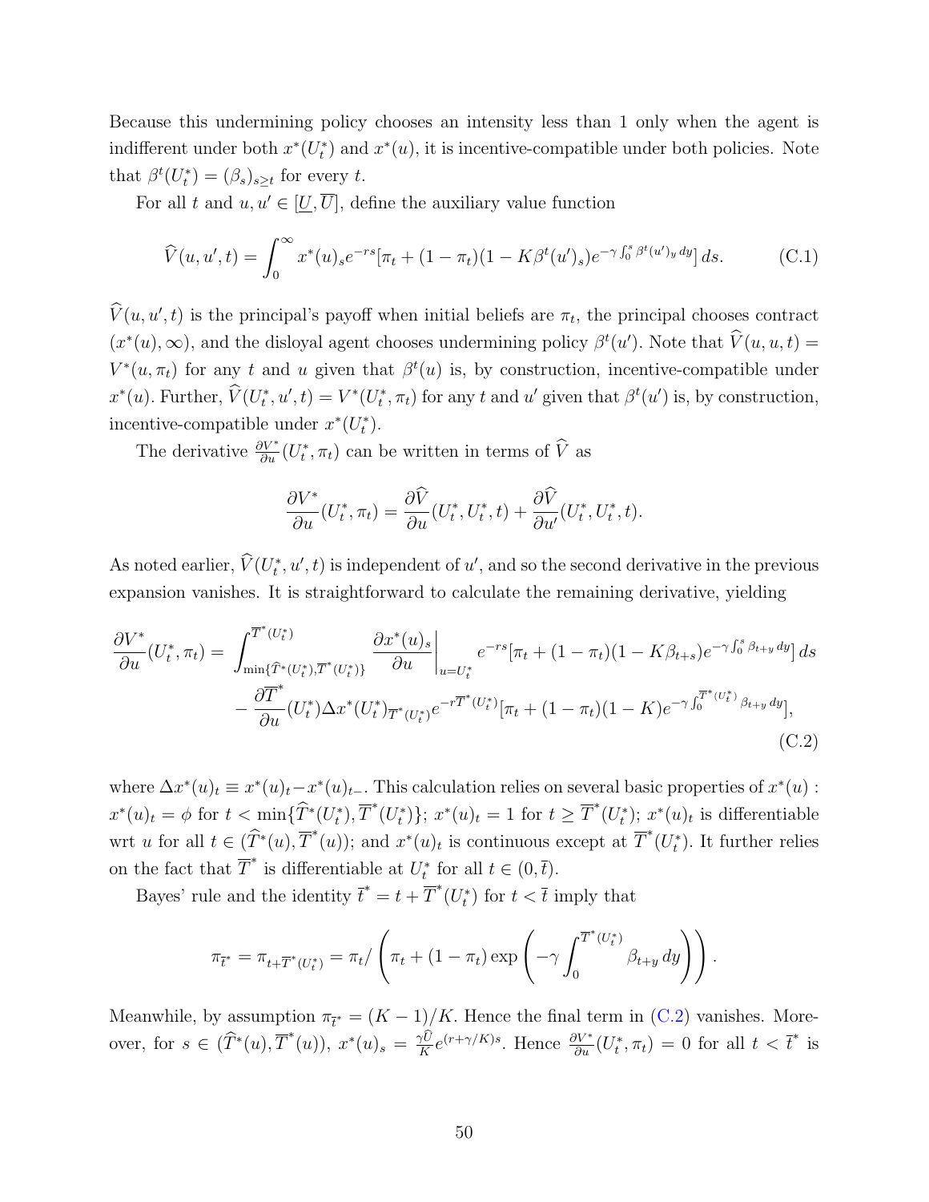Because this undermining policy chooses an intensity less than 1 only when the agent is indifferent under both $x^*(U_t^*)$ and $x^*(u)$, it is incentive-compatible under both policies. Note that $\beta^t(U_t^*) = (\beta_s)_{s \geq t}$ for every $t$.

For all $t$ and $u, u' \in [\underline{U}, \overline{U}]$, define the auxiliary value function

$$
\widehat{V}(u, u', t) = \int_0^\infty x^*(u)_s e^{-rs}[\pi_t + (1-\pi_t)(1 - K\beta^t(u')_s)e^{-\gamma \int_0^s \beta^t(u')_y \, dy}] \, ds. \tag{C.1}
$$

$\widehat{V}(u, u', t)$ is the principal's payoff when initial beliefs are $\pi_t$, the principal chooses contract $(x^*(u), \infty)$, and the disloyal agent chooses undermining policy $\beta^t(u')$. Note that $\widehat{V}(u, u, t) = V^*(u, \pi_t)$ for any $t$ and $u$ given that $\beta^t(u)$ is, by construction, incentive-compatible under $x^*(u)$. Further, $\widehat{V}(U_t^*, u', t) = V^*(U_t^*, \pi_t)$ for any $t$ and $u'$ given that $\beta^t(u')$ is, by construction, incentive-compatible under $x^*(U_t^*)$.

The derivative $\frac{\partial V^*}{\partial u}(U_t^*, \pi_t)$ can be written in terms of $\widehat{V}$ as

$$
\frac{\partial V^*}{\partial u}(U_t^*, \pi_t) = \frac{\partial \widehat{V}}{\partial u}(U_t^*, U_t^*, t) + \frac{\partial \widehat{V}}{\partial u'}(U_t^*, U_t^*, t).
$$

As noted earlier, $\widehat{V}(U_t^*, u', t)$ is independent of $u'$, and so the second derivative in the previous expansion vanishes. It is straightforward to calculate the remaining derivative, yielding

$$
\begin{aligned}
\frac{\partial V^*}{\partial u}(U_t^*, \pi_t) = & \int_{\min\{\widehat{T}^*(U_t^*), \overline{T}^*(U_t^*)\}}^{\overline{T}^*(U_t^*)} \left. \frac{\partial x^*(u)_s}{\partial u} \right|_{u=U_t^*} e^{-rs}[\pi_t + (1-\pi_t)(1 - K\beta_{t+s})e^{-\gamma \int_0^s \beta_{t+y} \, dy}] \, ds \\
& - \frac{\partial \overline{T}^*}{\partial u}(U_t^*) \Delta x^*(U_t^*)_{\overline{T}^*(U_t^*)} e^{-r\overline{T}^*(U_t^*)}[\pi_t + (1-\pi_t)(1-K)e^{-\gamma \int_0^{\overline{T}^*(U_t^*)} \beta_{t+y} \, dy}],
\end{aligned} \tag{C.2}
$$

where $\Delta x^*(u)_t \equiv x^*(u)_t - x^*(u)_{t-}$. This calculation relies on several basic properties of $x^*(u)$: $x^*(u)_t = \phi$ for $t < \min\{\widehat{T}^*(U_t^*), \overline{T}^*(U_t^*)\}$; $x^*(u)_t = 1$ for $t \geq \overline{T}^*(U_t^*)$; $x^*(u)_t$ is differentiable wrt $u$ for all $t \in (\widehat{T}^*(u), \overline{T}^*(u))$; and $x^*(u)_t$ is continuous except at $\overline{T}^*(U_t^*)$. It further relies on the fact that $\overline{T}^*$ is differentiable at $U_t^*$ for all $t \in (0, \overline{t})$.

Bayes' rule and the identity $\overline{t}^* = t + \overline{T}^*(U_t^*)$ for $t < \overline{t}$ imply that

$$
\pi_{\overline{t}^*} = \pi_{t + \overline{T}^*(U_t^*)} = \pi_t \Big/ \left( \pi_t + (1-\pi_t) \exp\left( -\gamma \int_0^{\overline{T}^*(U_t^*)} \beta_{t+y} \, dy \right) \right).
$$

Meanwhile, by assumption $\pi_{\overline{t}^*} = (K-1)/K$. Hence the final term in (C.2) vanishes. Moreover, for $s \in (\widehat{T}^*(u), \overline{T}^*(u))$, $x^*(u)_s = \frac{\gamma \widehat{U}}{K} e^{(r + \gamma/K)s}$. Hence $\frac{\partial V^*}{\partial u}(U_t^*, \pi_t) = 0$ for all $t < \overline{t}^*$ is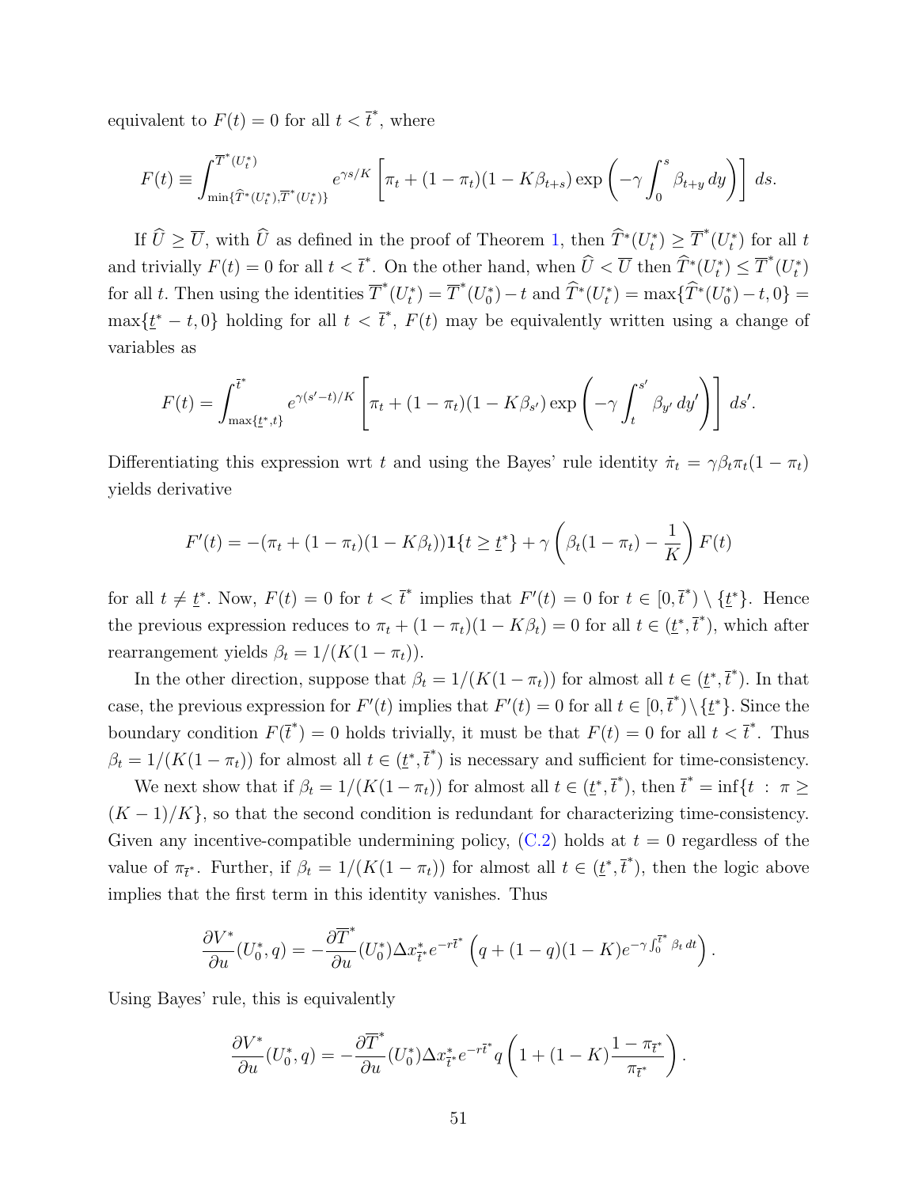equivalent to $F(t) = 0$ for all $t < \bar{t}^*$, where

$$F(t) \equiv \int_{\min\{\widehat{T}^*(U_t^*), \overline{T}^*(U_t^*)\}}^{\overline{T}^*(U_t^*)} e^{\gamma s/K} \left[ \pi_t + (1-\pi_t)(1-K\beta_{t+s}) \exp\left( -\gamma \int_0^s \beta_{t+y}\, dy \right) \right] ds.$$

If $\widehat{U} \geq \overline{U}$, with $\widehat{U}$ as defined in the proof of Theorem 1, then $\widehat{T}^*(U_t^*) \geq \overline{T}^*(U_t^*)$ for all $t$ and trivially $F(t) = 0$ for all $t < \bar{t}^*$. On the other hand, when $\widehat{U} < \overline{U}$ then $\widehat{T}^*(U_t^*) \leq \overline{T}^*(U_t^*)$ for all $t$. Then using the identities $\overline{T}^*(U_t^*) = \overline{T}^*(U_0^*) - t$ and $\widehat{T}^*(U_t^*) = \max\{\widehat{T}^*(U_0^*) - t, 0\} = \max\{\underline{t}^* - t, 0\}$ holding for all $t < \bar{t}^*$, $F(t)$ may be equivalently written using a change of variables as

$$F(t) = \int_{\max\{\underline{t}^*, t\}}^{\bar{t}^*} e^{\gamma(s'-t)/K} \left[ \pi_t + (1-\pi_t)(1-K\beta_{s'}) \exp\left( -\gamma \int_t^{s'} \beta_{y'}\, dy' \right) \right] ds'.$$

Differentiating this expression wrt $t$ and using the Bayes' rule identity $\dot{\pi}_t = \gamma\beta_t\pi_t(1-\pi_t)$ yields derivative

$$F'(t) = -(\pi_t + (1-\pi_t)(1-K\beta_t))\mathbf{1}\{t \geq \underline{t}^*\} + \gamma\left(\beta_t(1-\pi_t) - \frac{1}{K}\right) F(t)$$

for all $t \neq \underline{t}^*$. Now, $F(t) = 0$ for $t < \bar{t}^*$ implies that $F'(t) = 0$ for $t \in [0, \bar{t}^*) \setminus \{\underline{t}^*\}$. Hence the previous expression reduces to $\pi_t + (1-\pi_t)(1-K\beta_t) = 0$ for all $t \in (\underline{t}^*, \bar{t}^*)$, which after rearrangement yields $\beta_t = 1/(K(1-\pi_t))$.

In the other direction, suppose that $\beta_t = 1/(K(1-\pi_t))$ for almost all $t \in (\underline{t}^*, \bar{t}^*)$. In that case, the previous expression for $F'(t)$ implies that $F'(t) = 0$ for all $t \in [0, \bar{t}^*) \setminus \{\underline{t}^*\}$. Since the boundary condition $F(\bar{t}^*) = 0$ holds trivially, it must be that $F(t) = 0$ for all $t < \bar{t}^*$. Thus $\beta_t = 1/(K(1-\pi_t))$ for almost all $t \in (\underline{t}^*, \bar{t}^*)$ is necessary and sufficient for time-consistency.

We next show that if $\beta_t = 1/(K(1-\pi_t))$ for almost all $t \in (\underline{t}^*, \bar{t}^*)$, then $\bar{t}^* = \inf\{t : \pi \geq (K-1)/K\}$, so that the second condition is redundant for characterizing time-consistency. Given any incentive-compatible undermining policy, (C.2) holds at $t = 0$ regardless of the value of $\pi_{\bar{t}^*}$. Further, if $\beta_t = 1/(K(1-\pi_t))$ for almost all $t \in (\underline{t}^*, \bar{t}^*)$, then the logic above implies that the first term in this identity vanishes. Thus

$$\frac{\partial V^*}{\partial u}(U_0^*, q) = -\frac{\partial \overline{T}^*}{\partial u}(U_0^*) \Delta x_{\bar{t}^*}^* e^{-r\bar{t}^*} \left( q + (1-q)(1-K) e^{-\gamma \int_0^{\bar{t}^*} \beta_t\, dt} \right).$$

Using Bayes' rule, this is equivalently

$$\frac{\partial V^*}{\partial u}(U_0^*, q) = -\frac{\partial \overline{T}^*}{\partial u}(U_0^*) \Delta x_{\bar{t}^*}^* e^{-r\bar{t}^*} q \left( 1 + (1-K)\frac{1-\pi_{\bar{t}^*}}{\pi_{\bar{t}^*}} \right).$$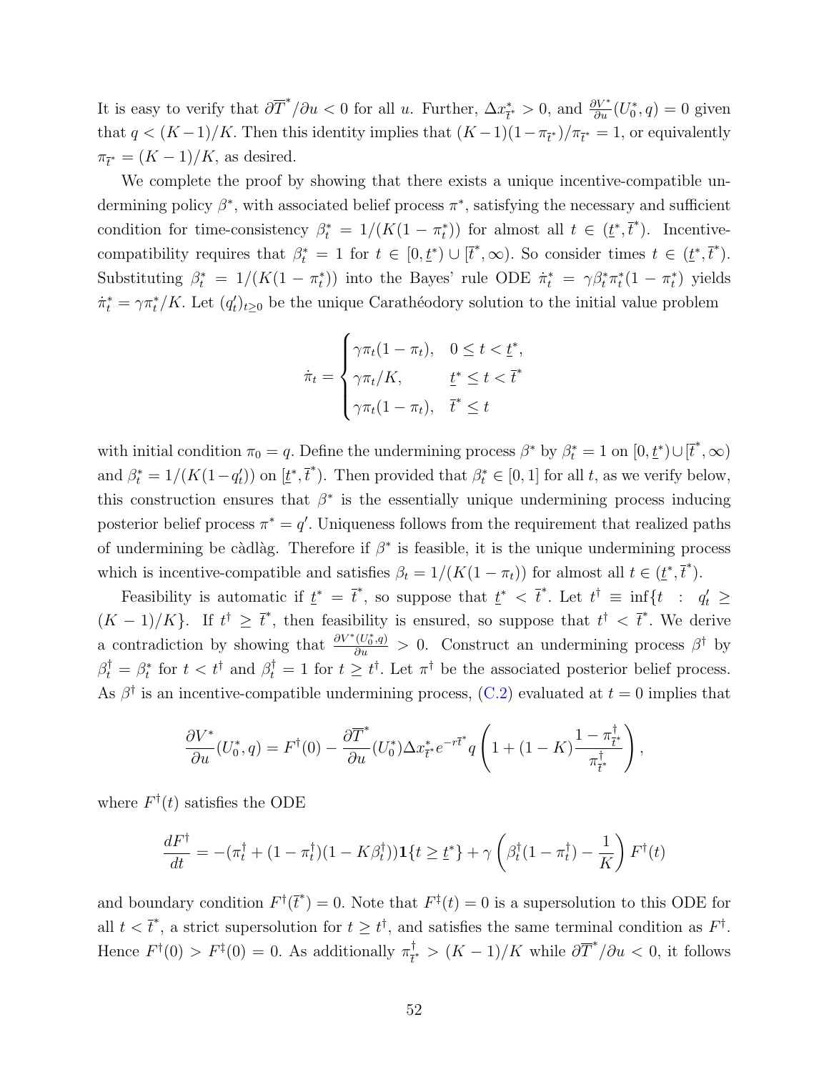It is easy to verify that $\partial \overline{T}^* / \partial u < 0$ for all $u$. Further, $\Delta x^*_{\overline{t}^*} > 0$, and $\frac{\partial V^*}{\partial u}(U^*_0, q) = 0$ given that $q < (K-1)/K$. Then this identity implies that $(K-1)(1-\pi_{\overline{t}^*})/\pi_{\overline{t}^*} = 1$, or equivalently $\pi_{\overline{t}^*} = (K-1)/K$, as desired.

We complete the proof by showing that there exists a unique incentive-compatible undermining policy $\beta^*$, with associated belief process $\pi^*$, satisfying the necessary and sufficient condition for time-consistency $\beta^*_t = 1/(K(1-\pi^*_t))$ for almost all $t \in (\underline{t}^*, \overline{t}^*)$. Incentive-compatibility requires that $\beta^*_t = 1$ for $t \in [0, \underline{t}^*) \cup [\overline{t}^*, \infty)$. So consider times $t \in (\underline{t}^*, \overline{t}^*)$. Substituting $\beta^*_t = 1/(K(1-\pi^*_t))$ into the Bayes' rule ODE $\dot{\pi}^*_t = \gamma \beta^*_t \pi^*_t (1-\pi^*_t)$ yields $\dot{\pi}^*_t = \gamma \pi^*_t / K$. Let $(q'_t)_{t \geq 0}$ be the unique Carathéodory solution to the initial value problem

$$
\dot{\pi}_t = \begin{cases} \gamma \pi_t (1-\pi_t), & 0 \leq t < \underline{t}^*, \\ \gamma \pi_t / K, & \underline{t}^* \leq t < \overline{t}^* \\ \gamma \pi_t (1-\pi_t), & \overline{t}^* \leq t \end{cases}
$$

with initial condition $\pi_0 = q$. Define the undermining process $\beta^*$ by $\beta^*_t = 1$ on $[0, \underline{t}^*) \cup [\overline{t}^*, \infty)$ and $\beta^*_t = 1/(K(1-q'_t))$ on $[\underline{t}^*, \overline{t}^*)$. Then provided that $\beta^*_t \in [0,1]$ for all $t$, as we verify below, this construction ensures that $\beta^*$ is the essentially unique undermining process inducing posterior belief process $\pi^* = q'$. Uniqueness follows from the requirement that realized paths of undermining be càdlàg. Therefore if $\beta^*$ is feasible, it is the unique undermining process which is incentive-compatible and satisfies $\beta_t = 1/(K(1-\pi_t))$ for almost all $t \in (\underline{t}^*, \overline{t}^*)$.

Feasibility is automatic if $\underline{t}^* = \overline{t}^*$, so suppose that $\underline{t}^* < \overline{t}^*$. Let $t^\dagger \equiv \inf\{t \ : \ q'_t \geq (K-1)/K\}$. If $t^\dagger \geq \overline{t}^*$, then feasibility is ensured, so suppose that $t^\dagger < \overline{t}^*$. We derive a contradiction by showing that $\frac{\partial V^*(U^*_0, q)}{\partial u} > 0$. Construct an undermining process $\beta^\dagger$ by $\beta^\dagger_t = \beta^*_t$ for $t < t^\dagger$ and $\beta^\dagger_t = 1$ for $t \geq t^\dagger$. Let $\pi^\dagger$ be the associated posterior belief process. As $\beta^\dagger$ is an incentive-compatible undermining process, (C.2) evaluated at $t = 0$ implies that

$$
\frac{\partial V^*}{\partial u}(U^*_0, q) = F^\dagger(0) - \frac{\partial \overline{T}^*}{\partial u}(U^*_0) \Delta x^*_{\overline{t}^*} e^{-r\overline{t}^*} q \left( 1 + (1-K) \frac{1 - \pi^\dagger_{\overline{t}^*}}{\pi^\dagger_{\overline{t}^*}} \right),
$$

where $F^\dagger(t)$ satisfies the ODE

$$
\frac{dF^\dagger}{dt} = -(\pi^\dagger_t + (1-\pi^\dagger_t)(1 - K\beta^\dagger_t)) \mathbf{1}\{t \geq \underline{t}^*\} + \gamma \left( \beta^\dagger_t (1-\pi^\dagger_t) - \frac{1}{K} \right) F^\dagger(t)
$$

and boundary condition $F^\dagger(\overline{t}^*) = 0$. Note that $F^\ddagger(t) = 0$ is a supersolution to this ODE for all $t < \overline{t}^*$, a strict supersolution for $t \geq t^\dagger$, and satisfies the same terminal condition as $F^\dagger$. Hence $F^\dagger(0) > F^\ddagger(0) = 0$. As additionally $\pi^\dagger_{\overline{t}^*} > (K-1)/K$ while $\partial \overline{T}^* / \partial u < 0$, it follows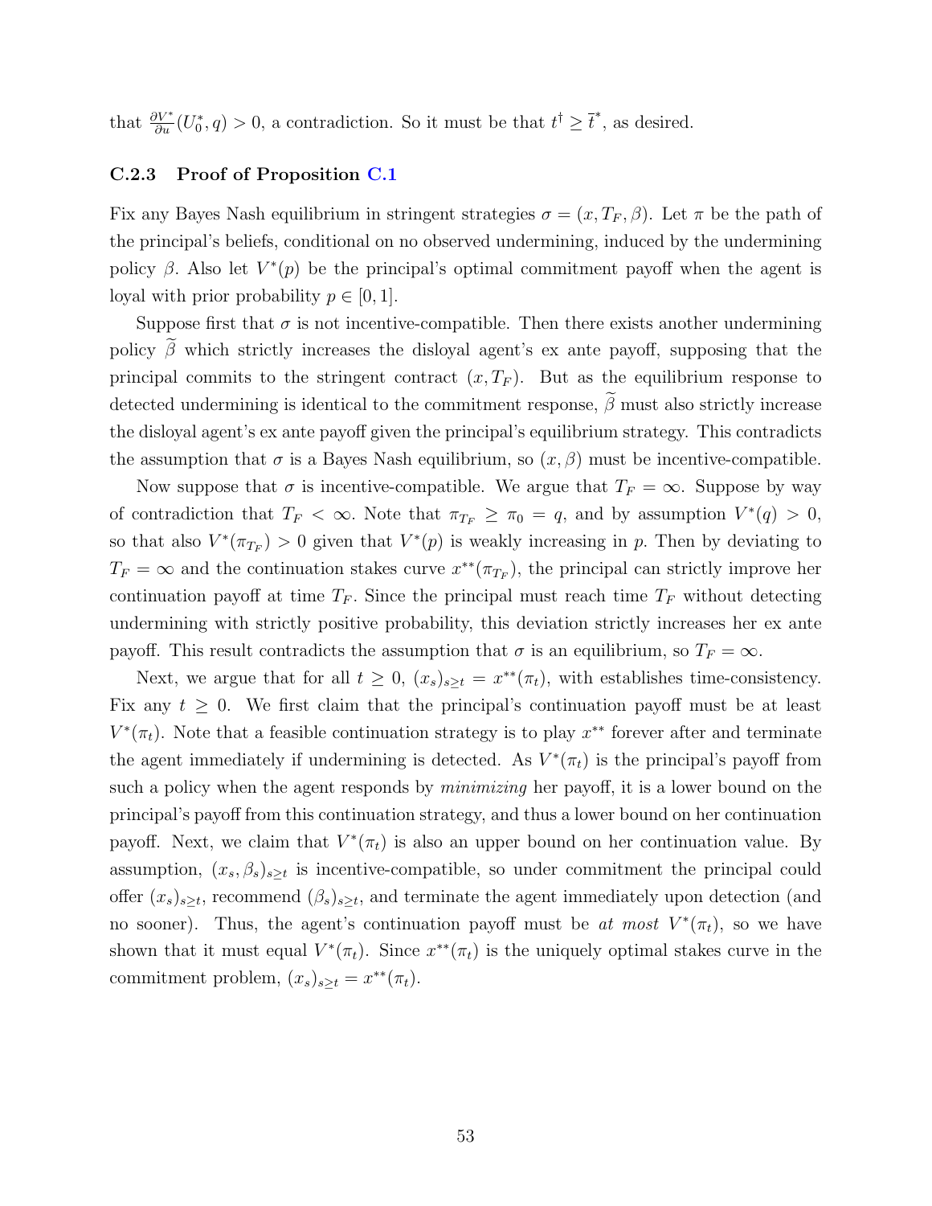that $\frac{\partial V^*}{\partial u}(U_0^*, q) > 0$, a contradiction. So it must be that $t^\dagger \geq \overline{t}^*$, as desired.

### C.2.3 Proof of Proposition C.1

Fix any Bayes Nash equilibrium in stringent strategies $\sigma = (x, T_F, \beta)$. Let $\pi$ be the path of the principal's beliefs, conditional on no observed undermining, induced by the undermining policy $\beta$. Also let $V^*(p)$ be the principal's optimal commitment payoff when the agent is loyal with prior probability $p \in [0, 1]$.

Suppose first that $\sigma$ is not incentive-compatible. Then there exists another undermining policy $\widetilde{\beta}$ which strictly increases the disloyal agent's ex ante payoff, supposing that the principal commits to the stringent contract $(x, T_F)$. But as the equilibrium response to detected undermining is identical to the commitment response, $\widetilde{\beta}$ must also strictly increase the disloyal agent's ex ante payoff given the principal's equilibrium strategy. This contradicts the assumption that $\sigma$ is a Bayes Nash equilibrium, so $(x, \beta)$ must be incentive-compatible.

Now suppose that $\sigma$ is incentive-compatible. We argue that $T_F = \infty$. Suppose by way of contradiction that $T_F < \infty$. Note that $\pi_{T_F} \geq \pi_0 = q$, and by assumption $V^*(q) > 0$, so that also $V^*(\pi_{T_F}) > 0$ given that $V^*(p)$ is weakly increasing in $p$. Then by deviating to $T_F = \infty$ and the continuation stakes curve $x^{**}(\pi_{T_F})$, the principal can strictly improve her continuation payoff at time $T_F$. Since the principal must reach time $T_F$ without detecting undermining with strictly positive probability, this deviation strictly increases her ex ante payoff. This result contradicts the assumption that $\sigma$ is an equilibrium, so $T_F = \infty$.

Next, we argue that for all $t \geq 0$, $(x_s)_{s \geq t} = x^{**}(\pi_t)$, with establishes time-consistency. Fix any $t \geq 0$. We first claim that the principal's continuation payoff must be at least $V^*(\pi_t)$. Note that a feasible continuation strategy is to play $x^{**}$ forever after and terminate the agent immediately if undermining is detected. As $V^*(\pi_t)$ is the principal's payoff from such a policy when the agent responds by *minimizing* her payoff, it is a lower bound on the principal's payoff from this continuation strategy, and thus a lower bound on her continuation payoff. Next, we claim that $V^*(\pi_t)$ is also an upper bound on her continuation value. By assumption, $(x_s, \beta_s)_{s \geq t}$ is incentive-compatible, so under commitment the principal could offer $(x_s)_{s \geq t}$, recommend $(\beta_s)_{s \geq t}$, and terminate the agent immediately upon detection (and no sooner). Thus, the agent's continuation payoff must be *at most* $V^*(\pi_t)$, so we have shown that it must equal $V^*(\pi_t)$. Since $x^{**}(\pi_t)$ is the uniquely optimal stakes curve in the commitment problem, $(x_s)_{s \geq t} = x^{**}(\pi_t)$.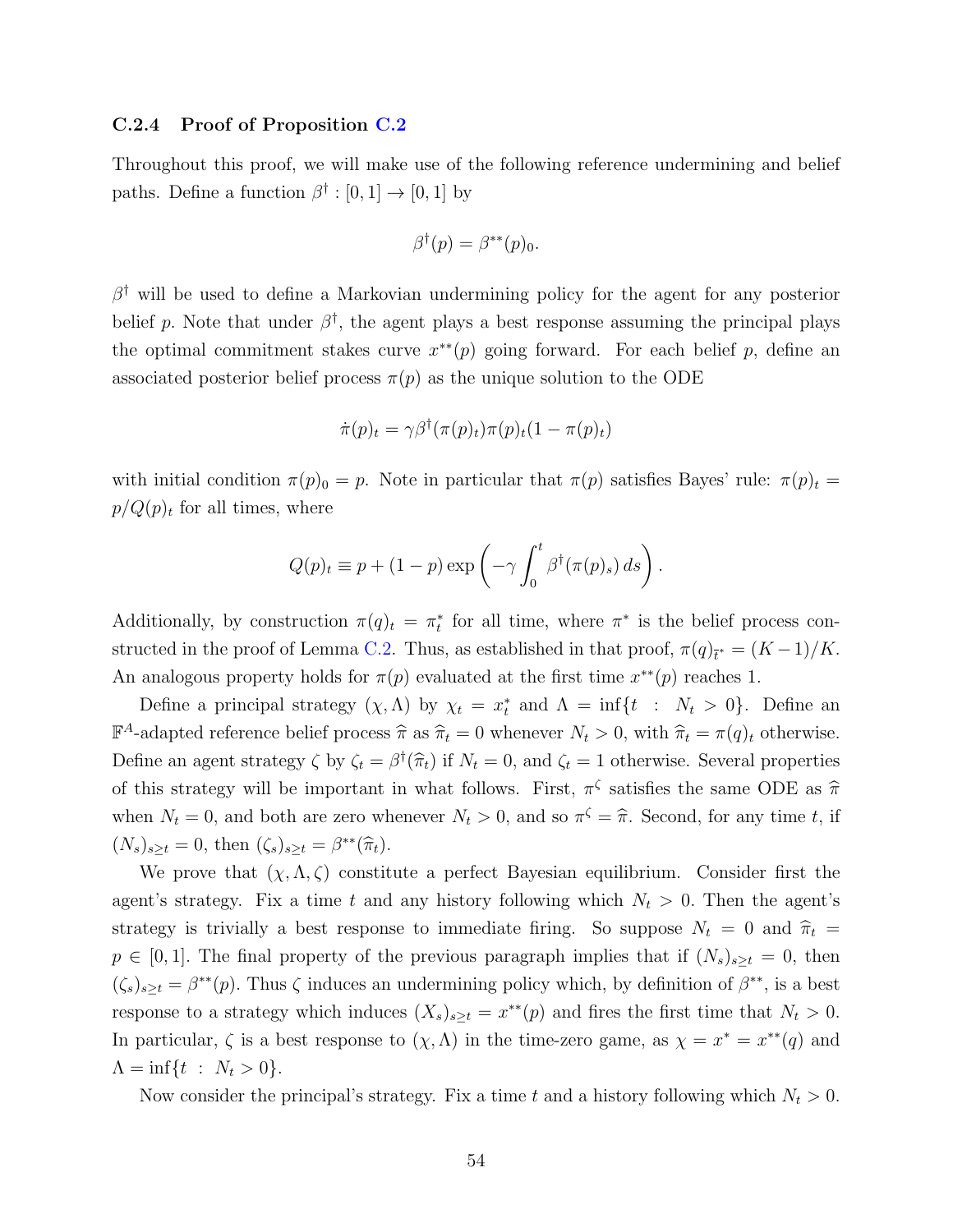### C.2.4 Proof of Proposition C.2

Throughout this proof, we will make use of the following reference undermining and belief paths. Define a function $\beta^\dagger : [0,1] \to [0,1]$ by

$$\beta^\dagger(p) = \beta^{**}(p)_0.$$

$\beta^\dagger$ will be used to define a Markovian undermining policy for the agent for any posterior belief $p$. Note that under $\beta^\dagger$, the agent plays a best response assuming the principal plays the optimal commitment stakes curve $x^{**}(p)$ going forward. For each belief $p$, define an associated posterior belief process $\pi(p)$ as the unique solution to the ODE

$$\dot{\pi}(p)_t = \gamma \beta^\dagger(\pi(p)_t)\pi(p)_t(1 - \pi(p)_t)$$

with initial condition $\pi(p)_0 = p$. Note in particular that $\pi(p)$ satisfies Bayes' rule: $\pi(p)_t = p/Q(p)_t$ for all times, where

$$Q(p)_t \equiv p + (1-p)\exp\left(-\gamma \int_0^t \beta^\dagger(\pi(p)_s)\, ds\right).$$

Additionally, by construction $\pi(q)_t = \pi^*_t$ for all time, where $\pi^*$ is the belief process constructed in the proof of Lemma C.2. Thus, as established in that proof, $\pi(q)_{\bar{t}^*} = (K-1)/K$. An analogous property holds for $\pi(p)$ evaluated at the first time $x^{**}(p)$ reaches 1.

Define a principal strategy $(\chi, \Lambda)$ by $\chi_t = x^*_t$ and $\Lambda = \inf\{t \ : \ N_t > 0\}$. Define an $\mathbb{F}^A$-adapted reference belief process $\widehat{\pi}$ as $\widehat{\pi}_t = 0$ whenever $N_t > 0$, with $\widehat{\pi}_t = \pi(q)_t$ otherwise. Define an agent strategy $\zeta$ by $\zeta_t = \beta^\dagger(\widehat{\pi}_t)$ if $N_t = 0$, and $\zeta_t = 1$ otherwise. Several properties of this strategy will be important in what follows. First, $\pi^\zeta$ satisfies the same ODE as $\widehat{\pi}$ when $N_t = 0$, and both are zero whenever $N_t > 0$, and so $\pi^\zeta = \widehat{\pi}$. Second, for any time $t$, if $(N_s)_{s \geq t} = 0$, then $(\zeta_s)_{s \geq t} = \beta^{**}(\widehat{\pi}_t)$.

We prove that $(\chi, \Lambda, \zeta)$ constitute a perfect Bayesian equilibrium. Consider first the agent's strategy. Fix a time $t$ and any history following which $N_t > 0$. Then the agent's strategy is trivially a best response to immediate firing. So suppose $N_t = 0$ and $\widehat{\pi}_t = p \in [0,1]$. The final property of the previous paragraph implies that if $(N_s)_{s \geq t} = 0$, then $(\zeta_s)_{s \geq t} = \beta^{**}(p)$. Thus $\zeta$ induces an undermining policy which, by definition of $\beta^{**}$, is a best response to a strategy which induces $(X_s)_{s \geq t} = x^{**}(p)$ and fires the first time that $N_t > 0$. In particular, $\zeta$ is a best response to $(\chi, \Lambda)$ in the time-zero game, as $\chi = x^* = x^{**}(q)$ and $\Lambda = \inf\{t \ : \ N_t > 0\}$.

Now consider the principal's strategy. Fix a time $t$ and a history following which $N_t > 0$.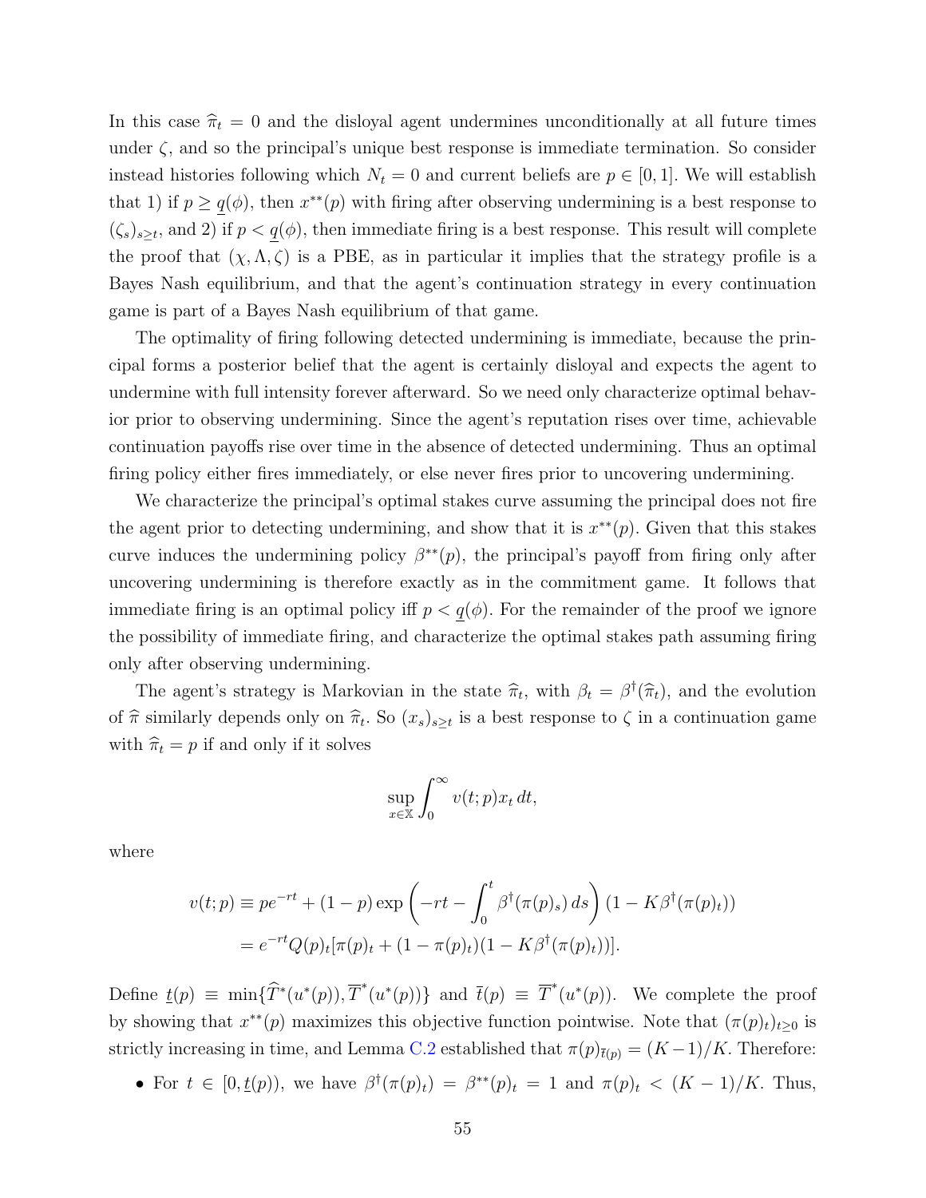In this case $\widehat{\pi}_t = 0$ and the disloyal agent undermines unconditionally at all future times under $\zeta$, and so the principal's unique best response is immediate termination. So consider instead histories following which $N_t = 0$ and current beliefs are $p \in [0, 1]$. We will establish that 1) if $p \geq \underline{q}(\phi)$, then $x^{**}(p)$ with firing after observing undermining is a best response to $(\zeta_s)_{s \geq t}$, and 2) if $p < \underline{q}(\phi)$, then immediate firing is a best response. This result will complete the proof that $(\chi, \Lambda, \zeta)$ is a PBE, as in particular it implies that the strategy profile is a Bayes Nash equilibrium, and that the agent's continuation strategy in every continuation game is part of a Bayes Nash equilibrium of that game.

The optimality of firing following detected undermining is immediate, because the principal forms a posterior belief that the agent is certainly disloyal and expects the agent to undermine with full intensity forever afterward. So we need only characterize optimal behavior prior to observing undermining. Since the agent's reputation rises over time, achievable continuation payoffs rise over time in the absence of detected undermining. Thus an optimal firing policy either fires immediately, or else never fires prior to uncovering undermining.

We characterize the principal's optimal stakes curve assuming the principal does not fire the agent prior to detecting undermining, and show that it is $x^{**}(p)$. Given that this stakes curve induces the undermining policy $\beta^{**}(p)$, the principal's payoff from firing only after uncovering undermining is therefore exactly as in the commitment game. It follows that immediate firing is an optimal policy iff $p < \underline{q}(\phi)$. For the remainder of the proof we ignore the possibility of immediate firing, and characterize the optimal stakes path assuming firing only after observing undermining.

The agent's strategy is Markovian in the state $\widehat{\pi}_t$, with $\beta_t = \beta^{\dagger}(\widehat{\pi}_t)$, and the evolution of $\widehat{\pi}$ similarly depends only on $\widehat{\pi}_t$. So $(x_s)_{s \geq t}$ is a best response to $\zeta$ in a continuation game with $\widehat{\pi}_t = p$ if and only if it solves

$$\sup_{x \in \mathbb{X}} \int_0^\infty v(t; p) x_t \, dt,$$

where

$$\begin{aligned} v(t; p) &\equiv p e^{-rt} + (1 - p) \exp\left(-rt - \int_0^t \beta^{\dagger}(\pi(p)_s)\, ds\right) (1 - K\beta^{\dagger}(\pi(p)_t)) \\ &= e^{-rt} Q(p)_t [\pi(p)_t + (1 - \pi(p)_t)(1 - K\beta^{\dagger}(\pi(p)_t))]. \end{aligned}$$

Define $\underline{t}(p) \equiv \min\{\widehat{T}^*(u^*(p)), \overline{T}^*(u^*(p))\}$ and $\overline{t}(p) \equiv \overline{T}^*(u^*(p))$. We complete the proof by showing that $x^{**}(p)$ maximizes this objective function pointwise. Note that $(\pi(p)_t)_{t \geq 0}$ is strictly increasing in time, and Lemma C.2 established that $\pi(p)_{\overline{t}(p)} = (K-1)/K$. Therefore:

- For $t \in [0, \underline{t}(p))$, we have $\beta^{\dagger}(\pi(p)_t) = \beta^{**}(p)_t = 1$ and $\pi(p)_t < (K-1)/K$. Thus,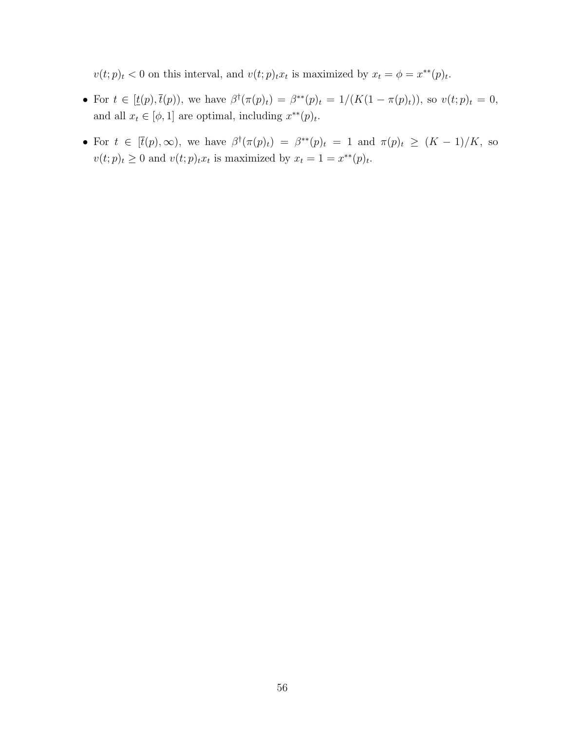$v(t;p)_t < 0$ on this interval, and $v(t;p)_t x_t$ is maximized by $x_t = \phi = x^{**}(p)_t$.

- For $t \in [\underline{t}(p), \overline{t}(p))$, we have $\beta^{\dagger}(\pi(p)_t) = \beta^{**}(p)_t = 1/(K(1 - \pi(p)_t))$, so $v(t;p)_t = 0$, and all $x_t \in [\phi, 1]$ are optimal, including $x^{**}(p)_t$.
- For $t \in [\overline{t}(p), \infty)$, we have $\beta^{\dagger}(\pi(p)_t) = \beta^{**}(p)_t = 1$ and $\pi(p)_t \geq (K-1)/K$, so $v(t;p)_t \geq 0$ and $v(t;p)_t x_t$ is maximized by $x_t = 1 = x^{**}(p)_t$.